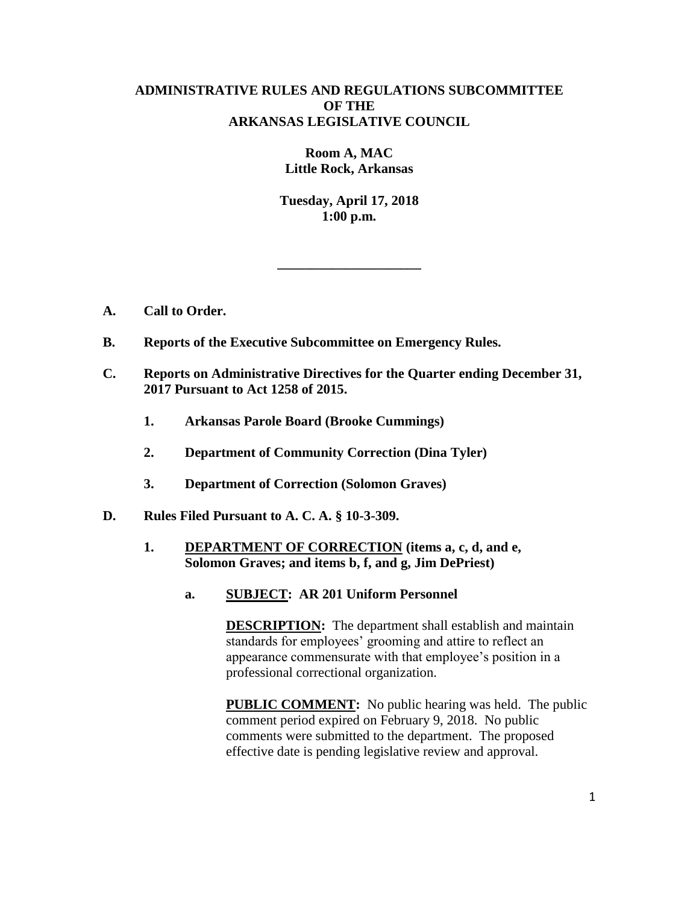**ADMINISTRATIVE RULES AND REGULATIONS SUBCOMMITTEE**
**OF THE**
**ARKANSAS LEGISLATIVE COUNCIL**

**Room A, MAC**
**Little Rock, Arkansas**

**Tuesday, April 17, 2018**
**1:00 p.m.**

---

**A. Call to Order.**

**B. Reports of the Executive Subcommittee on Emergency Rules.**

**C. Reports on Administrative Directives for the Quarter ending December 31, 2017 Pursuant to Act 1258 of 2015.**

**1. Arkansas Parole Board (Brooke Cummings)**

**2. Department of Community Correction (Dina Tyler)**

**3. Department of Correction (Solomon Graves)**

**D. Rules Filed Pursuant to A. C. A. § 10-3-309.**

**1. <u>DEPARTMENT OF CORRECTION</u> (items a, c, d, and e, Solomon Graves; and items b, f, and g, Jim DePriest)**

**a. <u>SUBJECT</u>: AR 201 Uniform Personnel**

**<u>DESCRIPTION</u>:** The department shall establish and maintain standards for employees' grooming and attire to reflect an appearance commensurate with that employee's position in a professional correctional organization.

**<u>PUBLIC COMMENT</u>:** No public hearing was held. The public comment period expired on February 9, 2018. No public comments were submitted to the department. The proposed effective date is pending legislative review and approval.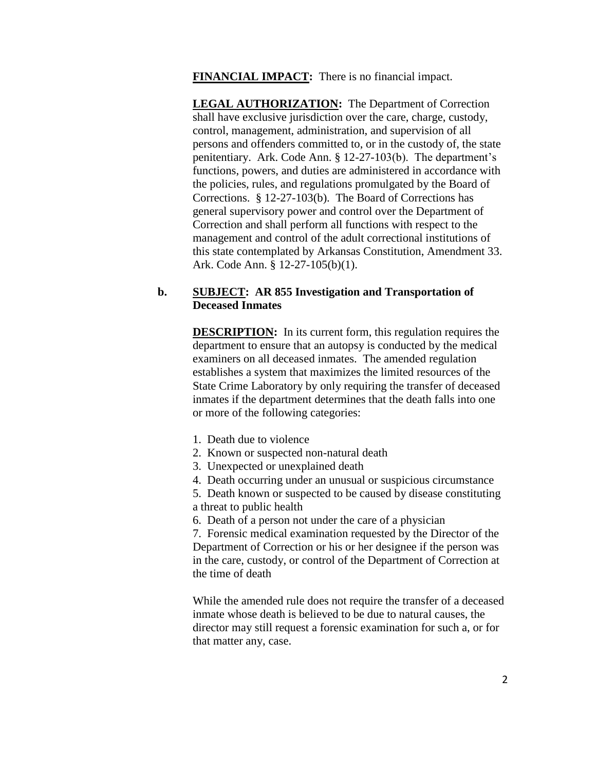**FINANCIAL IMPACT:** There is no financial impact.

**LEGAL AUTHORIZATION:** The Department of Correction shall have exclusive jurisdiction over the care, charge, custody, control, management, administration, and supervision of all persons and offenders committed to, or in the custody of, the state penitentiary. Ark. Code Ann. § 12-27-103(b). The department's functions, powers, and duties are administered in accordance with the policies, rules, and regulations promulgated by the Board of Corrections. § 12-27-103(b). The Board of Corrections has general supervisory power and control over the Department of Correction and shall perform all functions with respect to the management and control of the adult correctional institutions of this state contemplated by Arkansas Constitution, Amendment 33. Ark. Code Ann. § 12-27-105(b)(1).

**b. SUBJECT: AR 855 Investigation and Transportation of Deceased Inmates**

**DESCRIPTION:** In its current form, this regulation requires the department to ensure that an autopsy is conducted by the medical examiners on all deceased inmates. The amended regulation establishes a system that maximizes the limited resources of the State Crime Laboratory by only requiring the transfer of deceased inmates if the department determines that the death falls into one or more of the following categories:

1. Death due to violence
2. Known or suspected non-natural death
3. Unexpected or unexplained death
4. Death occurring under an unusual or suspicious circumstance
5. Death known or suspected to be caused by disease constituting a threat to public health
6. Death of a person not under the care of a physician
7. Forensic medical examination requested by the Director of the Department of Correction or his or her designee if the person was in the care, custody, or control of the Department of Correction at the time of death

While the amended rule does not require the transfer of a deceased inmate whose death is believed to be due to natural causes, the director may still request a forensic examination for such a, or for that matter any, case.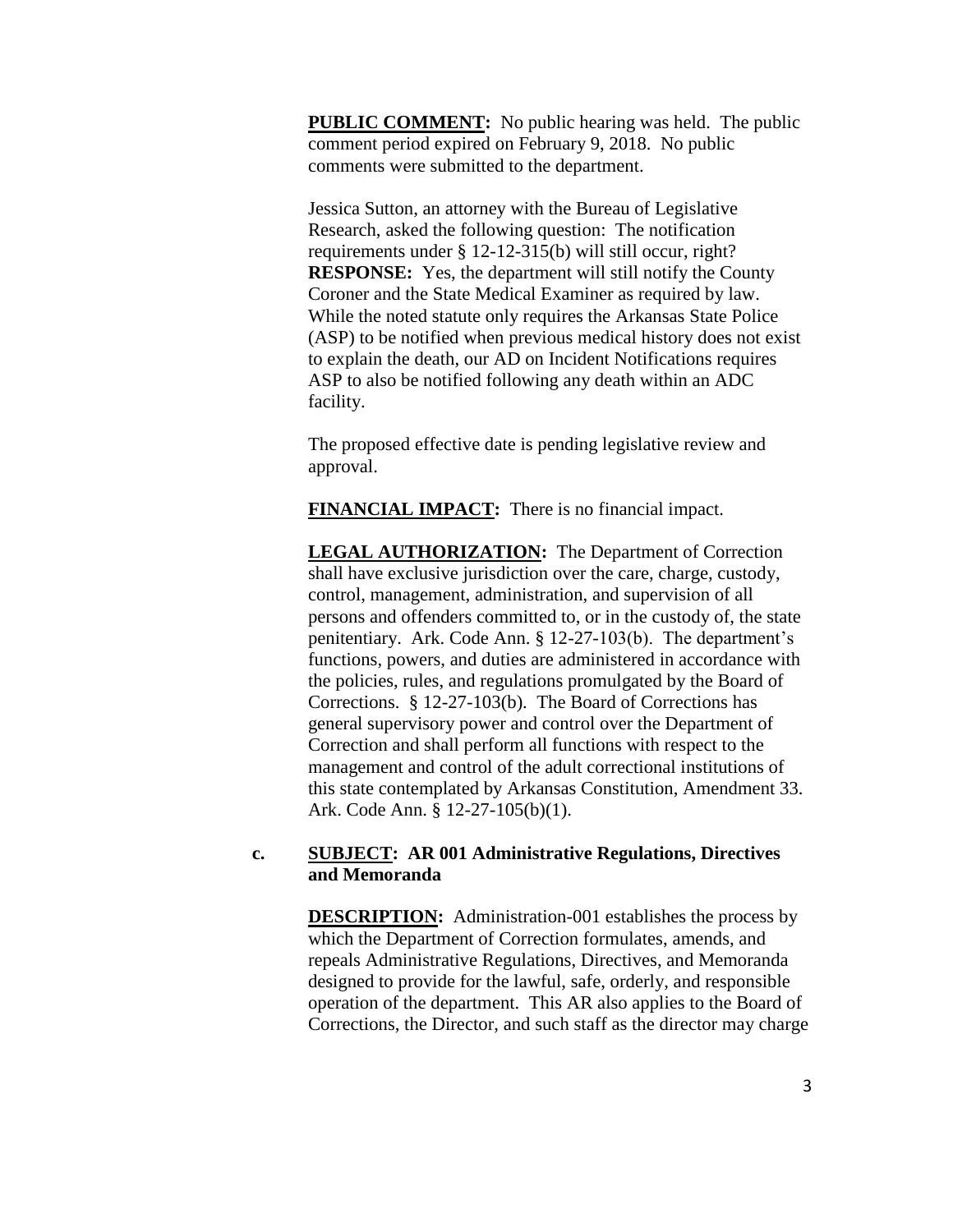**PUBLIC COMMENT:** No public hearing was held. The public comment period expired on February 9, 2018. No public comments were submitted to the department.

Jessica Sutton, an attorney with the Bureau of Legislative Research, asked the following question: The notification requirements under § 12-12-315(b) will still occur, right? **RESPONSE:** Yes, the department will still notify the County Coroner and the State Medical Examiner as required by law. While the noted statute only requires the Arkansas State Police (ASP) to be notified when previous medical history does not exist to explain the death, our AD on Incident Notifications requires ASP to also be notified following any death within an ADC facility.

The proposed effective date is pending legislative review and approval.

**FINANCIAL IMPACT:** There is no financial impact.

**LEGAL AUTHORIZATION:** The Department of Correction shall have exclusive jurisdiction over the care, charge, custody, control, management, administration, and supervision of all persons and offenders committed to, or in the custody of, the state penitentiary. Ark. Code Ann. § 12-27-103(b). The department's functions, powers, and duties are administered in accordance with the policies, rules, and regulations promulgated by the Board of Corrections. § 12-27-103(b). The Board of Corrections has general supervisory power and control over the Department of Correction and shall perform all functions with respect to the management and control of the adult correctional institutions of this state contemplated by Arkansas Constitution, Amendment 33. Ark. Code Ann. § 12-27-105(b)(1).

**c. SUBJECT: AR 001 Administrative Regulations, Directives and Memoranda**

**DESCRIPTION:** Administration-001 establishes the process by which the Department of Correction formulates, amends, and repeals Administrative Regulations, Directives, and Memoranda designed to provide for the lawful, safe, orderly, and responsible operation of the department. This AR also applies to the Board of Corrections, the Director, and such staff as the director may charge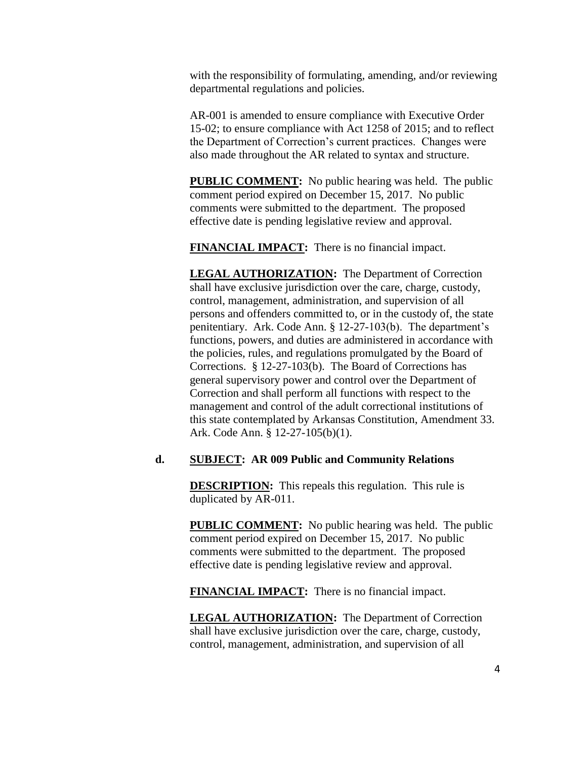with the responsibility of formulating, amending, and/or reviewing departmental regulations and policies.

AR-001 is amended to ensure compliance with Executive Order 15-02; to ensure compliance with Act 1258 of 2015; and to reflect the Department of Correction's current practices. Changes were also made throughout the AR related to syntax and structure.

**PUBLIC COMMENT:** No public hearing was held. The public comment period expired on December 15, 2017. No public comments were submitted to the department. The proposed effective date is pending legislative review and approval.

**FINANCIAL IMPACT:** There is no financial impact.

**LEGAL AUTHORIZATION:** The Department of Correction shall have exclusive jurisdiction over the care, charge, custody, control, management, administration, and supervision of all persons and offenders committed to, or in the custody of, the state penitentiary. Ark. Code Ann. § 12-27-103(b). The department's functions, powers, and duties are administered in accordance with the policies, rules, and regulations promulgated by the Board of Corrections. § 12-27-103(b). The Board of Corrections has general supervisory power and control over the Department of Correction and shall perform all functions with respect to the management and control of the adult correctional institutions of this state contemplated by Arkansas Constitution, Amendment 33. Ark. Code Ann. § 12-27-105(b)(1).

**d. SUBJECT: AR 009 Public and Community Relations**

**DESCRIPTION:** This repeals this regulation. This rule is duplicated by AR-011.

**PUBLIC COMMENT:** No public hearing was held. The public comment period expired on December 15, 2017. No public comments were submitted to the department. The proposed effective date is pending legislative review and approval.

**FINANCIAL IMPACT:** There is no financial impact.

**LEGAL AUTHORIZATION:** The Department of Correction shall have exclusive jurisdiction over the care, charge, custody, control, management, administration, and supervision of all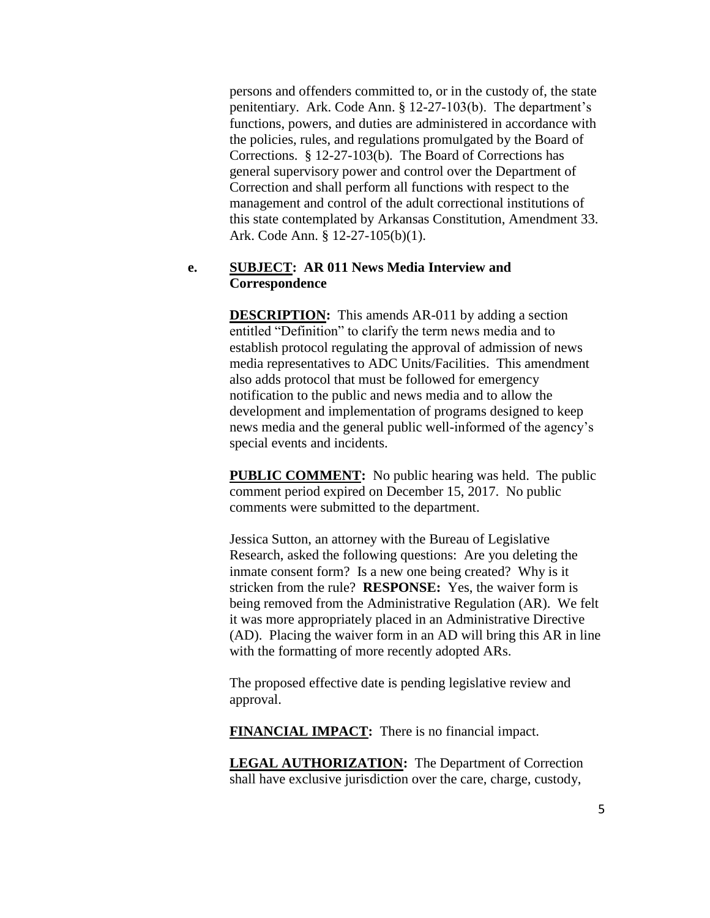persons and offenders committed to, or in the custody of, the state penitentiary. Ark. Code Ann. § 12-27-103(b). The department's functions, powers, and duties are administered in accordance with the policies, rules, and regulations promulgated by the Board of Corrections. § 12-27-103(b). The Board of Corrections has general supervisory power and control over the Department of Correction and shall perform all functions with respect to the management and control of the adult correctional institutions of this state contemplated by Arkansas Constitution, Amendment 33. Ark. Code Ann. § 12-27-105(b)(1).

**e. SUBJECT: AR 011 News Media Interview and Correspondence**

**DESCRIPTION:** This amends AR-011 by adding a section entitled "Definition" to clarify the term news media and to establish protocol regulating the approval of admission of news media representatives to ADC Units/Facilities. This amendment also adds protocol that must be followed for emergency notification to the public and news media and to allow the development and implementation of programs designed to keep news media and the general public well-informed of the agency's special events and incidents.

**PUBLIC COMMENT:** No public hearing was held. The public comment period expired on December 15, 2017. No public comments were submitted to the department.

Jessica Sutton, an attorney with the Bureau of Legislative Research, asked the following questions: Are you deleting the inmate consent form? Is a new one being created? Why is it stricken from the rule? **RESPONSE:** Yes, the waiver form is being removed from the Administrative Regulation (AR). We felt it was more appropriately placed in an Administrative Directive (AD). Placing the waiver form in an AD will bring this AR in line with the formatting of more recently adopted ARs.

The proposed effective date is pending legislative review and approval.

**FINANCIAL IMPACT:** There is no financial impact.

**LEGAL AUTHORIZATION:** The Department of Correction shall have exclusive jurisdiction over the care, charge, custody,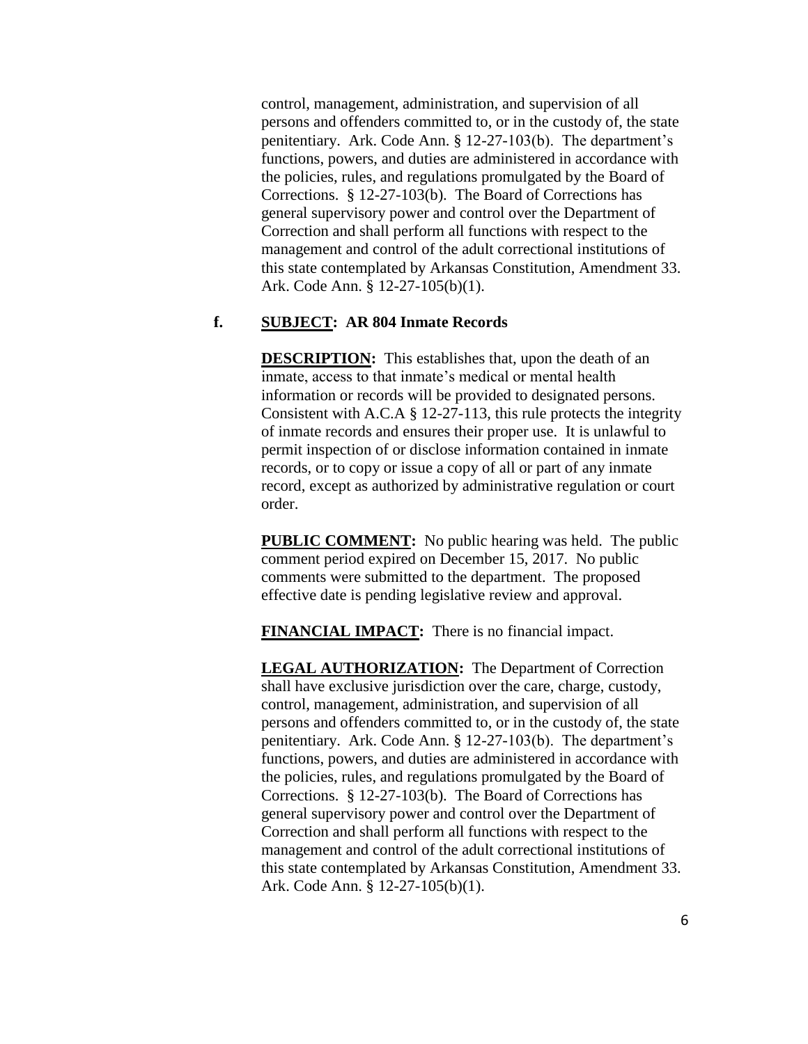control, management, administration, and supervision of all persons and offenders committed to, or in the custody of, the state penitentiary. Ark. Code Ann. § 12-27-103(b). The department's functions, powers, and duties are administered in accordance with the policies, rules, and regulations promulgated by the Board of Corrections. § 12-27-103(b). The Board of Corrections has general supervisory power and control over the Department of Correction and shall perform all functions with respect to the management and control of the adult correctional institutions of this state contemplated by Arkansas Constitution, Amendment 33. Ark. Code Ann. § 12-27-105(b)(1).

**f. SUBJECT: AR 804 Inmate Records**

**DESCRIPTION:** This establishes that, upon the death of an inmate, access to that inmate's medical or mental health information or records will be provided to designated persons. Consistent with A.C.A § 12-27-113, this rule protects the integrity of inmate records and ensures their proper use. It is unlawful to permit inspection of or disclose information contained in inmate records, or to copy or issue a copy of all or part of any inmate record, except as authorized by administrative regulation or court order.

**PUBLIC COMMENT:** No public hearing was held. The public comment period expired on December 15, 2017. No public comments were submitted to the department. The proposed effective date is pending legislative review and approval.

**FINANCIAL IMPACT:** There is no financial impact.

**LEGAL AUTHORIZATION:** The Department of Correction shall have exclusive jurisdiction over the care, charge, custody, control, management, administration, and supervision of all persons and offenders committed to, or in the custody of, the state penitentiary. Ark. Code Ann. § 12-27-103(b). The department's functions, powers, and duties are administered in accordance with the policies, rules, and regulations promulgated by the Board of Corrections. § 12-27-103(b). The Board of Corrections has general supervisory power and control over the Department of Correction and shall perform all functions with respect to the management and control of the adult correctional institutions of this state contemplated by Arkansas Constitution, Amendment 33. Ark. Code Ann. § 12-27-105(b)(1).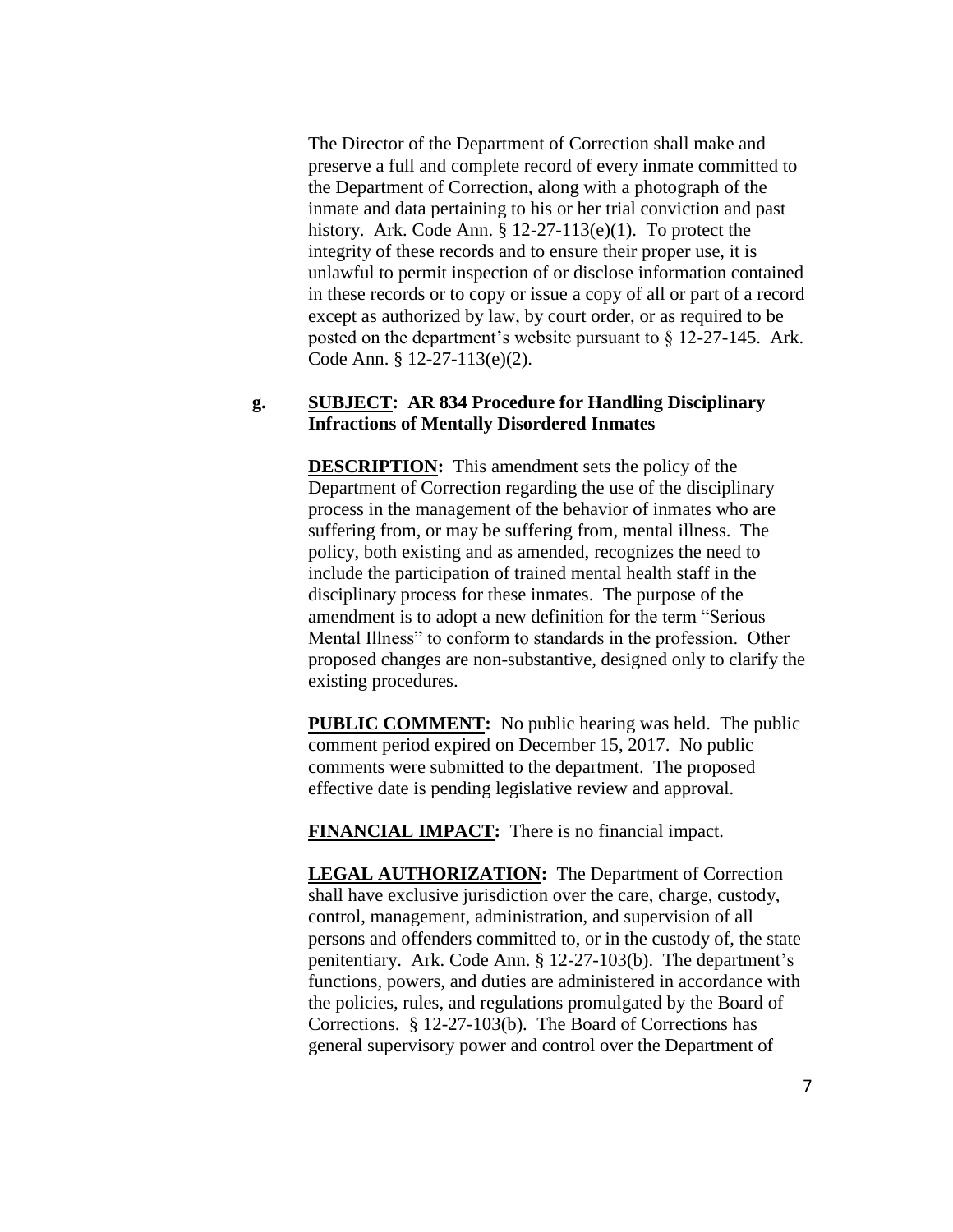The Director of the Department of Correction shall make and preserve a full and complete record of every inmate committed to the Department of Correction, along with a photograph of the inmate and data pertaining to his or her trial conviction and past history. Ark. Code Ann. § 12-27-113(e)(1). To protect the integrity of these records and to ensure their proper use, it is unlawful to permit inspection of or disclose information contained in these records or to copy or issue a copy of all or part of a record except as authorized by law, by court order, or as required to be posted on the department's website pursuant to § 12-27-145. Ark. Code Ann. § 12-27-113(e)(2).

**g. SUBJECT: AR 834 Procedure for Handling Disciplinary Infractions of Mentally Disordered Inmates**

**DESCRIPTION:** This amendment sets the policy of the Department of Correction regarding the use of the disciplinary process in the management of the behavior of inmates who are suffering from, or may be suffering from, mental illness. The policy, both existing and as amended, recognizes the need to include the participation of trained mental health staff in the disciplinary process for these inmates. The purpose of the amendment is to adopt a new definition for the term "Serious Mental Illness" to conform to standards in the profession. Other proposed changes are non-substantive, designed only to clarify the existing procedures.

**PUBLIC COMMENT:** No public hearing was held. The public comment period expired on December 15, 2017. No public comments were submitted to the department. The proposed effective date is pending legislative review and approval.

**FINANCIAL IMPACT:** There is no financial impact.

**LEGAL AUTHORIZATION:** The Department of Correction shall have exclusive jurisdiction over the care, charge, custody, control, management, administration, and supervision of all persons and offenders committed to, or in the custody of, the state penitentiary. Ark. Code Ann. § 12-27-103(b). The department's functions, powers, and duties are administered in accordance with the policies, rules, and regulations promulgated by the Board of Corrections. § 12-27-103(b). The Board of Corrections has general supervisory power and control over the Department of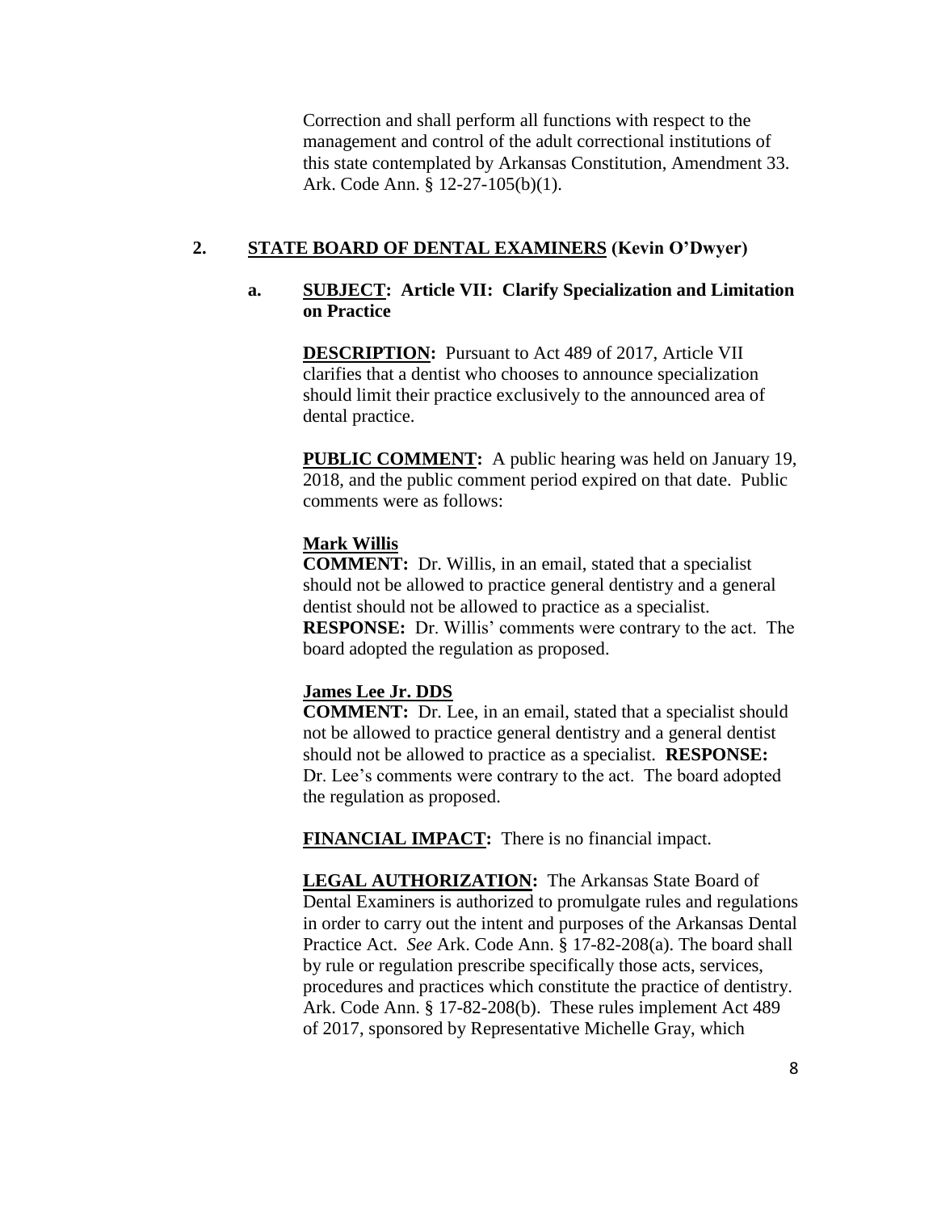Correction and shall perform all functions with respect to the management and control of the adult correctional institutions of this state contemplated by Arkansas Constitution, Amendment 33. Ark. Code Ann. § 12-27-105(b)(1).

## 2. STATE BOARD OF DENTAL EXAMINERS (Kevin O'Dwyer)

### a. SUBJECT: Article VII: Clarify Specialization and Limitation on Practice

**DESCRIPTION:** Pursuant to Act 489 of 2017, Article VII clarifies that a dentist who chooses to announce specialization should limit their practice exclusively to the announced area of dental practice.

**PUBLIC COMMENT:** A public hearing was held on January 19, 2018, and the public comment period expired on that date. Public comments were as follows:

**Mark Willis**
**COMMENT:** Dr. Willis, in an email, stated that a specialist should not be allowed to practice general dentistry and a general dentist should not be allowed to practice as a specialist.
**RESPONSE:** Dr. Willis' comments were contrary to the act. The board adopted the regulation as proposed.

**James Lee Jr. DDS**
**COMMENT:** Dr. Lee, in an email, stated that a specialist should not be allowed to practice general dentistry and a general dentist should not be allowed to practice as a specialist. **RESPONSE:** Dr. Lee's comments were contrary to the act. The board adopted the regulation as proposed.

**FINANCIAL IMPACT:** There is no financial impact.

**LEGAL AUTHORIZATION:** The Arkansas State Board of Dental Examiners is authorized to promulgate rules and regulations in order to carry out the intent and purposes of the Arkansas Dental Practice Act. *See* Ark. Code Ann. § 17-82-208(a). The board shall by rule or regulation prescribe specifically those acts, services, procedures and practices which constitute the practice of dentistry. Ark. Code Ann. § 17-82-208(b). These rules implement Act 489 of 2017, sponsored by Representative Michelle Gray, which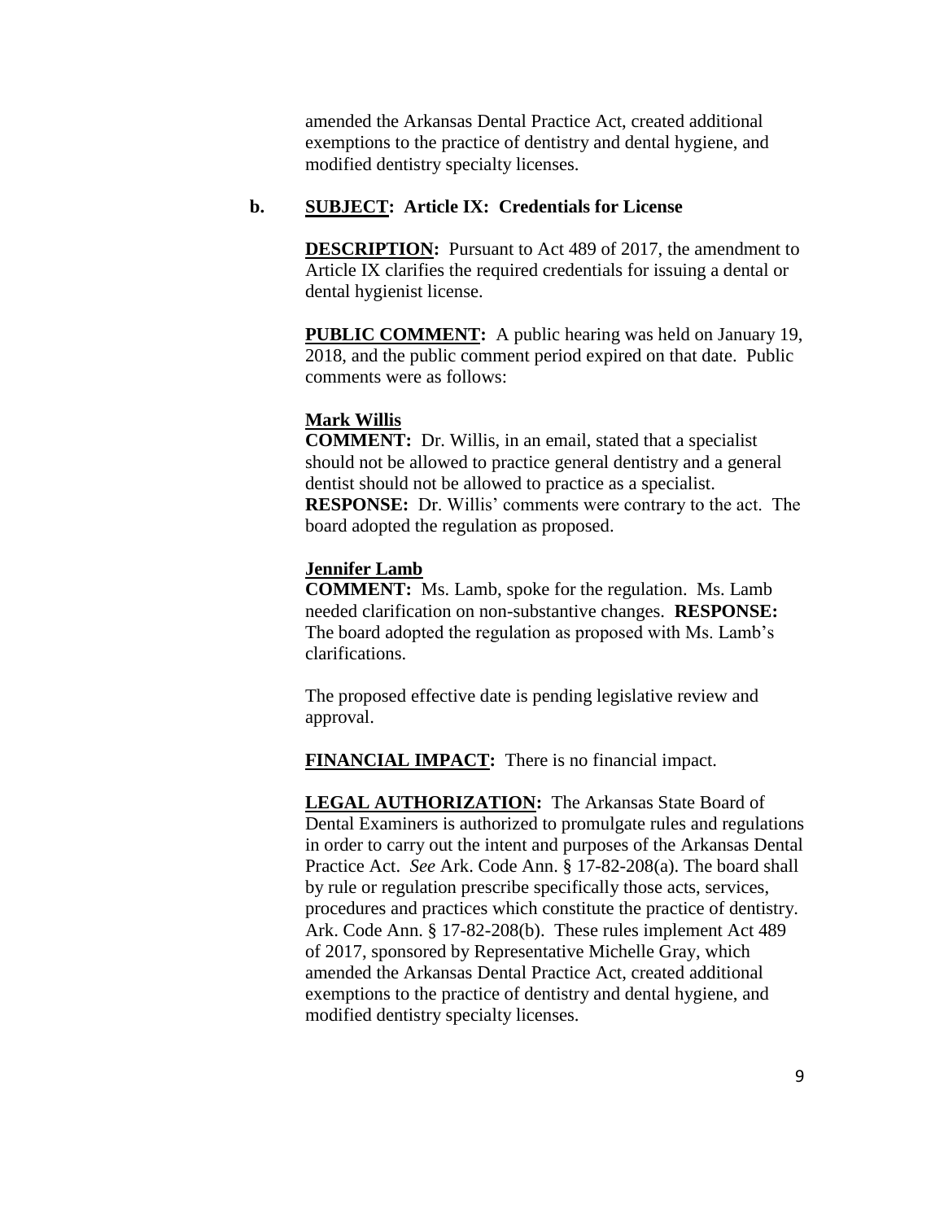amended the Arkansas Dental Practice Act, created additional exemptions to the practice of dentistry and dental hygiene, and modified dentistry specialty licenses.

**b.** **<u>SUBJECT</u>: Article IX: Credentials for License**

**<u>DESCRIPTION</u>:** Pursuant to Act 489 of 2017, the amendment to Article IX clarifies the required credentials for issuing a dental or dental hygienist license.

**<u>PUBLIC COMMENT</u>:** A public hearing was held on January 19, 2018, and the public comment period expired on that date. Public comments were as follows:

**<u>Mark Willis</u>**
**COMMENT:** Dr. Willis, in an email, stated that a specialist should not be allowed to practice general dentistry and a general dentist should not be allowed to practice as a specialist.
**RESPONSE:** Dr. Willis' comments were contrary to the act. The board adopted the regulation as proposed.

**<u>Jennifer Lamb</u>**
**COMMENT:** Ms. Lamb, spoke for the regulation. Ms. Lamb needed clarification on non-substantive changes. **RESPONSE:** The board adopted the regulation as proposed with Ms. Lamb's clarifications.

The proposed effective date is pending legislative review and approval.

**<u>FINANCIAL IMPACT</u>:** There is no financial impact.

**<u>LEGAL AUTHORIZATION</u>:** The Arkansas State Board of Dental Examiners is authorized to promulgate rules and regulations in order to carry out the intent and purposes of the Arkansas Dental Practice Act. *See* Ark. Code Ann. § 17-82-208(a). The board shall by rule or regulation prescribe specifically those acts, services, procedures and practices which constitute the practice of dentistry. Ark. Code Ann. § 17-82-208(b). These rules implement Act 489 of 2017, sponsored by Representative Michelle Gray, which amended the Arkansas Dental Practice Act, created additional exemptions to the practice of dentistry and dental hygiene, and modified dentistry specialty licenses.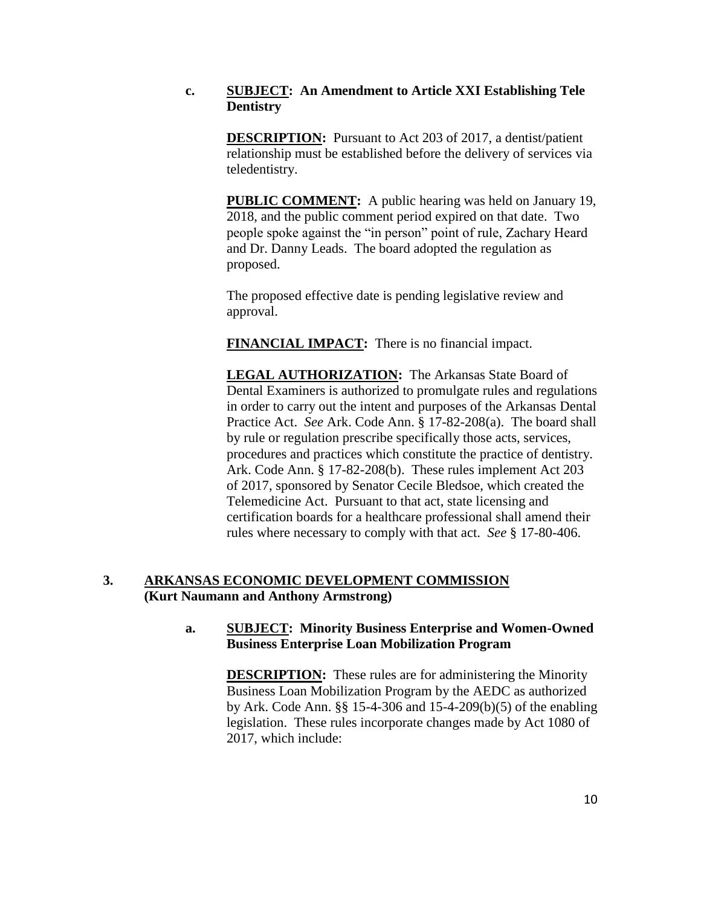c. **SUBJECT: An Amendment to Article XXI Establishing Tele Dentistry**

**DESCRIPTION:** Pursuant to Act 203 of 2017, a dentist/patient relationship must be established before the delivery of services via teledentistry.

**PUBLIC COMMENT:** A public hearing was held on January 19, 2018, and the public comment period expired on that date. Two people spoke against the "in person" point of rule, Zachary Heard and Dr. Danny Leads. The board adopted the regulation as proposed.

The proposed effective date is pending legislative review and approval.

**FINANCIAL IMPACT:** There is no financial impact.

**LEGAL AUTHORIZATION:** The Arkansas State Board of Dental Examiners is authorized to promulgate rules and regulations in order to carry out the intent and purposes of the Arkansas Dental Practice Act. *See* Ark. Code Ann. § 17-82-208(a). The board shall by rule or regulation prescribe specifically those acts, services, procedures and practices which constitute the practice of dentistry. Ark. Code Ann. § 17-82-208(b). These rules implement Act 203 of 2017, sponsored by Senator Cecile Bledsoe, which created the Telemedicine Act. Pursuant to that act, state licensing and certification boards for a healthcare professional shall amend their rules where necessary to comply with that act. *See* § 17-80-406.

## 3. ARKANSAS ECONOMIC DEVELOPMENT COMMISSION (Kurt Naumann and Anthony Armstrong)

a. **SUBJECT: Minority Business Enterprise and Women-Owned Business Enterprise Loan Mobilization Program**

**DESCRIPTION:** These rules are for administering the Minority Business Loan Mobilization Program by the AEDC as authorized by Ark. Code Ann. §§ 15-4-306 and 15-4-209(b)(5) of the enabling legislation. These rules incorporate changes made by Act 1080 of 2017, which include: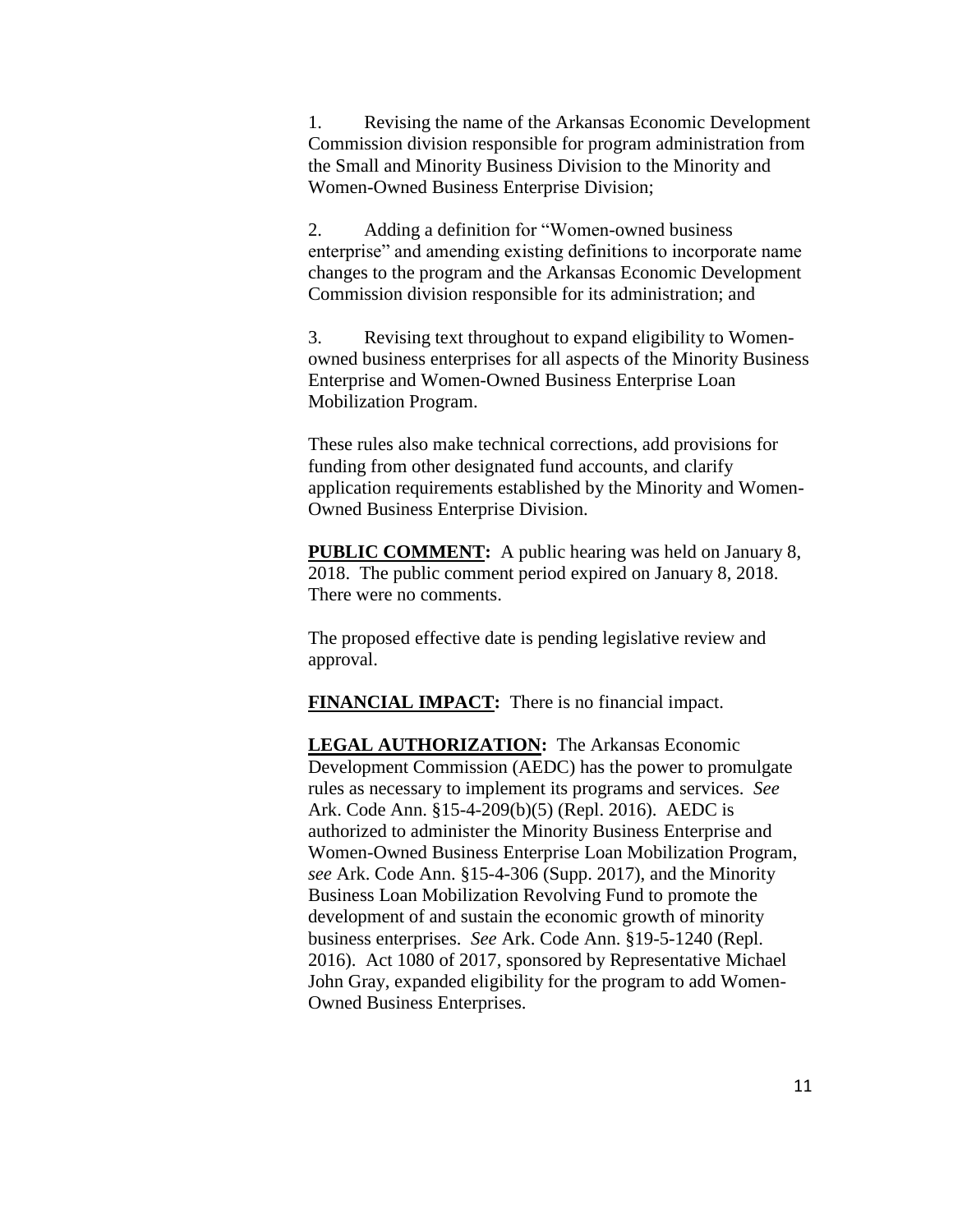1. Revising the name of the Arkansas Economic Development Commission division responsible for program administration from the Small and Minority Business Division to the Minority and Women-Owned Business Enterprise Division;

2. Adding a definition for "Women-owned business enterprise" and amending existing definitions to incorporate name changes to the program and the Arkansas Economic Development Commission division responsible for its administration; and

3. Revising text throughout to expand eligibility to Women-owned business enterprises for all aspects of the Minority Business Enterprise and Women-Owned Business Enterprise Loan Mobilization Program.

These rules also make technical corrections, add provisions for funding from other designated fund accounts, and clarify application requirements established by the Minority and Women-Owned Business Enterprise Division.

**PUBLIC COMMENT:** A public hearing was held on January 8, 2018. The public comment period expired on January 8, 2018. There were no comments.

The proposed effective date is pending legislative review and approval.

**FINANCIAL IMPACT:** There is no financial impact.

**LEGAL AUTHORIZATION:** The Arkansas Economic Development Commission (AEDC) has the power to promulgate rules as necessary to implement its programs and services. *See* Ark. Code Ann. §15-4-209(b)(5) (Repl. 2016). AEDC is authorized to administer the Minority Business Enterprise and Women-Owned Business Enterprise Loan Mobilization Program, *see* Ark. Code Ann. §15-4-306 (Supp. 2017), and the Minority Business Loan Mobilization Revolving Fund to promote the development of and sustain the economic growth of minority business enterprises. *See* Ark. Code Ann. §19-5-1240 (Repl. 2016). Act 1080 of 2017, sponsored by Representative Michael John Gray, expanded eligibility for the program to add Women-Owned Business Enterprises.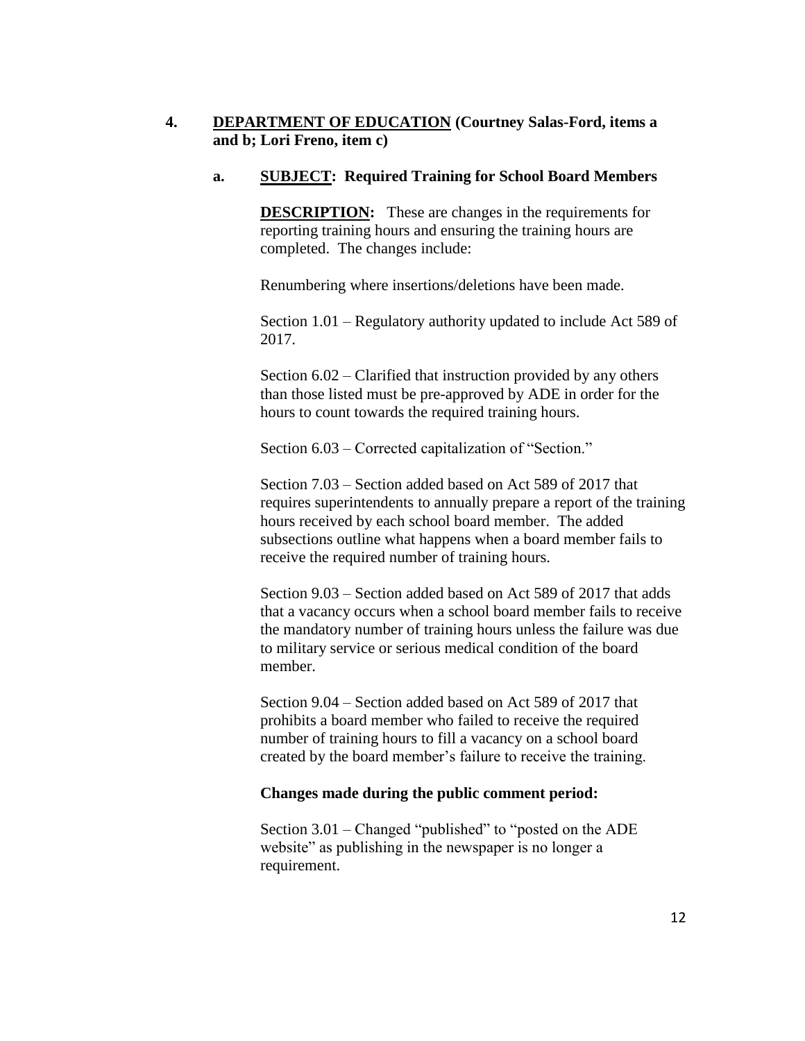**4. <u>DEPARTMENT OF EDUCATION</u> (Courtney Salas-Ford, items a and b; Lori Freno, item c)**

**a. <u>SUBJECT</u>: Required Training for School Board Members**

**<u>DESCRIPTION</u>:** These are changes in the requirements for reporting training hours and ensuring the training hours are completed. The changes include:

Renumbering where insertions/deletions have been made.

Section 1.01 – Regulatory authority updated to include Act 589 of 2017.

Section 6.02 – Clarified that instruction provided by any others than those listed must be pre-approved by ADE in order for the hours to count towards the required training hours.

Section 6.03 – Corrected capitalization of "Section."

Section 7.03 – Section added based on Act 589 of 2017 that requires superintendents to annually prepare a report of the training hours received by each school board member. The added subsections outline what happens when a board member fails to receive the required number of training hours.

Section 9.03 – Section added based on Act 589 of 2017 that adds that a vacancy occurs when a school board member fails to receive the mandatory number of training hours unless the failure was due to military service or serious medical condition of the board member.

Section 9.04 – Section added based on Act 589 of 2017 that prohibits a board member who failed to receive the required number of training hours to fill a vacancy on a school board created by the board member's failure to receive the training.

**Changes made during the public comment period:**

Section 3.01 – Changed "published" to "posted on the ADE website" as publishing in the newspaper is no longer a requirement.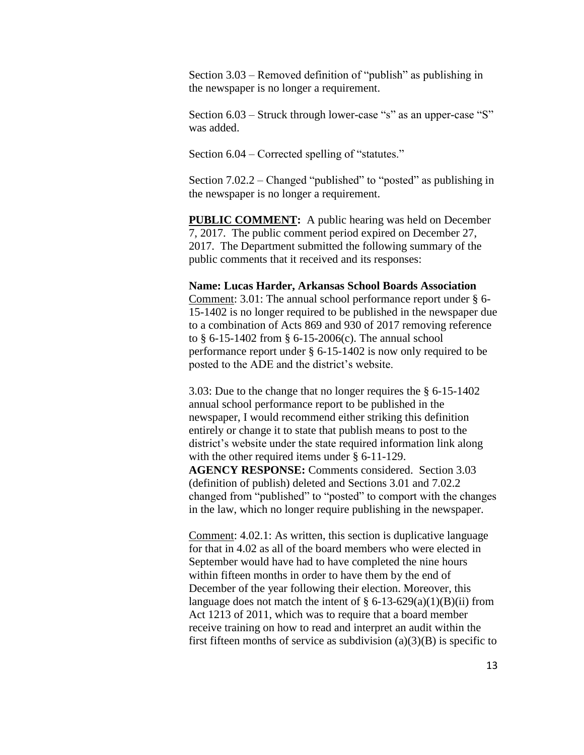Section 3.03 – Removed definition of "publish" as publishing in the newspaper is no longer a requirement.

Section 6.03 – Struck through lower-case "s" as an upper-case "S" was added.

Section 6.04 – Corrected spelling of "statutes."

Section 7.02.2 – Changed "published" to "posted" as publishing in the newspaper is no longer a requirement.

**PUBLIC COMMENT:** A public hearing was held on December 7, 2017. The public comment period expired on December 27, 2017. The Department submitted the following summary of the public comments that it received and its responses:

**Name: Lucas Harder, Arkansas School Boards Association**
Comment: 3.01: The annual school performance report under § 6-15-1402 is no longer required to be published in the newspaper due to a combination of Acts 869 and 930 of 2017 removing reference to § 6-15-1402 from § 6-15-2006(c). The annual school performance report under § 6-15-1402 is now only required to be posted to the ADE and the district's website.

3.03: Due to the change that no longer requires the § 6-15-1402 annual school performance report to be published in the newspaper, I would recommend either striking this definition entirely or change it to state that publish means to post to the district's website under the state required information link along with the other required items under § 6-11-129.
**AGENCY RESPONSE:** Comments considered. Section 3.03 (definition of publish) deleted and Sections 3.01 and 7.02.2 changed from "published" to "posted" to comport with the changes in the law, which no longer require publishing in the newspaper.

Comment: 4.02.1: As written, this section is duplicative language for that in 4.02 as all of the board members who were elected in September would have had to have completed the nine hours within fifteen months in order to have them by the end of December of the year following their election. Moreover, this language does not match the intent of § 6-13-629(a)(1)(B)(ii) from Act 1213 of 2011, which was to require that a board member receive training on how to read and interpret an audit within the first fifteen months of service as subdivision (a)(3)(B) is specific to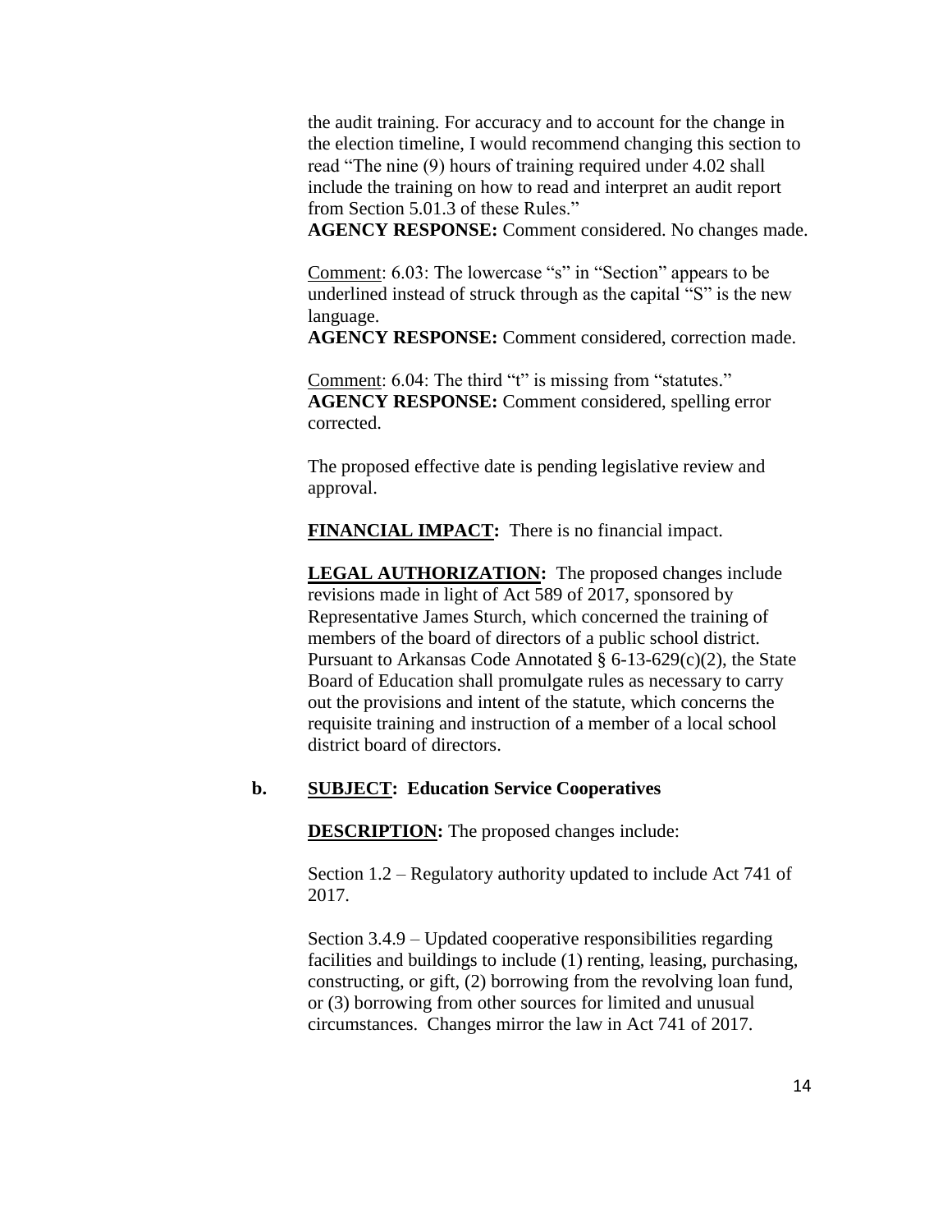the audit training. For accuracy and to account for the change in the election timeline, I would recommend changing this section to read "The nine (9) hours of training required under 4.02 shall include the training on how to read and interpret an audit report from Section 5.01.3 of these Rules."

**AGENCY RESPONSE:** Comment considered. No changes made.

Comment: 6.03: The lowercase "s" in "Section" appears to be underlined instead of struck through as the capital "S" is the new language.

**AGENCY RESPONSE:** Comment considered, correction made.

Comment: 6.04: The third "t" is missing from "statutes."

**AGENCY RESPONSE:** Comment considered, spelling error corrected.

The proposed effective date is pending legislative review and approval.

**FINANCIAL IMPACT:** There is no financial impact.

**LEGAL AUTHORIZATION:** The proposed changes include revisions made in light of Act 589 of 2017, sponsored by Representative James Sturch, which concerned the training of members of the board of directors of a public school district. Pursuant to Arkansas Code Annotated § 6-13-629(c)(2), the State Board of Education shall promulgate rules as necessary to carry out the provisions and intent of the statute, which concerns the requisite training and instruction of a member of a local school district board of directors.

**b. SUBJECT: Education Service Cooperatives**

**DESCRIPTION:** The proposed changes include:

Section 1.2 – Regulatory authority updated to include Act 741 of 2017.

Section 3.4.9 – Updated cooperative responsibilities regarding facilities and buildings to include (1) renting, leasing, purchasing, constructing, or gift, (2) borrowing from the revolving loan fund, or (3) borrowing from other sources for limited and unusual circumstances. Changes mirror the law in Act 741 of 2017.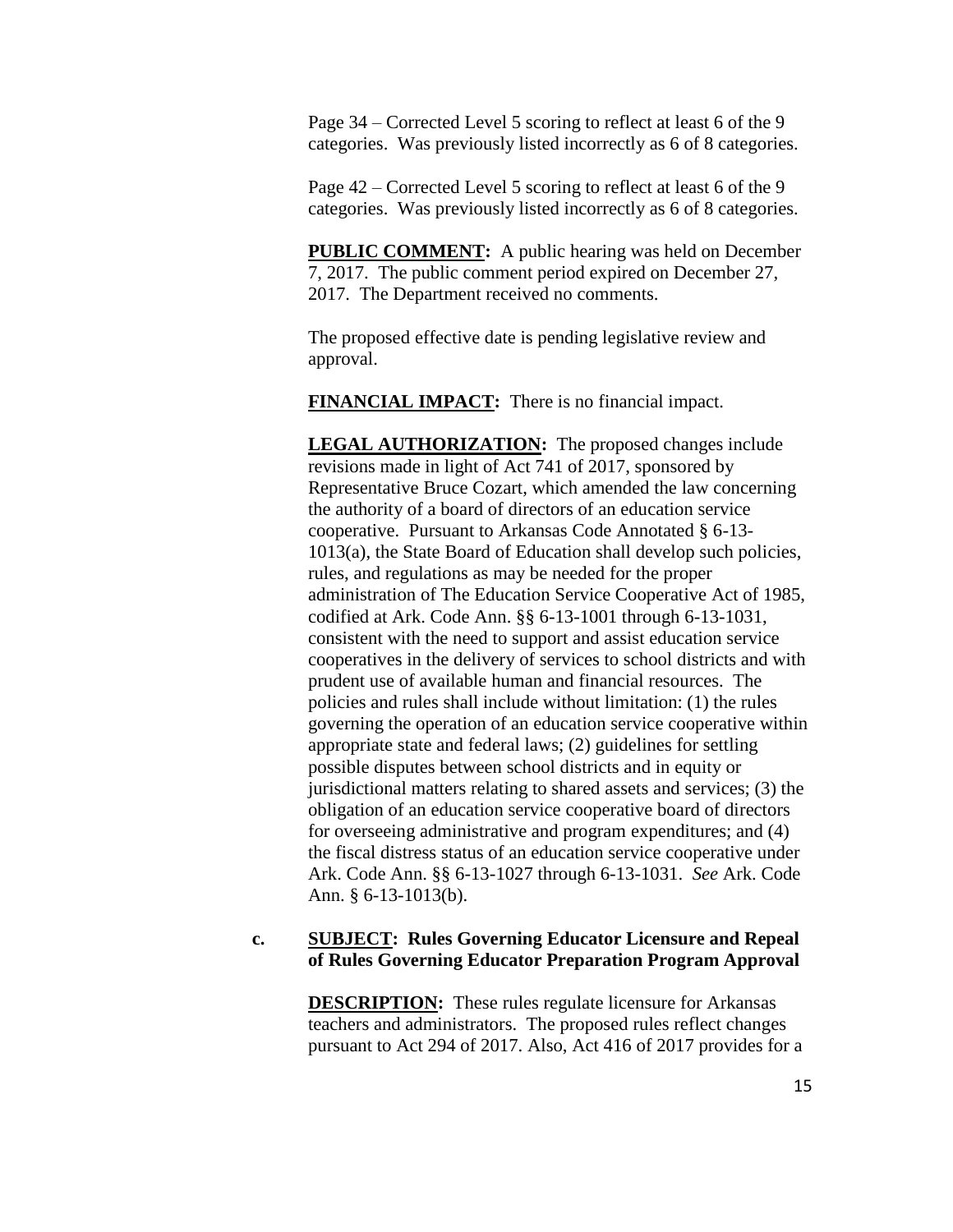Page 34 – Corrected Level 5 scoring to reflect at least 6 of the 9 categories. Was previously listed incorrectly as 6 of 8 categories.

Page 42 – Corrected Level 5 scoring to reflect at least 6 of the 9 categories. Was previously listed incorrectly as 6 of 8 categories.

**PUBLIC COMMENT:** A public hearing was held on December 7, 2017. The public comment period expired on December 27, 2017. The Department received no comments.

The proposed effective date is pending legislative review and approval.

**FINANCIAL IMPACT:** There is no financial impact.

**LEGAL AUTHORIZATION:** The proposed changes include revisions made in light of Act 741 of 2017, sponsored by Representative Bruce Cozart, which amended the law concerning the authority of a board of directors of an education service cooperative. Pursuant to Arkansas Code Annotated § 6-13-1013(a), the State Board of Education shall develop such policies, rules, and regulations as may be needed for the proper administration of The Education Service Cooperative Act of 1985, codified at Ark. Code Ann. §§ 6-13-1001 through 6-13-1031, consistent with the need to support and assist education service cooperatives in the delivery of services to school districts and with prudent use of available human and financial resources. The policies and rules shall include without limitation: (1) the rules governing the operation of an education service cooperative within appropriate state and federal laws; (2) guidelines for settling possible disputes between school districts and in equity or jurisdictional matters relating to shared assets and services; (3) the obligation of an education service cooperative board of directors for overseeing administrative and program expenditures; and (4) the fiscal distress status of an education service cooperative under Ark. Code Ann. §§ 6-13-1027 through 6-13-1031. *See* Ark. Code Ann. § 6-13-1013(b).

**c. SUBJECT: Rules Governing Educator Licensure and Repeal of Rules Governing Educator Preparation Program Approval**

**DESCRIPTION:** These rules regulate licensure for Arkansas teachers and administrators. The proposed rules reflect changes pursuant to Act 294 of 2017. Also, Act 416 of 2017 provides for a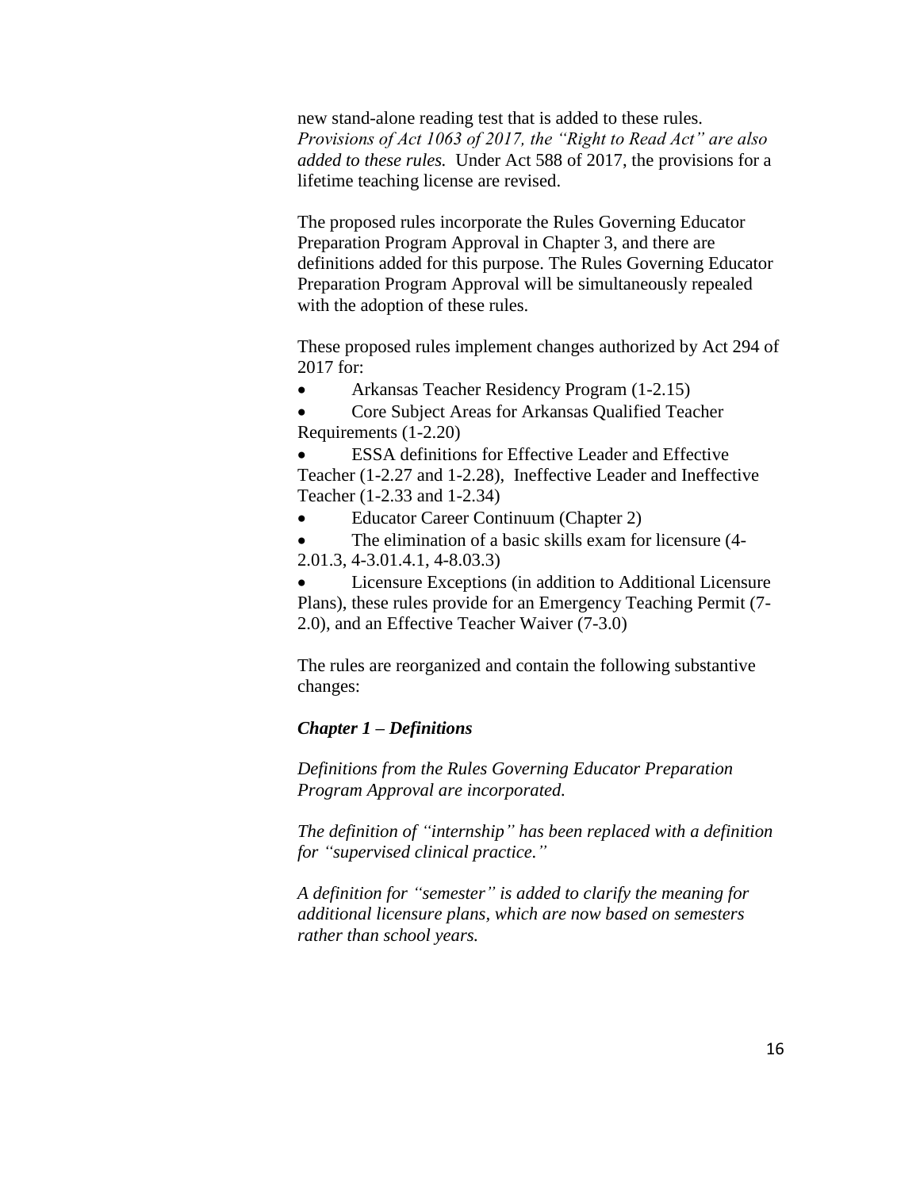new stand-alone reading test that is added to these rules. *Provisions of Act 1063 of 2017, the "Right to Read Act" are also added to these rules.* Under Act 588 of 2017, the provisions for a lifetime teaching license are revised.

The proposed rules incorporate the Rules Governing Educator Preparation Program Approval in Chapter 3, and there are definitions added for this purpose. The Rules Governing Educator Preparation Program Approval will be simultaneously repealed with the adoption of these rules.

These proposed rules implement changes authorized by Act 294 of 2017 for:

- Arkansas Teacher Residency Program (1-2.15)
- Core Subject Areas for Arkansas Qualified Teacher Requirements (1-2.20)
- ESSA definitions for Effective Leader and Effective Teacher (1-2.27 and 1-2.28), Ineffective Leader and Ineffective Teacher (1-2.33 and 1-2.34)
- Educator Career Continuum (Chapter 2)
- The elimination of a basic skills exam for licensure (4-2.01.3, 4-3.01.4.1, 4-8.03.3)
- Licensure Exceptions (in addition to Additional Licensure Plans), these rules provide for an Emergency Teaching Permit (7-2.0), and an Effective Teacher Waiver (7-3.0)

The rules are reorganized and contain the following substantive changes:

***Chapter 1 – Definitions***

*Definitions from the Rules Governing Educator Preparation Program Approval are incorporated.*

*The definition of "internship" has been replaced with a definition for "supervised clinical practice."*

*A definition for "semester" is added to clarify the meaning for additional licensure plans, which are now based on semesters rather than school years.*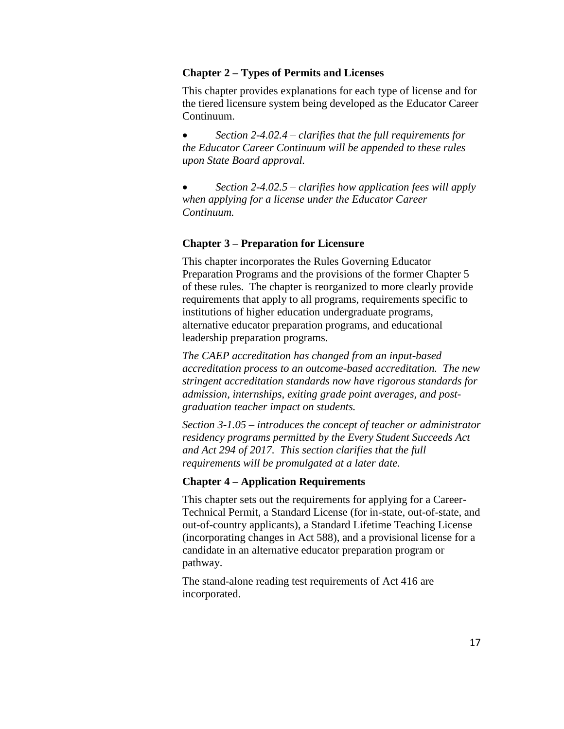**Chapter 2 – Types of Permits and Licenses**

This chapter provides explanations for each type of license and for the tiered licensure system being developed as the Educator Career Continuum.

- *Section 2-4.02.4 – clarifies that the full requirements for the Educator Career Continuum will be appended to these rules upon State Board approval.*

- *Section 2-4.02.5 – clarifies how application fees will apply when applying for a license under the Educator Career Continuum.*

**Chapter 3 – Preparation for Licensure**

This chapter incorporates the Rules Governing Educator Preparation Programs and the provisions of the former Chapter 5 of these rules. The chapter is reorganized to more clearly provide requirements that apply to all programs, requirements specific to institutions of higher education undergraduate programs, alternative educator preparation programs, and educational leadership preparation programs.

*The CAEP accreditation has changed from an input-based accreditation process to an outcome-based accreditation. The new stringent accreditation standards now have rigorous standards for admission, internships, exiting grade point averages, and post-graduation teacher impact on students.*

*Section 3-1.05 – introduces the concept of teacher or administrator residency programs permitted by the Every Student Succeeds Act and Act 294 of 2017. This section clarifies that the full requirements will be promulgated at a later date.*

**Chapter 4 – Application Requirements**

This chapter sets out the requirements for applying for a Career-Technical Permit, a Standard License (for in-state, out-of-state, and out-of-country applicants), a Standard Lifetime Teaching License (incorporating changes in Act 588), and a provisional license for a candidate in an alternative educator preparation program or pathway.

The stand-alone reading test requirements of Act 416 are incorporated.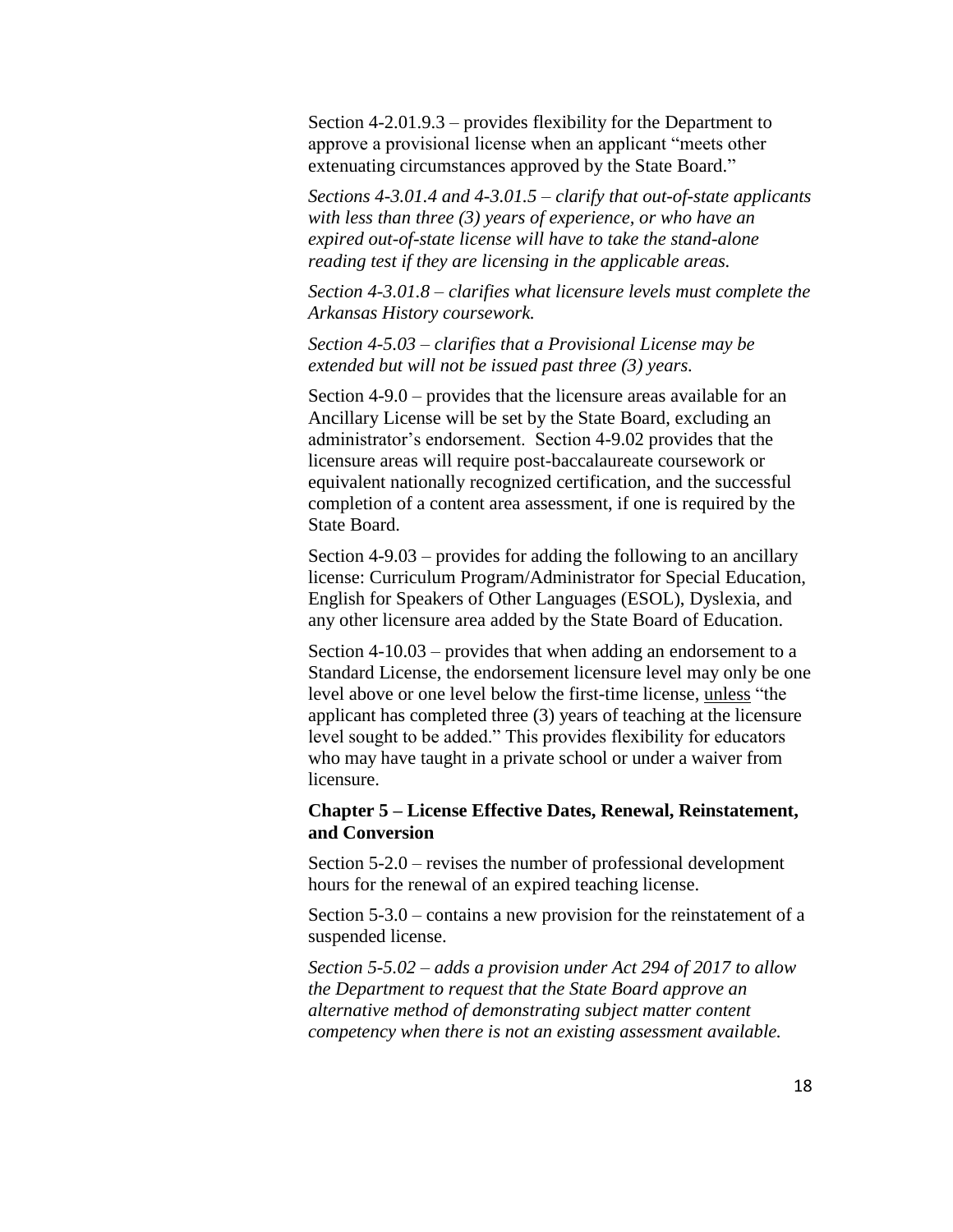Section 4-2.01.9.3 – provides flexibility for the Department to approve a provisional license when an applicant "meets other extenuating circumstances approved by the State Board."

*Sections 4-3.01.4 and 4-3.01.5 – clarify that out-of-state applicants with less than three (3) years of experience, or who have an expired out-of-state license will have to take the stand-alone reading test if they are licensing in the applicable areas.*

*Section 4-3.01.8 – clarifies what licensure levels must complete the Arkansas History coursework.*

*Section 4-5.03 – clarifies that a Provisional License may be extended but will not be issued past three (3) years.*

Section 4-9.0 – provides that the licensure areas available for an Ancillary License will be set by the State Board, excluding an administrator's endorsement. Section 4-9.02 provides that the licensure areas will require post-baccalaureate coursework or equivalent nationally recognized certification, and the successful completion of a content area assessment, if one is required by the State Board.

Section 4-9.03 – provides for adding the following to an ancillary license: Curriculum Program/Administrator for Special Education, English for Speakers of Other Languages (ESOL), Dyslexia, and any other licensure area added by the State Board of Education.

Section 4-10.03 – provides that when adding an endorsement to a Standard License, the endorsement licensure level may only be one level above or one level below the first-time license, <u>unless</u> "the applicant has completed three (3) years of teaching at the licensure level sought to be added." This provides flexibility for educators who may have taught in a private school or under a waiver from licensure.

**Chapter 5 – License Effective Dates, Renewal, Reinstatement, and Conversion**

Section 5-2.0 – revises the number of professional development hours for the renewal of an expired teaching license.

Section 5-3.0 – contains a new provision for the reinstatement of a suspended license.

*Section 5-5.02 – adds a provision under Act 294 of 2017 to allow the Department to request that the State Board approve an alternative method of demonstrating subject matter content competency when there is not an existing assessment available.*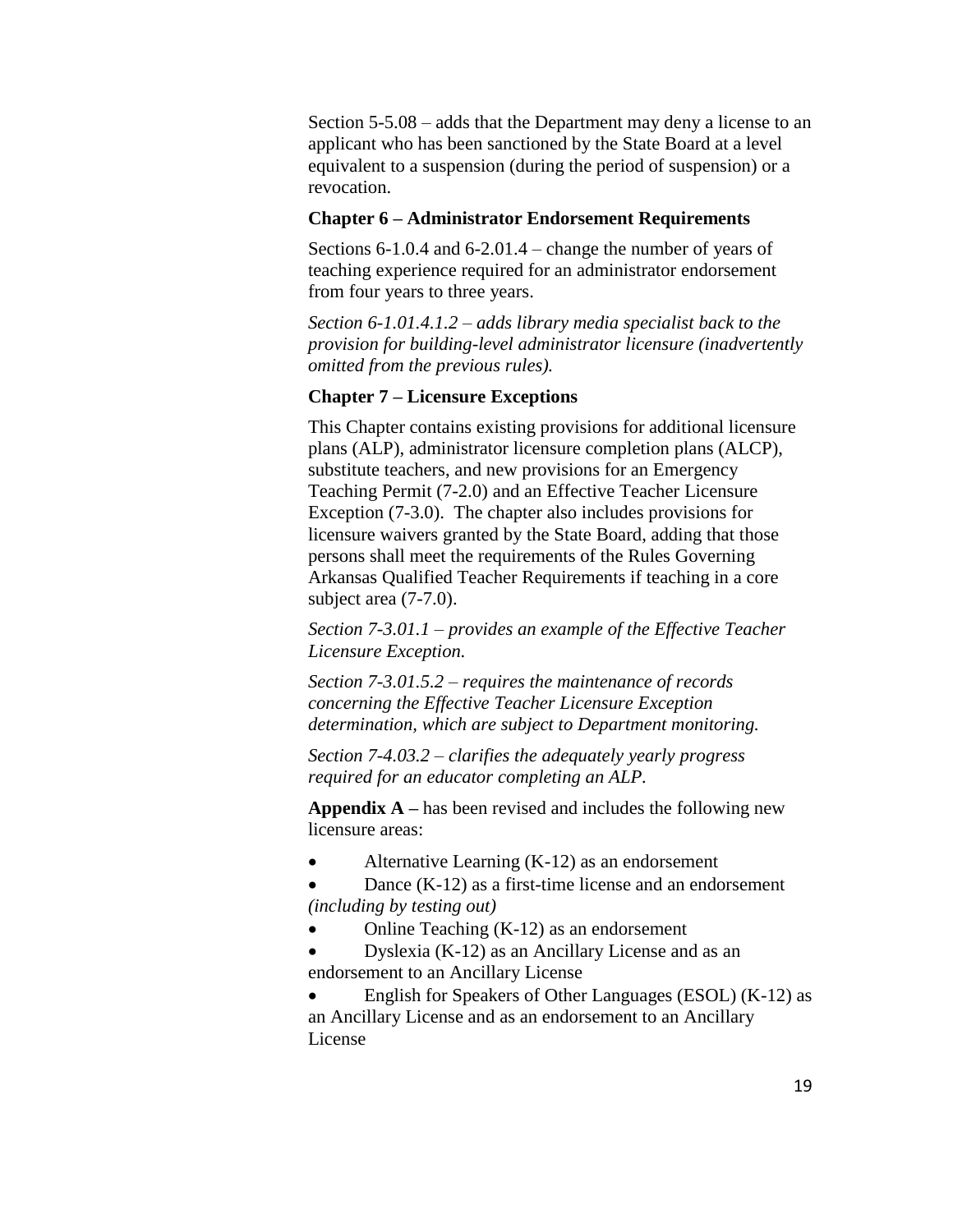Section 5-5.08 – adds that the Department may deny a license to an applicant who has been sanctioned by the State Board at a level equivalent to a suspension (during the period of suspension) or a revocation.

**Chapter 6 – Administrator Endorsement Requirements**

Sections 6-1.0.4 and 6-2.01.4 – change the number of years of teaching experience required for an administrator endorsement from four years to three years.

*Section 6-1.01.4.1.2 – adds library media specialist back to the provision for building-level administrator licensure (inadvertently omitted from the previous rules).*

**Chapter 7 – Licensure Exceptions**

This Chapter contains existing provisions for additional licensure plans (ALP), administrator licensure completion plans (ALCP), substitute teachers, and new provisions for an Emergency Teaching Permit (7-2.0) and an Effective Teacher Licensure Exception (7-3.0). The chapter also includes provisions for licensure waivers granted by the State Board, adding that those persons shall meet the requirements of the Rules Governing Arkansas Qualified Teacher Requirements if teaching in a core subject area (7-7.0).

*Section 7-3.01.1 – provides an example of the Effective Teacher Licensure Exception.*

*Section 7-3.01.5.2 – requires the maintenance of records concerning the Effective Teacher Licensure Exception determination, which are subject to Department monitoring.*

*Section 7-4.03.2 – clarifies the adequately yearly progress required for an educator completing an ALP.*

**Appendix A –** has been revised and includes the following new licensure areas:

- Alternative Learning (K-12) as an endorsement
- Dance (K-12) as a first-time license and an endorsement *(including by testing out)*
- Online Teaching (K-12) as an endorsement
- Dyslexia (K-12) as an Ancillary License and as an endorsement to an Ancillary License
- English for Speakers of Other Languages (ESOL) (K-12) as an Ancillary License and as an endorsement to an Ancillary License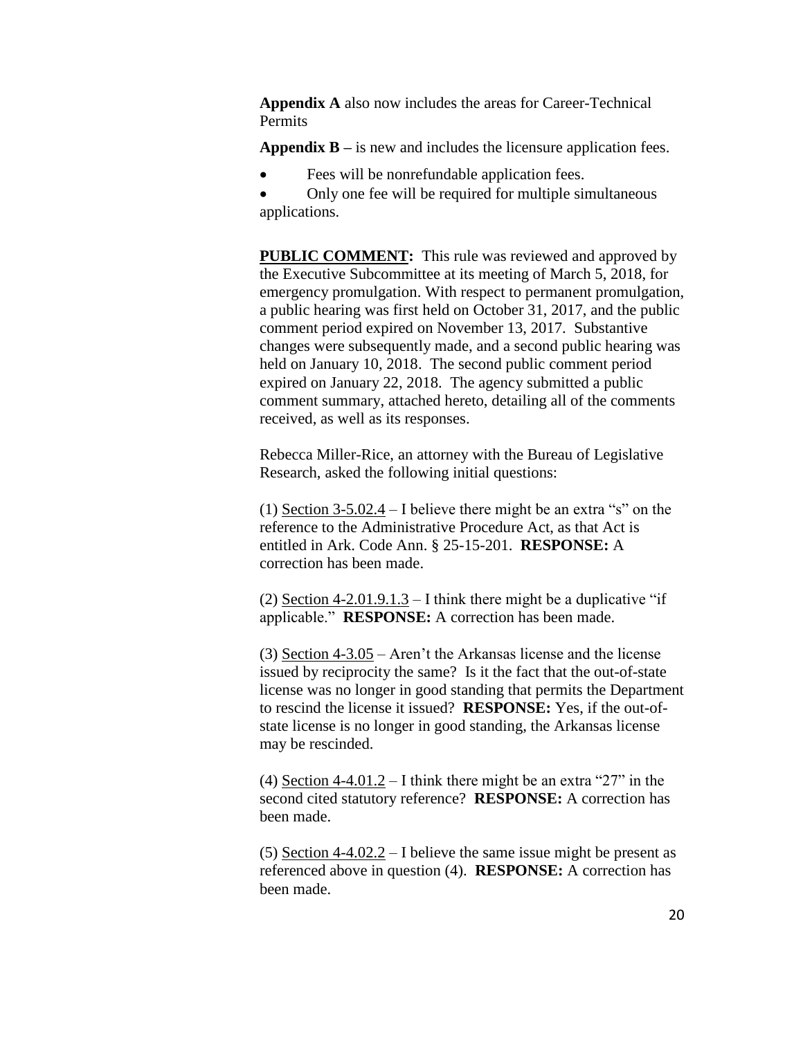**Appendix A** also now includes the areas for Career-Technical Permits

**Appendix B –** is new and includes the licensure application fees.

- Fees will be nonrefundable application fees.
- Only one fee will be required for multiple simultaneous applications.

**PUBLIC COMMENT:** This rule was reviewed and approved by the Executive Subcommittee at its meeting of March 5, 2018, for emergency promulgation. With respect to permanent promulgation, a public hearing was first held on October 31, 2017, and the public comment period expired on November 13, 2017. Substantive changes were subsequently made, and a second public hearing was held on January 10, 2018. The second public comment period expired on January 22, 2018. The agency submitted a public comment summary, attached hereto, detailing all of the comments received, as well as its responses.

Rebecca Miller-Rice, an attorney with the Bureau of Legislative Research, asked the following initial questions:

(1) Section 3-5.02.4 – I believe there might be an extra "s" on the reference to the Administrative Procedure Act, as that Act is entitled in Ark. Code Ann. § 25-15-201. **RESPONSE:** A correction has been made.

(2) Section 4-2.01.9.1.3 – I think there might be a duplicative "if applicable." **RESPONSE:** A correction has been made.

(3) Section 4-3.05 – Aren't the Arkansas license and the license issued by reciprocity the same? Is it the fact that the out-of-state license was no longer in good standing that permits the Department to rescind the license it issued? **RESPONSE:** Yes, if the out-of-state license is no longer in good standing, the Arkansas license may be rescinded.

(4) Section 4-4.01.2 – I think there might be an extra "27" in the second cited statutory reference? **RESPONSE:** A correction has been made.

(5) Section 4-4.02.2 – I believe the same issue might be present as referenced above in question (4). **RESPONSE:** A correction has been made.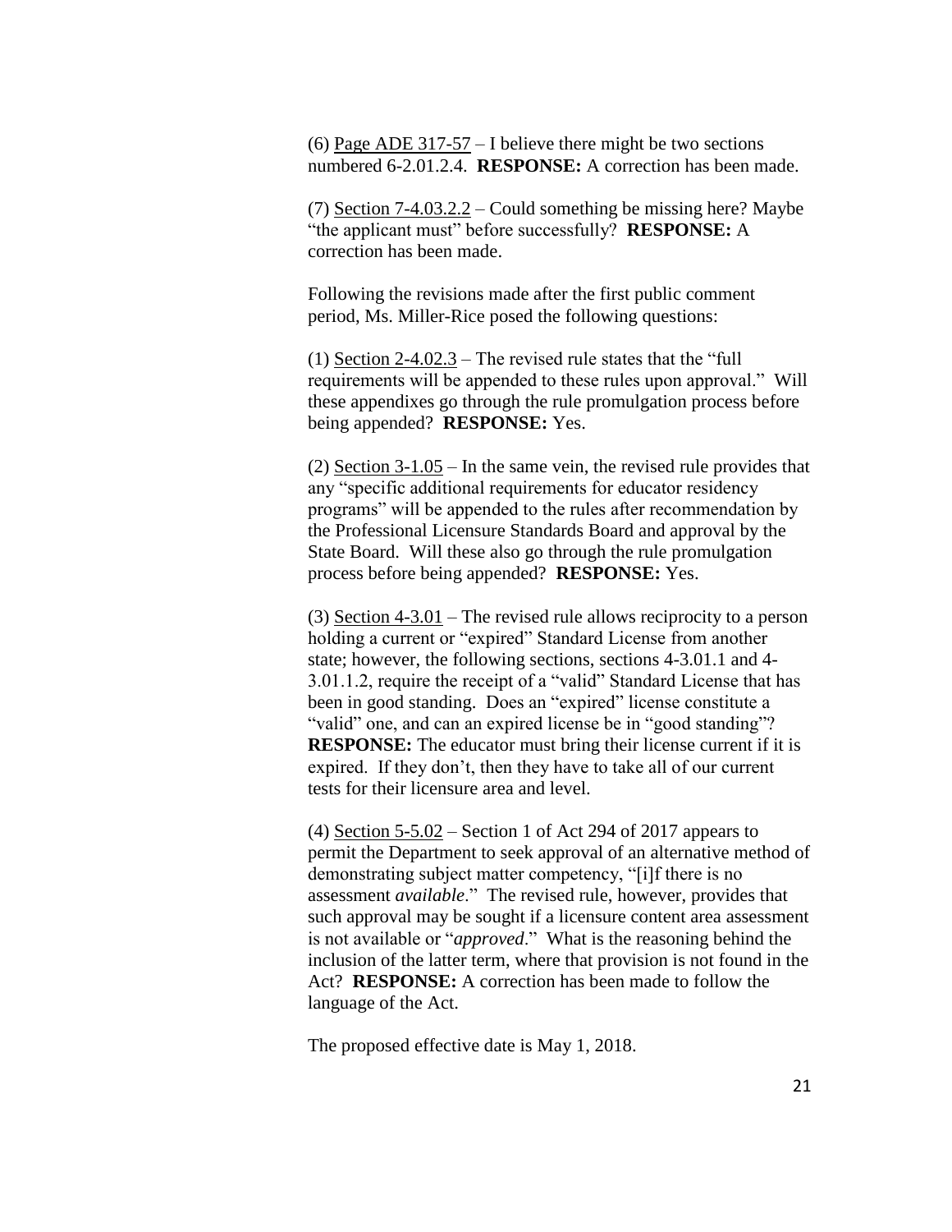(6) Page ADE 317-57 – I believe there might be two sections numbered 6-2.01.2.4. **RESPONSE:** A correction has been made.

(7) Section 7-4.03.2.2 – Could something be missing here? Maybe "the applicant must" before successfully? **RESPONSE:** A correction has been made.

Following the revisions made after the first public comment period, Ms. Miller-Rice posed the following questions:

(1) Section 2-4.02.3 – The revised rule states that the "full requirements will be appended to these rules upon approval." Will these appendixes go through the rule promulgation process before being appended? **RESPONSE:** Yes.

(2) Section 3-1.05 – In the same vein, the revised rule provides that any "specific additional requirements for educator residency programs" will be appended to the rules after recommendation by the Professional Licensure Standards Board and approval by the State Board. Will these also go through the rule promulgation process before being appended? **RESPONSE:** Yes.

(3) Section 4-3.01 – The revised rule allows reciprocity to a person holding a current or "expired" Standard License from another state; however, the following sections, sections 4-3.01.1 and 4-3.01.1.2, require the receipt of a "valid" Standard License that has been in good standing. Does an "expired" license constitute a "valid" one, and can an expired license be in "good standing"? **RESPONSE:** The educator must bring their license current if it is expired. If they don't, then they have to take all of our current tests for their licensure area and level.

(4) Section 5-5.02 – Section 1 of Act 294 of 2017 appears to permit the Department to seek approval of an alternative method of demonstrating subject matter competency, "[i]f there is no assessment *available*." The revised rule, however, provides that such approval may be sought if a licensure content area assessment is not available or "*approved*." What is the reasoning behind the inclusion of the latter term, where that provision is not found in the Act? **RESPONSE:** A correction has been made to follow the language of the Act.

The proposed effective date is May 1, 2018.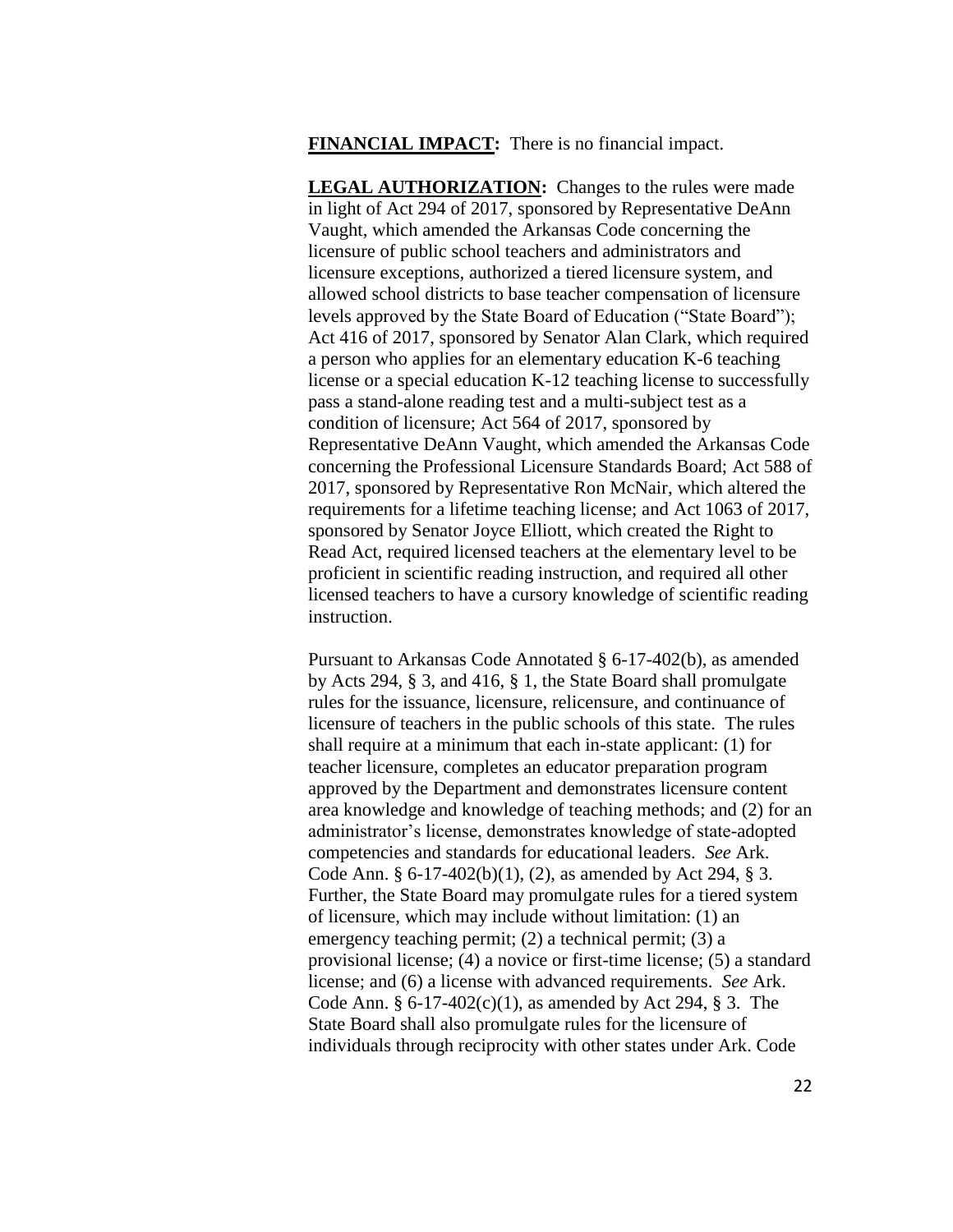**FINANCIAL IMPACT:** There is no financial impact.

**LEGAL AUTHORIZATION:** Changes to the rules were made in light of Act 294 of 2017, sponsored by Representative DeAnn Vaught, which amended the Arkansas Code concerning the licensure of public school teachers and administrators and licensure exceptions, authorized a tiered licensure system, and allowed school districts to base teacher compensation of licensure levels approved by the State Board of Education ("State Board"); Act 416 of 2017, sponsored by Senator Alan Clark, which required a person who applies for an elementary education K-6 teaching license or a special education K-12 teaching license to successfully pass a stand-alone reading test and a multi-subject test as a condition of licensure; Act 564 of 2017, sponsored by Representative DeAnn Vaught, which amended the Arkansas Code concerning the Professional Licensure Standards Board; Act 588 of 2017, sponsored by Representative Ron McNair, which altered the requirements for a lifetime teaching license; and Act 1063 of 2017, sponsored by Senator Joyce Elliott, which created the Right to Read Act, required licensed teachers at the elementary level to be proficient in scientific reading instruction, and required all other licensed teachers to have a cursory knowledge of scientific reading instruction.

Pursuant to Arkansas Code Annotated § 6-17-402(b), as amended by Acts 294, § 3, and 416, § 1, the State Board shall promulgate rules for the issuance, licensure, relicensure, and continuance of licensure of teachers in the public schools of this state. The rules shall require at a minimum that each in-state applicant: (1) for teacher licensure, completes an educator preparation program approved by the Department and demonstrates licensure content area knowledge and knowledge of teaching methods; and (2) for an administrator's license, demonstrates knowledge of state-adopted competencies and standards for educational leaders. *See* Ark. Code Ann. § 6-17-402(b)(1), (2), as amended by Act 294, § 3. Further, the State Board may promulgate rules for a tiered system of licensure, which may include without limitation: (1) an emergency teaching permit; (2) a technical permit; (3) a provisional license; (4) a novice or first-time license; (5) a standard license; and (6) a license with advanced requirements. *See* Ark. Code Ann. § 6-17-402(c)(1), as amended by Act 294, § 3. The State Board shall also promulgate rules for the licensure of individuals through reciprocity with other states under Ark. Code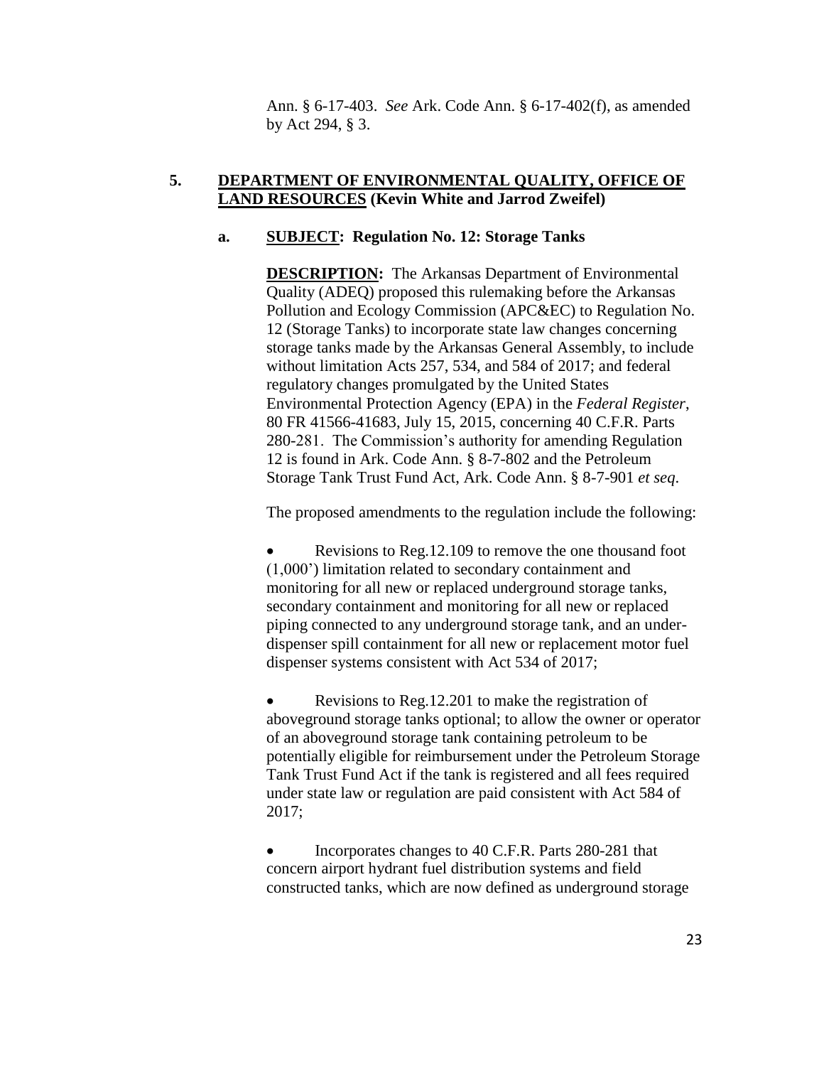Ann. § 6-17-403. *See* Ark. Code Ann. § 6-17-402(f), as amended by Act 294, § 3.

**5. <u>DEPARTMENT OF ENVIRONMENTAL QUALITY, OFFICE OF LAND RESOURCES</u> (Kevin White and Jarrod Zweifel)**

**a. <u>SUBJECT</u>: Regulation No. 12: Storage Tanks**

**<u>DESCRIPTION</u>:** The Arkansas Department of Environmental Quality (ADEQ) proposed this rulemaking before the Arkansas Pollution and Ecology Commission (APC&EC) to Regulation No. 12 (Storage Tanks) to incorporate state law changes concerning storage tanks made by the Arkansas General Assembly, to include without limitation Acts 257, 534, and 584 of 2017; and federal regulatory changes promulgated by the United States Environmental Protection Agency (EPA) in the *Federal Register*, 80 FR 41566-41683, July 15, 2015, concerning 40 C.F.R. Parts 280-281. The Commission's authority for amending Regulation 12 is found in Ark. Code Ann. § 8-7-802 and the Petroleum Storage Tank Trust Fund Act, Ark. Code Ann. § 8-7-901 *et seq*.

The proposed amendments to the regulation include the following:

- Revisions to Reg.12.109 to remove the one thousand foot (1,000') limitation related to secondary containment and monitoring for all new or replaced underground storage tanks, secondary containment and monitoring for all new or replaced piping connected to any underground storage tank, and an under-dispenser spill containment for all new or replacement motor fuel dispenser systems consistent with Act 534 of 2017;

- Revisions to Reg.12.201 to make the registration of aboveground storage tanks optional; to allow the owner or operator of an aboveground storage tank containing petroleum to be potentially eligible for reimbursement under the Petroleum Storage Tank Trust Fund Act if the tank is registered and all fees required under state law or regulation are paid consistent with Act 584 of 2017;

- Incorporates changes to 40 C.F.R. Parts 280-281 that concern airport hydrant fuel distribution systems and field constructed tanks, which are now defined as underground storage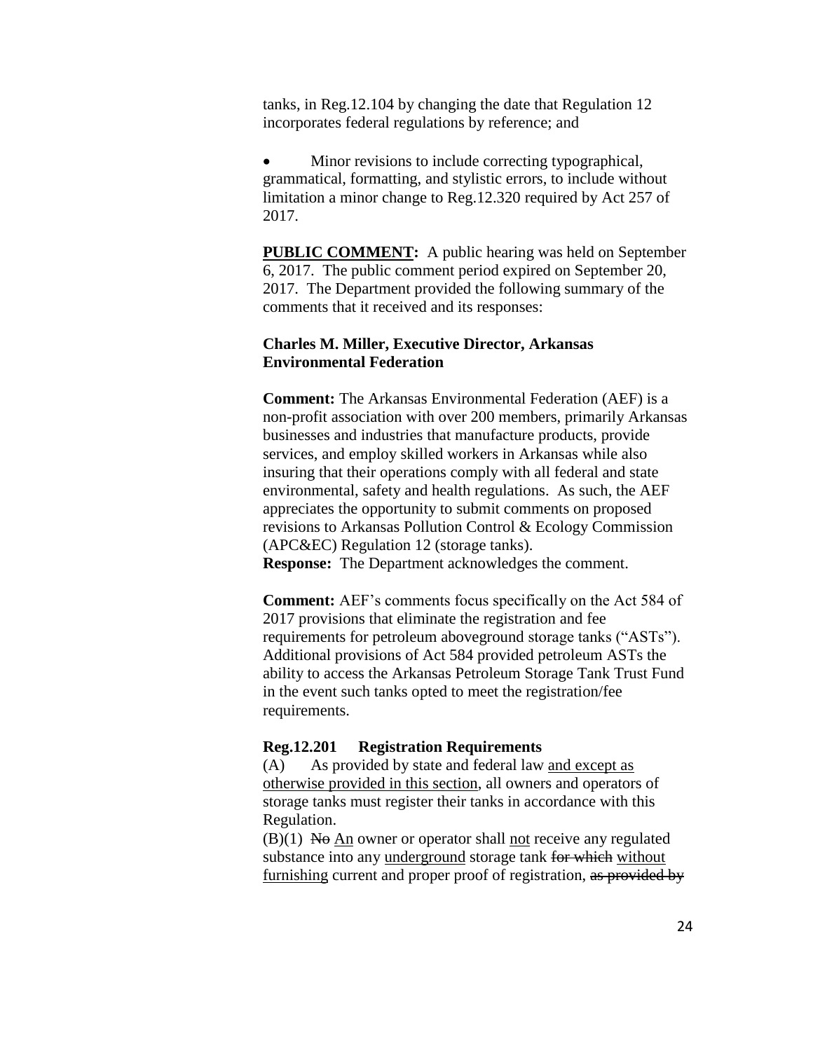tanks, in Reg.12.104 by changing the date that Regulation 12 incorporates federal regulations by reference; and

- Minor revisions to include correcting typographical, grammatical, formatting, and stylistic errors, to include without limitation a minor change to Reg.12.320 required by Act 257 of 2017.

**PUBLIC COMMENT:** A public hearing was held on September 6, 2017. The public comment period expired on September 20, 2017. The Department provided the following summary of the comments that it received and its responses:

**Charles M. Miller, Executive Director, Arkansas Environmental Federation**

**Comment:** The Arkansas Environmental Federation (AEF) is a non-profit association with over 200 members, primarily Arkansas businesses and industries that manufacture products, provide services, and employ skilled workers in Arkansas while also insuring that their operations comply with all federal and state environmental, safety and health regulations. As such, the AEF appreciates the opportunity to submit comments on proposed revisions to Arkansas Pollution Control & Ecology Commission (APC&EC) Regulation 12 (storage tanks).
**Response:** The Department acknowledges the comment.

**Comment:** AEF's comments focus specifically on the Act 584 of 2017 provisions that eliminate the registration and fee requirements for petroleum aboveground storage tanks ("ASTs"). Additional provisions of Act 584 provided petroleum ASTs the ability to access the Arkansas Petroleum Storage Tank Trust Fund in the event such tanks opted to meet the registration/fee requirements.

**Reg.12.201 Registration Requirements**
(A) As provided by state and federal law <u>and except as otherwise provided in this section</u>, all owners and operators of storage tanks must register their tanks in accordance with this Regulation.
(B)(1) ~~No~~ <u>An</u> owner or operator shall <u>not</u> receive any regulated substance into any <u>underground</u> storage tank ~~for which~~ <u>without furnishing</u> current and proper proof of registration, ~~as provided by~~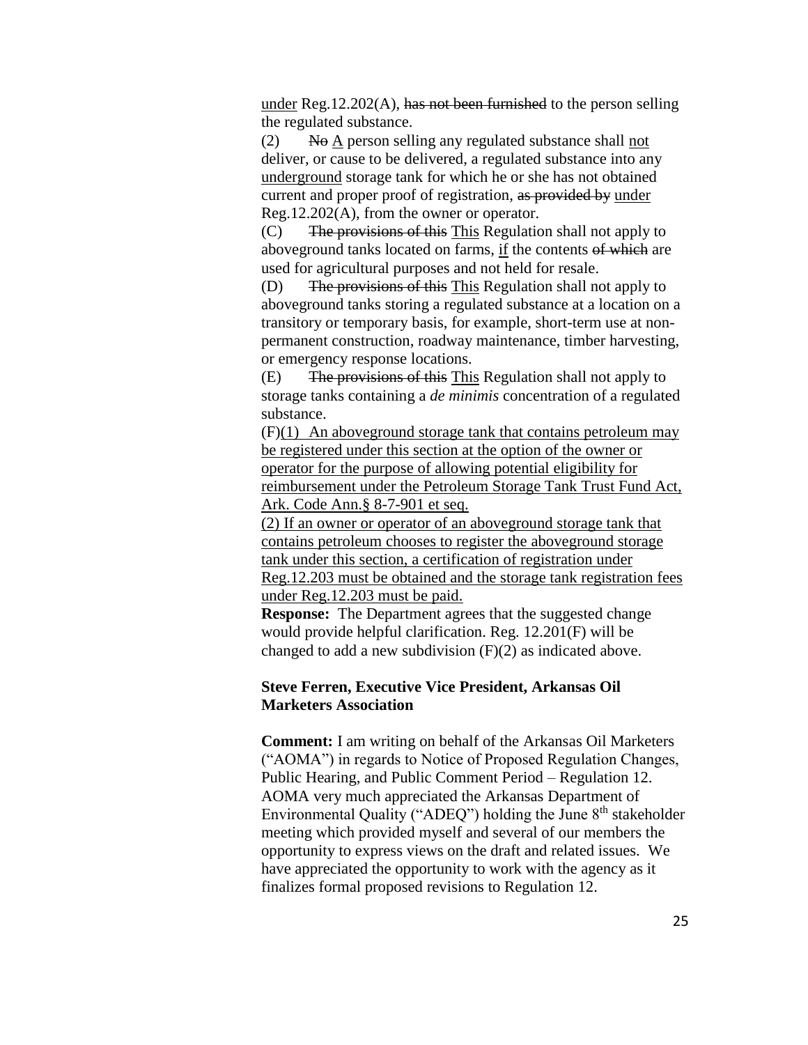under Reg.12.202(A), ~~has not been furnished~~ to the person selling the regulated substance.

(2) ~~No~~ A person selling any regulated substance shall not deliver, or cause to be delivered, a regulated substance into any underground storage tank for which he or she has not obtained current and proper proof of registration, ~~as provided by~~ under Reg.12.202(A), from the owner or operator.

(C) ~~The provisions of this~~ This Regulation shall not apply to aboveground tanks located on farms, if the contents ~~of which~~ are used for agricultural purposes and not held for resale.

(D) ~~The provisions of this~~ This Regulation shall not apply to aboveground tanks storing a regulated substance at a location on a transitory or temporary basis, for example, short-term use at non-permanent construction, roadway maintenance, timber harvesting, or emergency response locations.

(E) ~~The provisions of this~~ This Regulation shall not apply to storage tanks containing a *de minimis* concentration of a regulated substance.

(F)(1) An aboveground storage tank that contains petroleum may be registered under this section at the option of the owner or operator for the purpose of allowing potential eligibility for reimbursement under the Petroleum Storage Tank Trust Fund Act, Ark. Code Ann.§ 8-7-901 et seq.

(2) If an owner or operator of an aboveground storage tank that contains petroleum chooses to register the aboveground storage tank under this section, a certification of registration under Reg.12.203 must be obtained and the storage tank registration fees under Reg.12.203 must be paid.

**Response:** The Department agrees that the suggested change would provide helpful clarification. Reg. 12.201(F) will be changed to add a new subdivision (F)(2) as indicated above.

**Steve Ferren, Executive Vice President, Arkansas Oil Marketers Association**

**Comment:** I am writing on behalf of the Arkansas Oil Marketers ("AOMA") in regards to Notice of Proposed Regulation Changes, Public Hearing, and Public Comment Period – Regulation 12. AOMA very much appreciated the Arkansas Department of Environmental Quality ("ADEQ") holding the June 8th stakeholder meeting which provided myself and several of our members the opportunity to express views on the draft and related issues. We have appreciated the opportunity to work with the agency as it finalizes formal proposed revisions to Regulation 12.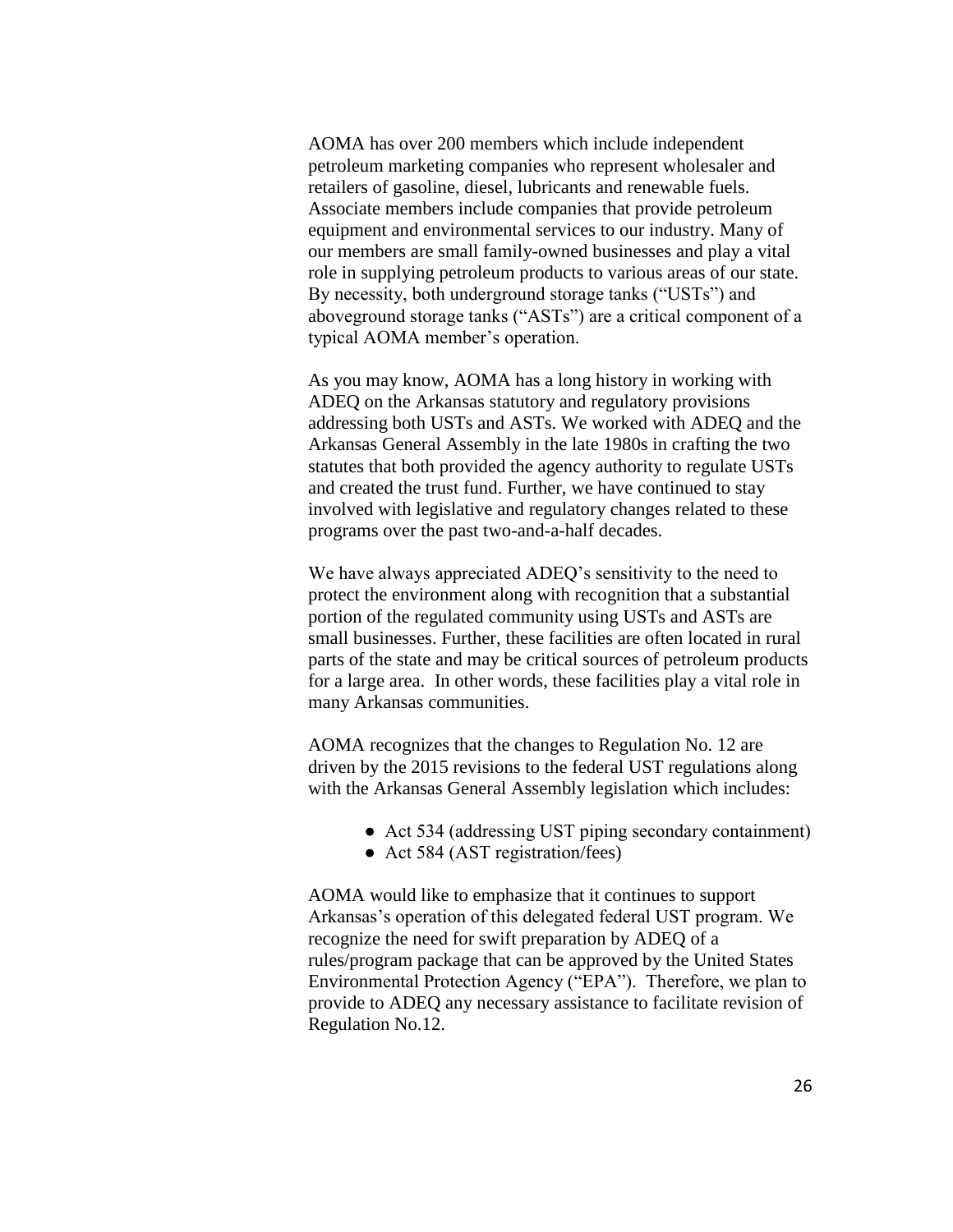AOMA has over 200 members which include independent petroleum marketing companies who represent wholesaler and retailers of gasoline, diesel, lubricants and renewable fuels. Associate members include companies that provide petroleum equipment and environmental services to our industry. Many of our members are small family-owned businesses and play a vital role in supplying petroleum products to various areas of our state. By necessity, both underground storage tanks ("USTs") and aboveground storage tanks ("ASTs") are a critical component of a typical AOMA member's operation.

As you may know, AOMA has a long history in working with ADEQ on the Arkansas statutory and regulatory provisions addressing both USTs and ASTs. We worked with ADEQ and the Arkansas General Assembly in the late 1980s in crafting the two statutes that both provided the agency authority to regulate USTs and created the trust fund. Further, we have continued to stay involved with legislative and regulatory changes related to these programs over the past two-and-a-half decades.

We have always appreciated ADEQ's sensitivity to the need to protect the environment along with recognition that a substantial portion of the regulated community using USTs and ASTs are small businesses. Further, these facilities are often located in rural parts of the state and may be critical sources of petroleum products for a large area. In other words, these facilities play a vital role in many Arkansas communities.

AOMA recognizes that the changes to Regulation No. 12 are driven by the 2015 revisions to the federal UST regulations along with the Arkansas General Assembly legislation which includes:

- Act 534 (addressing UST piping secondary containment)
- Act 584 (AST registration/fees)

AOMA would like to emphasize that it continues to support Arkansas's operation of this delegated federal UST program. We recognize the need for swift preparation by ADEQ of a rules/program package that can be approved by the United States Environmental Protection Agency ("EPA"). Therefore, we plan to provide to ADEQ any necessary assistance to facilitate revision of Regulation No.12.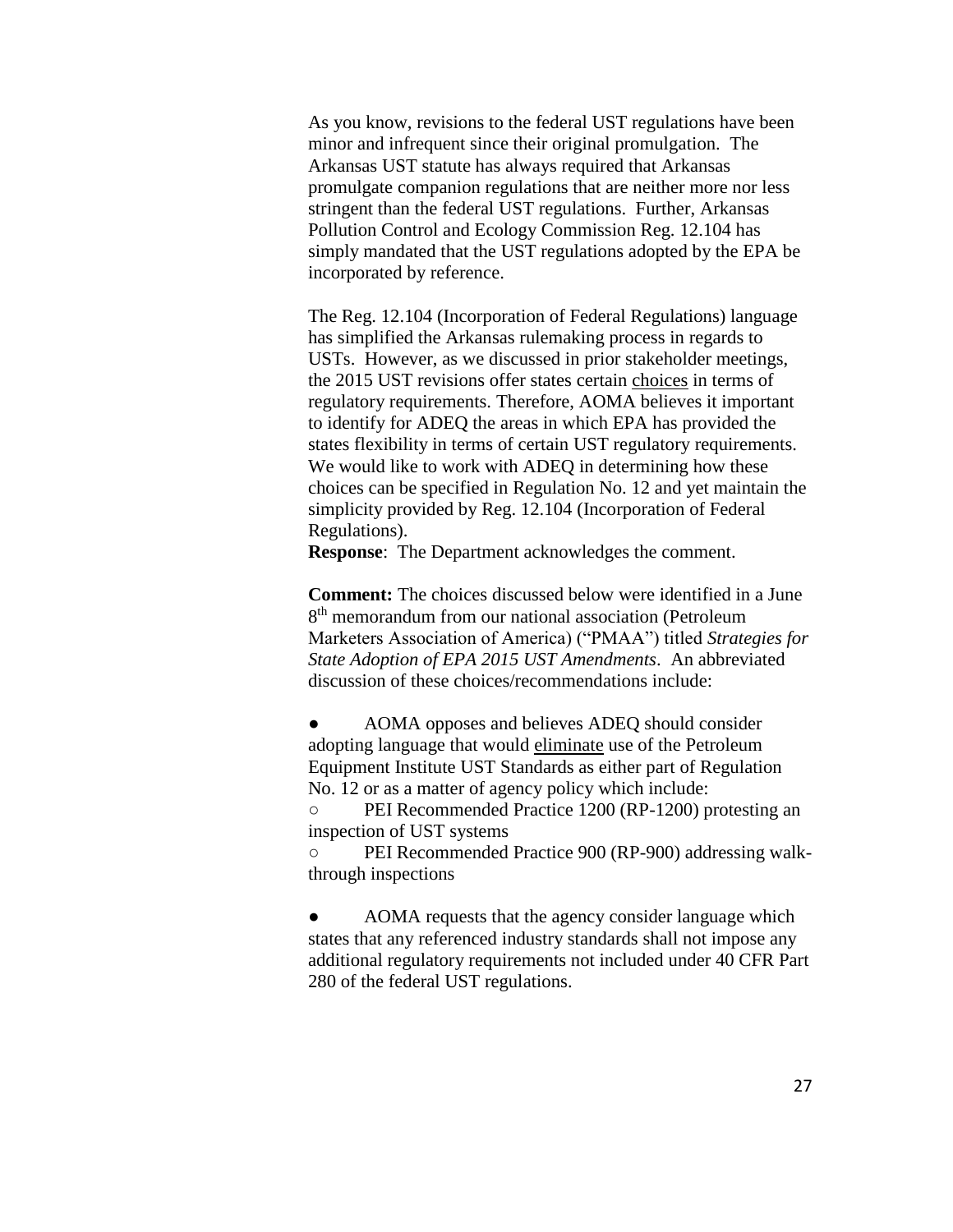As you know, revisions to the federal UST regulations have been minor and infrequent since their original promulgation. The Arkansas UST statute has always required that Arkansas promulgate companion regulations that are neither more nor less stringent than the federal UST regulations. Further, Arkansas Pollution Control and Ecology Commission Reg. 12.104 has simply mandated that the UST regulations adopted by the EPA be incorporated by reference.

The Reg. 12.104 (Incorporation of Federal Regulations) language has simplified the Arkansas rulemaking process in regards to USTs. However, as we discussed in prior stakeholder meetings, the 2015 UST revisions offer states certain <u>choices</u> in terms of regulatory requirements. Therefore, AOMA believes it important to identify for ADEQ the areas in which EPA has provided the states flexibility in terms of certain UST regulatory requirements. We would like to work with ADEQ in determining how these choices can be specified in Regulation No. 12 and yet maintain the simplicity provided by Reg. 12.104 (Incorporation of Federal Regulations).
**Response**: The Department acknowledges the comment.

**Comment:** The choices discussed below were identified in a June 8th memorandum from our national association (Petroleum Marketers Association of America) ("PMAA") titled *Strategies for State Adoption of EPA 2015 UST Amendments*. An abbreviated discussion of these choices/recommendations include:

- AOMA opposes and believes ADEQ should consider adopting language that would <u>eliminate</u> use of the Petroleum Equipment Institute UST Standards as either part of Regulation No. 12 or as a matter of agency policy which include:
  - PEI Recommended Practice 1200 (RP-1200) protesting an inspection of UST systems
  - PEI Recommended Practice 900 (RP-900) addressing walk-through inspections

- AOMA requests that the agency consider language which states that any referenced industry standards shall not impose any additional regulatory requirements not included under 40 CFR Part 280 of the federal UST regulations.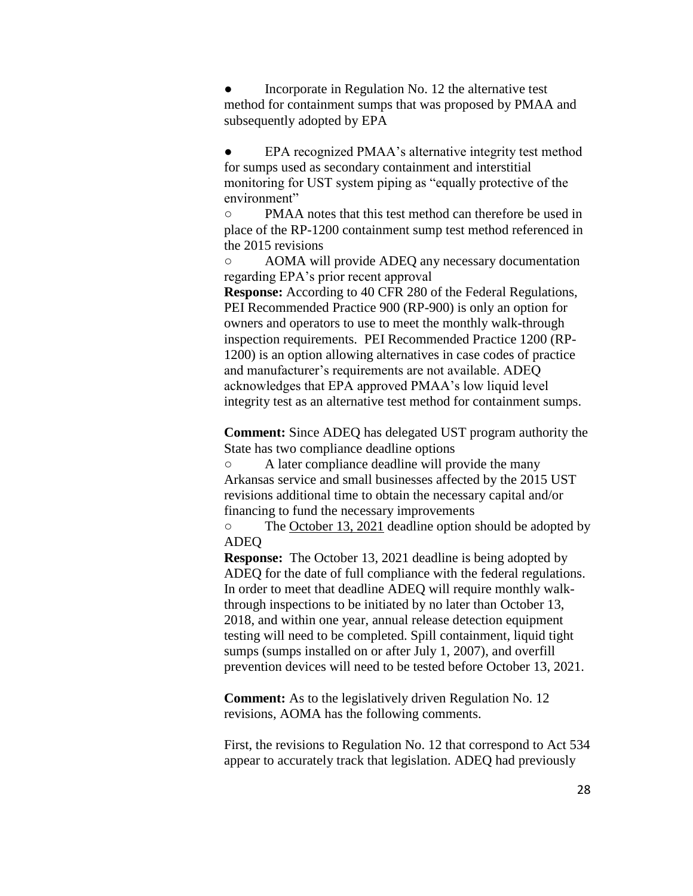- Incorporate in Regulation No. 12 the alternative test method for containment sumps that was proposed by PMAA and subsequently adopted by EPA

- EPA recognized PMAA's alternative integrity test method for sumps used as secondary containment and interstitial monitoring for UST system piping as "equally protective of the environment"
  - PMAA notes that this test method can therefore be used in place of the RP-1200 containment sump test method referenced in the 2015 revisions
  - AOMA will provide ADEQ any necessary documentation regarding EPA's prior recent approval

**Response:** According to 40 CFR 280 of the Federal Regulations, PEI Recommended Practice 900 (RP-900) is only an option for owners and operators to use to meet the monthly walk-through inspection requirements. PEI Recommended Practice 1200 (RP-1200) is an option allowing alternatives in case codes of practice and manufacturer's requirements are not available. ADEQ acknowledges that EPA approved PMAA's low liquid level integrity test as an alternative test method for containment sumps.

**Comment:** Since ADEQ has delegated UST program authority the State has two compliance deadline options

- A later compliance deadline will provide the many Arkansas service and small businesses affected by the 2015 UST revisions additional time to obtain the necessary capital and/or financing to fund the necessary improvements
- The October 13, 2021 deadline option should be adopted by ADEQ

**Response:** The October 13, 2021 deadline is being adopted by ADEQ for the date of full compliance with the federal regulations. In order to meet that deadline ADEQ will require monthly walk-through inspections to be initiated by no later than October 13, 2018, and within one year, annual release detection equipment testing will need to be completed. Spill containment, liquid tight sumps (sumps installed on or after July 1, 2007), and overfill prevention devices will need to be tested before October 13, 2021.

**Comment:** As to the legislatively driven Regulation No. 12 revisions, AOMA has the following comments.

First, the revisions to Regulation No. 12 that correspond to Act 534 appear to accurately track that legislation. ADEQ had previously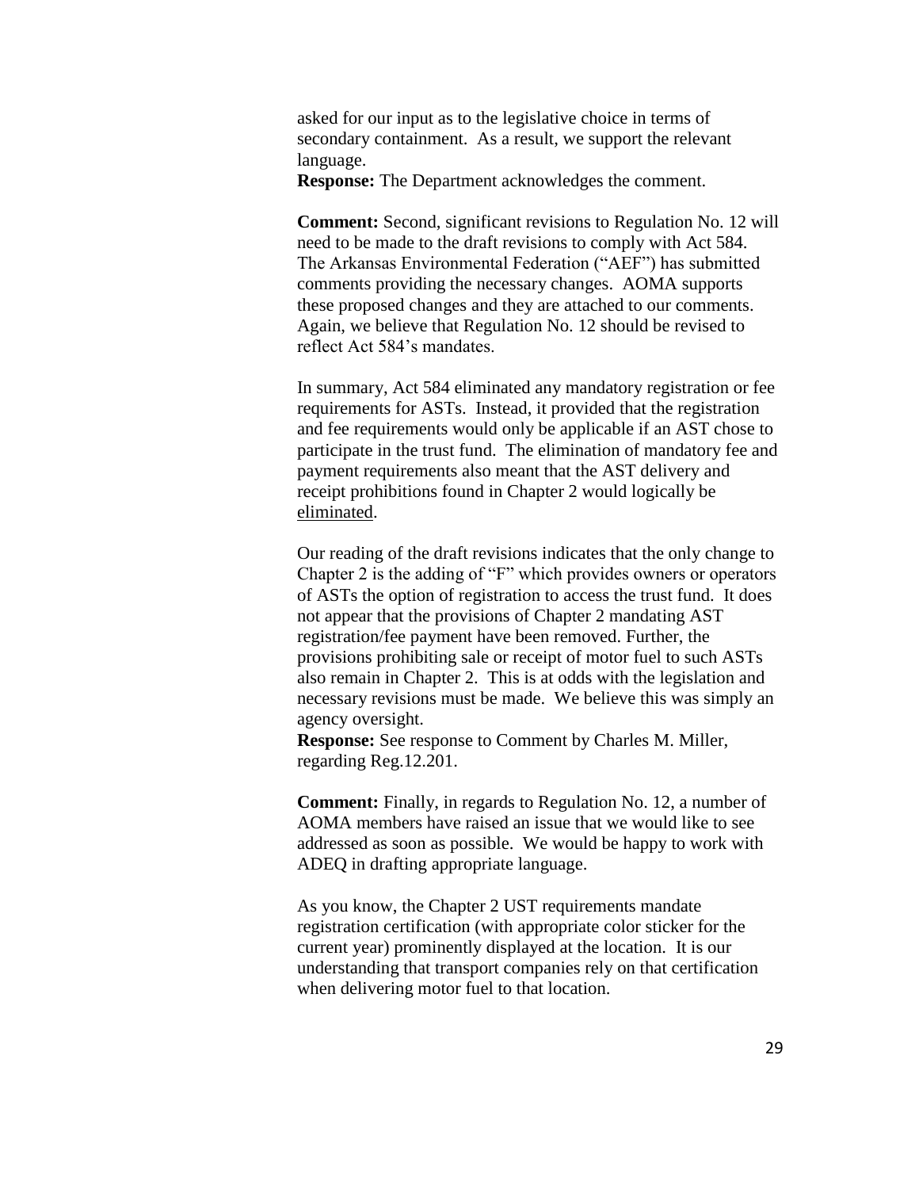asked for our input as to the legislative choice in terms of secondary containment. As a result, we support the relevant language.

**Response:** The Department acknowledges the comment.

**Comment:** Second, significant revisions to Regulation No. 12 will need to be made to the draft revisions to comply with Act 584. The Arkansas Environmental Federation ("AEF") has submitted comments providing the necessary changes. AOMA supports these proposed changes and they are attached to our comments. Again, we believe that Regulation No. 12 should be revised to reflect Act 584's mandates.

In summary, Act 584 eliminated any mandatory registration or fee requirements for ASTs. Instead, it provided that the registration and fee requirements would only be applicable if an AST chose to participate in the trust fund. The elimination of mandatory fee and payment requirements also meant that the AST delivery and receipt prohibitions found in Chapter 2 would logically be eliminated.

Our reading of the draft revisions indicates that the only change to Chapter 2 is the adding of "F" which provides owners or operators of ASTs the option of registration to access the trust fund. It does not appear that the provisions of Chapter 2 mandating AST registration/fee payment have been removed. Further, the provisions prohibiting sale or receipt of motor fuel to such ASTs also remain in Chapter 2. This is at odds with the legislation and necessary revisions must be made. We believe this was simply an agency oversight.

**Response:** See response to Comment by Charles M. Miller, regarding Reg.12.201.

**Comment:** Finally, in regards to Regulation No. 12, a number of AOMA members have raised an issue that we would like to see addressed as soon as possible. We would be happy to work with ADEQ in drafting appropriate language.

As you know, the Chapter 2 UST requirements mandate registration certification (with appropriate color sticker for the current year) prominently displayed at the location. It is our understanding that transport companies rely on that certification when delivering motor fuel to that location.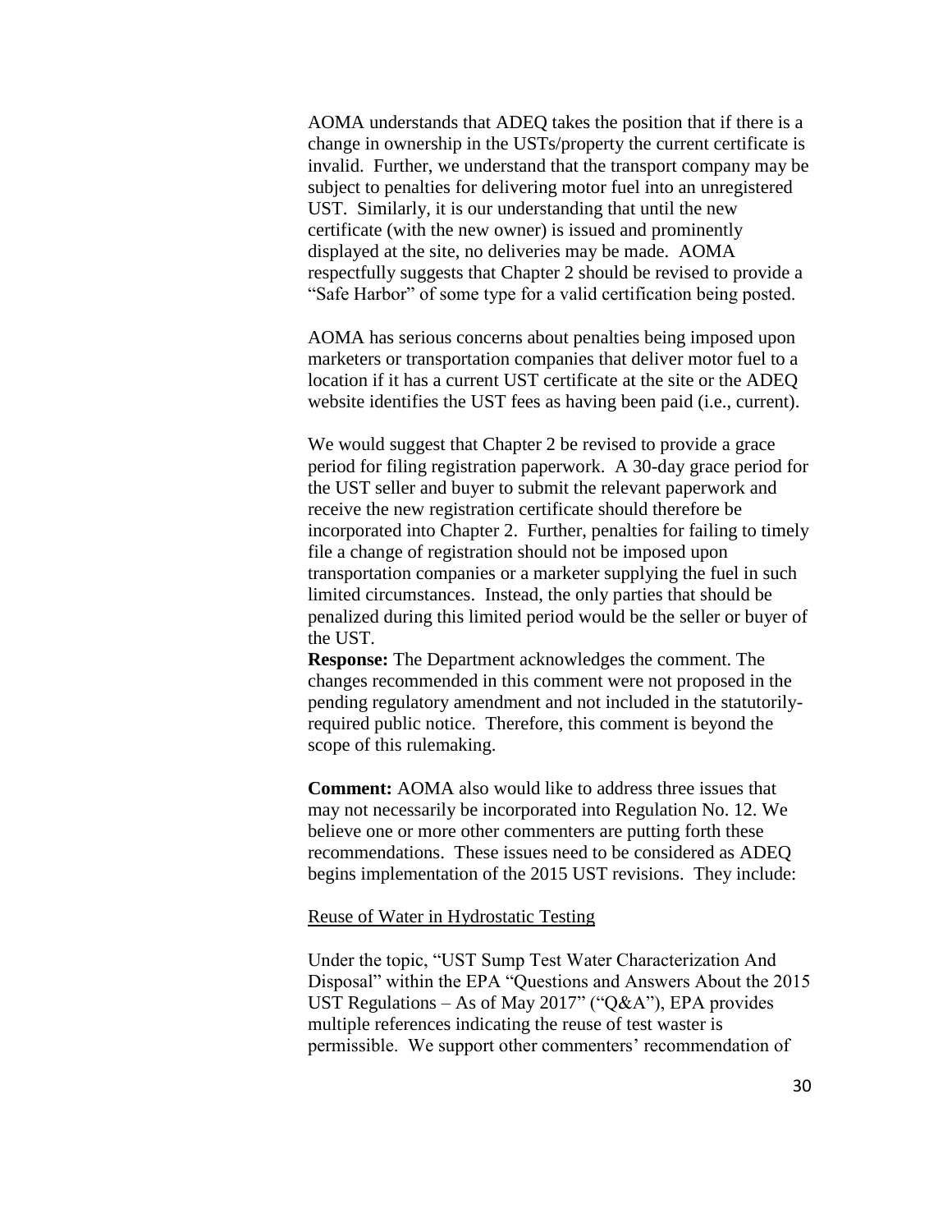AOMA understands that ADEQ takes the position that if there is a change in ownership in the USTs/property the current certificate is invalid. Further, we understand that the transport company may be subject to penalties for delivering motor fuel into an unregistered UST. Similarly, it is our understanding that until the new certificate (with the new owner) is issued and prominently displayed at the site, no deliveries may be made. AOMA respectfully suggests that Chapter 2 should be revised to provide a "Safe Harbor" of some type for a valid certification being posted.

AOMA has serious concerns about penalties being imposed upon marketers or transportation companies that deliver motor fuel to a location if it has a current UST certificate at the site or the ADEQ website identifies the UST fees as having been paid (i.e., current).

We would suggest that Chapter 2 be revised to provide a grace period for filing registration paperwork. A 30-day grace period for the UST seller and buyer to submit the relevant paperwork and receive the new registration certificate should therefore be incorporated into Chapter 2. Further, penalties for failing to timely file a change of registration should not be imposed upon transportation companies or a marketer supplying the fuel in such limited circumstances. Instead, the only parties that should be penalized during this limited period would be the seller or buyer of the UST.

**Response:** The Department acknowledges the comment. The changes recommended in this comment were not proposed in the pending regulatory amendment and not included in the statutorily-required public notice. Therefore, this comment is beyond the scope of this rulemaking.

**Comment:** AOMA also would like to address three issues that may not necessarily be incorporated into Regulation No. 12. We believe one or more other commenters are putting forth these recommendations. These issues need to be considered as ADEQ begins implementation of the 2015 UST revisions. They include:

Reuse of Water in Hydrostatic Testing

Under the topic, "UST Sump Test Water Characterization And Disposal" within the EPA "Questions and Answers About the 2015 UST Regulations – As of May 2017" ("Q&A"), EPA provides multiple references indicating the reuse of test waster is permissible. We support other commenters' recommendation of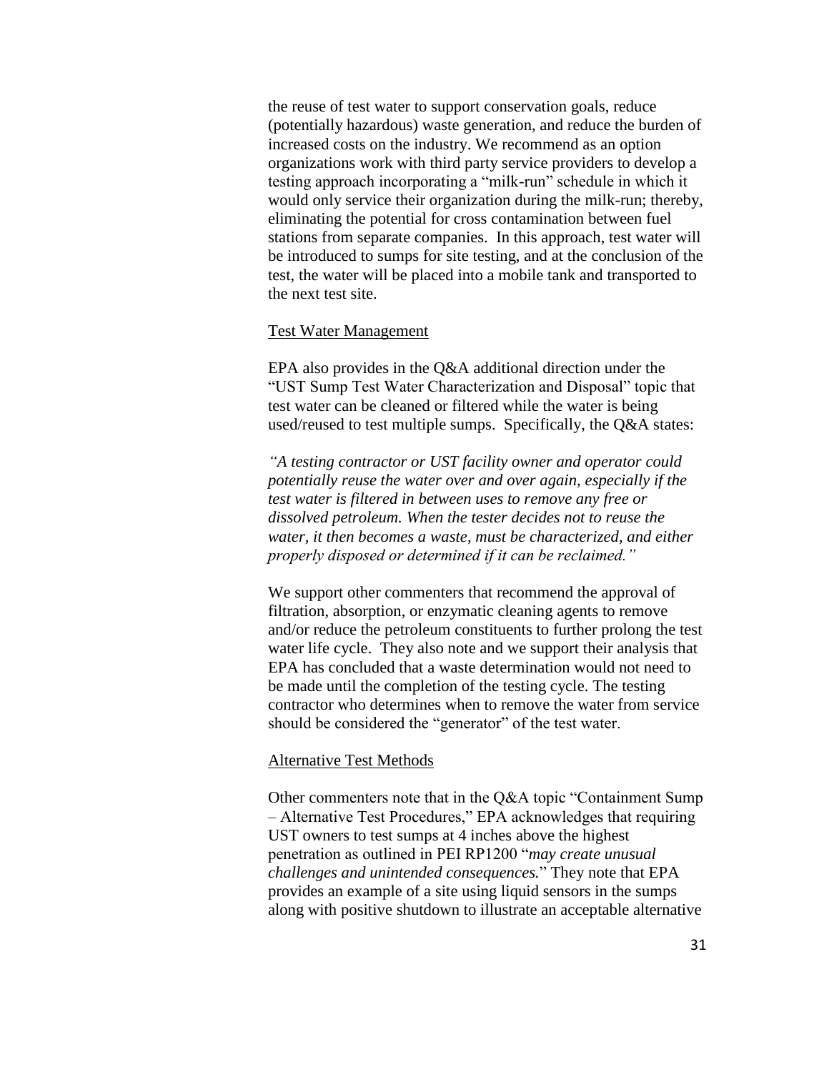the reuse of test water to support conservation goals, reduce (potentially hazardous) waste generation, and reduce the burden of increased costs on the industry. We recommend as an option organizations work with third party service providers to develop a testing approach incorporating a "milk-run" schedule in which it would only service their organization during the milk-run; thereby, eliminating the potential for cross contamination between fuel stations from separate companies. In this approach, test water will be introduced to sumps for site testing, and at the conclusion of the test, the water will be placed into a mobile tank and transported to the next test site.

Test Water Management

EPA also provides in the Q&A additional direction under the "UST Sump Test Water Characterization and Disposal" topic that test water can be cleaned or filtered while the water is being used/reused to test multiple sumps. Specifically, the Q&A states:

*"A testing contractor or UST facility owner and operator could potentially reuse the water over and over again, especially if the test water is filtered in between uses to remove any free or dissolved petroleum. When the tester decides not to reuse the water, it then becomes a waste, must be characterized, and either properly disposed or determined if it can be reclaimed."*

We support other commenters that recommend the approval of filtration, absorption, or enzymatic cleaning agents to remove and/or reduce the petroleum constituents to further prolong the test water life cycle. They also note and we support their analysis that EPA has concluded that a waste determination would not need to be made until the completion of the testing cycle. The testing contractor who determines when to remove the water from service should be considered the "generator" of the test water.

Alternative Test Methods

Other commenters note that in the Q&A topic "Containment Sump – Alternative Test Procedures," EPA acknowledges that requiring UST owners to test sumps at 4 inches above the highest penetration as outlined in PEI RP1200 "*may create unusual challenges and unintended consequences.*" They note that EPA provides an example of a site using liquid sensors in the sumps along with positive shutdown to illustrate an acceptable alternative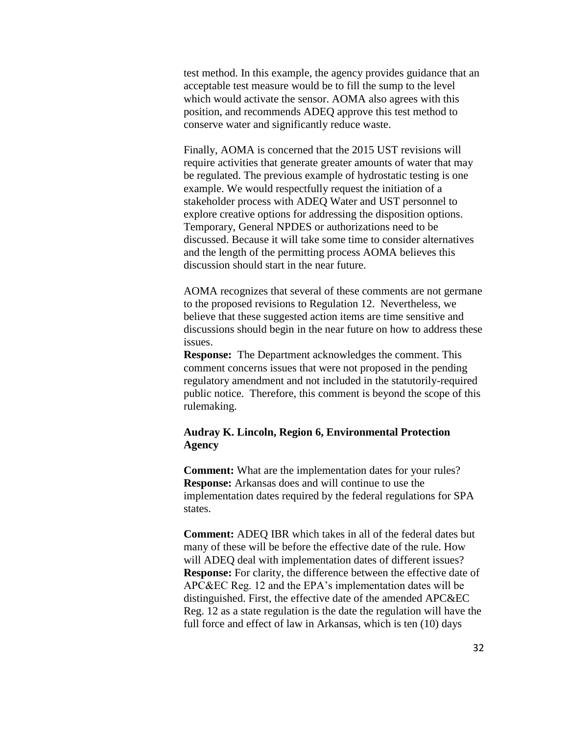test method. In this example, the agency provides guidance that an acceptable test measure would be to fill the sump to the level which would activate the sensor. AOMA also agrees with this position, and recommends ADEQ approve this test method to conserve water and significantly reduce waste.

Finally, AOMA is concerned that the 2015 UST revisions will require activities that generate greater amounts of water that may be regulated. The previous example of hydrostatic testing is one example. We would respectfully request the initiation of a stakeholder process with ADEQ Water and UST personnel to explore creative options for addressing the disposition options. Temporary, General NPDES or authorizations need to be discussed. Because it will take some time to consider alternatives and the length of the permitting process AOMA believes this discussion should start in the near future.

AOMA recognizes that several of these comments are not germane to the proposed revisions to Regulation 12. Nevertheless, we believe that these suggested action items are time sensitive and discussions should begin in the near future on how to address these issues.

**Response:** The Department acknowledges the comment. This comment concerns issues that were not proposed in the pending regulatory amendment and not included in the statutorily-required public notice. Therefore, this comment is beyond the scope of this rulemaking.

**Audray K. Lincoln, Region 6, Environmental Protection Agency**

**Comment:** What are the implementation dates for your rules?
**Response:** Arkansas does and will continue to use the implementation dates required by the federal regulations for SPA states.

**Comment:** ADEQ IBR which takes in all of the federal dates but many of these will be before the effective date of the rule. How will ADEQ deal with implementation dates of different issues?
**Response:** For clarity, the difference between the effective date of APC&EC Reg. 12 and the EPA's implementation dates will be distinguished. First, the effective date of the amended APC&EC Reg. 12 as a state regulation is the date the regulation will have the full force and effect of law in Arkansas, which is ten (10) days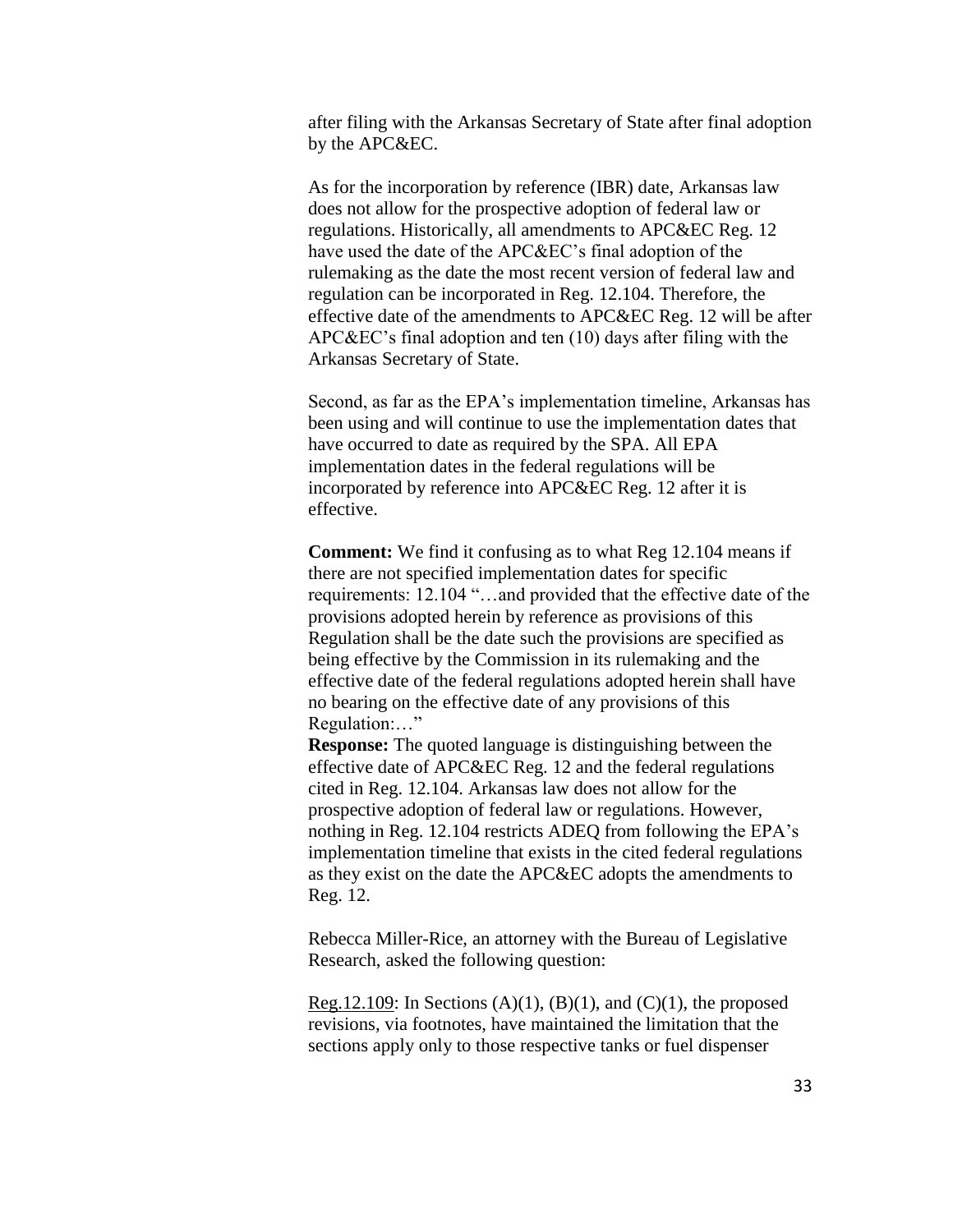after filing with the Arkansas Secretary of State after final adoption by the APC&EC.

As for the incorporation by reference (IBR) date, Arkansas law does not allow for the prospective adoption of federal law or regulations. Historically, all amendments to APC&EC Reg. 12 have used the date of the APC&EC's final adoption of the rulemaking as the date the most recent version of federal law and regulation can be incorporated in Reg. 12.104. Therefore, the effective date of the amendments to APC&EC Reg. 12 will be after APC&EC's final adoption and ten (10) days after filing with the Arkansas Secretary of State.

Second, as far as the EPA's implementation timeline, Arkansas has been using and will continue to use the implementation dates that have occurred to date as required by the SPA. All EPA implementation dates in the federal regulations will be incorporated by reference into APC&EC Reg. 12 after it is effective.

**Comment:** We find it confusing as to what Reg 12.104 means if there are not specified implementation dates for specific requirements: 12.104 "…and provided that the effective date of the provisions adopted herein by reference as provisions of this Regulation shall be the date such the provisions are specified as being effective by the Commission in its rulemaking and the effective date of the federal regulations adopted herein shall have no bearing on the effective date of any provisions of this Regulation:…"
**Response:** The quoted language is distinguishing between the effective date of APC&EC Reg. 12 and the federal regulations cited in Reg. 12.104. Arkansas law does not allow for the prospective adoption of federal law or regulations. However, nothing in Reg. 12.104 restricts ADEQ from following the EPA's implementation timeline that exists in the cited federal regulations as they exist on the date the APC&EC adopts the amendments to Reg. 12.

Rebecca Miller-Rice, an attorney with the Bureau of Legislative Research, asked the following question:

Reg.12.109: In Sections (A)(1), (B)(1), and (C)(1), the proposed revisions, via footnotes, have maintained the limitation that the sections apply only to those respective tanks or fuel dispenser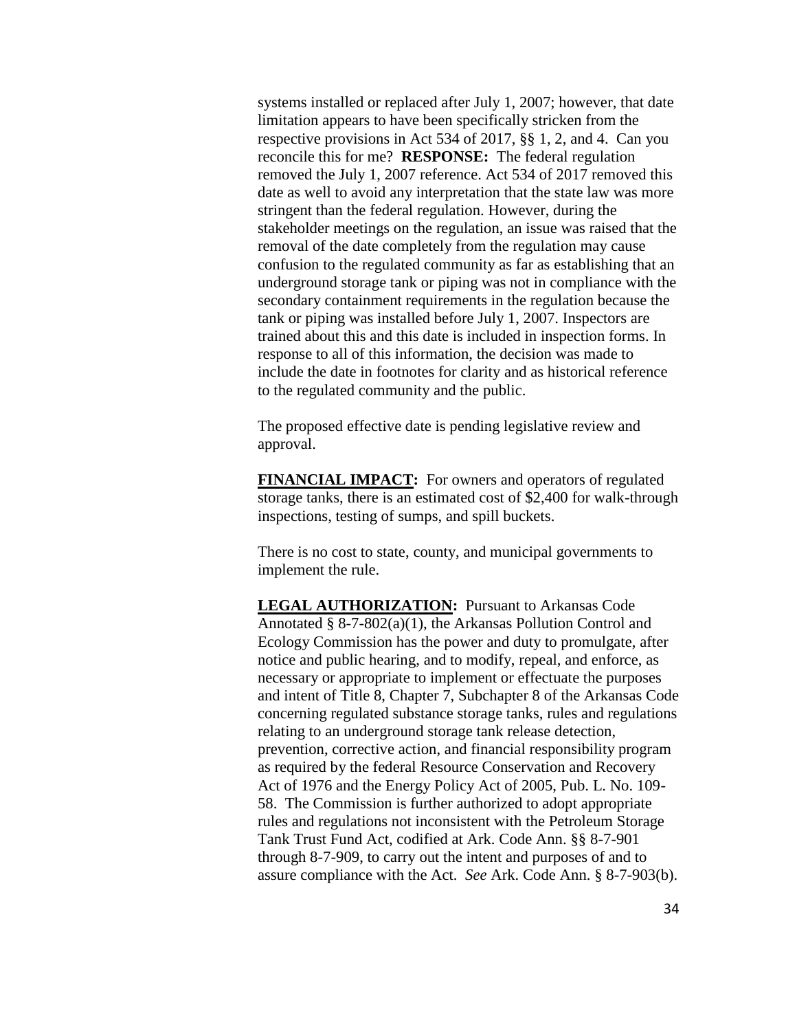systems installed or replaced after July 1, 2007; however, that date limitation appears to have been specifically stricken from the respective provisions in Act 534 of 2017, §§ 1, 2, and 4. Can you reconcile this for me? **RESPONSE:** The federal regulation removed the July 1, 2007 reference. Act 534 of 2017 removed this date as well to avoid any interpretation that the state law was more stringent than the federal regulation. However, during the stakeholder meetings on the regulation, an issue was raised that the removal of the date completely from the regulation may cause confusion to the regulated community as far as establishing that an underground storage tank or piping was not in compliance with the secondary containment requirements in the regulation because the tank or piping was installed before July 1, 2007. Inspectors are trained about this and this date is included in inspection forms. In response to all of this information, the decision was made to include the date in footnotes for clarity and as historical reference to the regulated community and the public.

The proposed effective date is pending legislative review and approval.

**FINANCIAL IMPACT:** For owners and operators of regulated storage tanks, there is an estimated cost of $2,400 for walk-through inspections, testing of sumps, and spill buckets.

There is no cost to state, county, and municipal governments to implement the rule.

**LEGAL AUTHORIZATION:** Pursuant to Arkansas Code Annotated § 8-7-802(a)(1), the Arkansas Pollution Control and Ecology Commission has the power and duty to promulgate, after notice and public hearing, and to modify, repeal, and enforce, as necessary or appropriate to implement or effectuate the purposes and intent of Title 8, Chapter 7, Subchapter 8 of the Arkansas Code concerning regulated substance storage tanks, rules and regulations relating to an underground storage tank release detection, prevention, corrective action, and financial responsibility program as required by the federal Resource Conservation and Recovery Act of 1976 and the Energy Policy Act of 2005, Pub. L. No. 109-58. The Commission is further authorized to adopt appropriate rules and regulations not inconsistent with the Petroleum Storage Tank Trust Fund Act, codified at Ark. Code Ann. §§ 8-7-901 through 8-7-909, to carry out the intent and purposes of and to assure compliance with the Act. *See* Ark. Code Ann. § 8-7-903(b).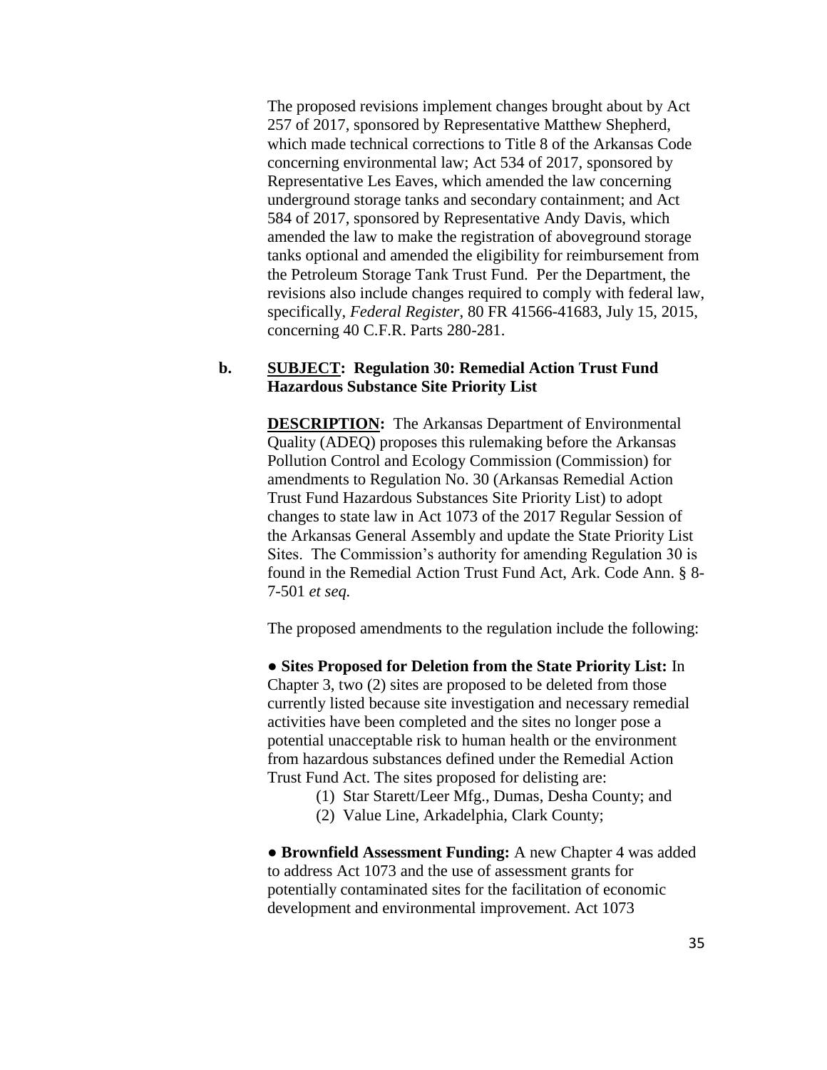The proposed revisions implement changes brought about by Act 257 of 2017, sponsored by Representative Matthew Shepherd, which made technical corrections to Title 8 of the Arkansas Code concerning environmental law; Act 534 of 2017, sponsored by Representative Les Eaves, which amended the law concerning underground storage tanks and secondary containment; and Act 584 of 2017, sponsored by Representative Andy Davis, which amended the law to make the registration of aboveground storage tanks optional and amended the eligibility for reimbursement from the Petroleum Storage Tank Trust Fund. Per the Department, the revisions also include changes required to comply with federal law, specifically, *Federal Register*, 80 FR 41566-41683, July 15, 2015, concerning 40 C.F.R. Parts 280-281.

**b. <u>SUBJECT</u>: Regulation 30: Remedial Action Trust Fund Hazardous Substance Site Priority List**

**<u>DESCRIPTION</u>:** The Arkansas Department of Environmental Quality (ADEQ) proposes this rulemaking before the Arkansas Pollution Control and Ecology Commission (Commission) for amendments to Regulation No. 30 (Arkansas Remedial Action Trust Fund Hazardous Substances Site Priority List) to adopt changes to state law in Act 1073 of the 2017 Regular Session of the Arkansas General Assembly and update the State Priority List Sites. The Commission's authority for amending Regulation 30 is found in the Remedial Action Trust Fund Act, Ark. Code Ann. § 8-7-501 *et seq.*

The proposed amendments to the regulation include the following:

● **Sites Proposed for Deletion from the State Priority List:** In Chapter 3, two (2) sites are proposed to be deleted from those currently listed because site investigation and necessary remedial activities have been completed and the sites no longer pose a potential unacceptable risk to human health or the environment from hazardous substances defined under the Remedial Action Trust Fund Act. The sites proposed for delisting are:

(1) Star Starett/Leer Mfg., Dumas, Desha County; and
(2) Value Line, Arkadelphia, Clark County;

● **Brownfield Assessment Funding:** A new Chapter 4 was added to address Act 1073 and the use of assessment grants for potentially contaminated sites for the facilitation of economic development and environmental improvement. Act 1073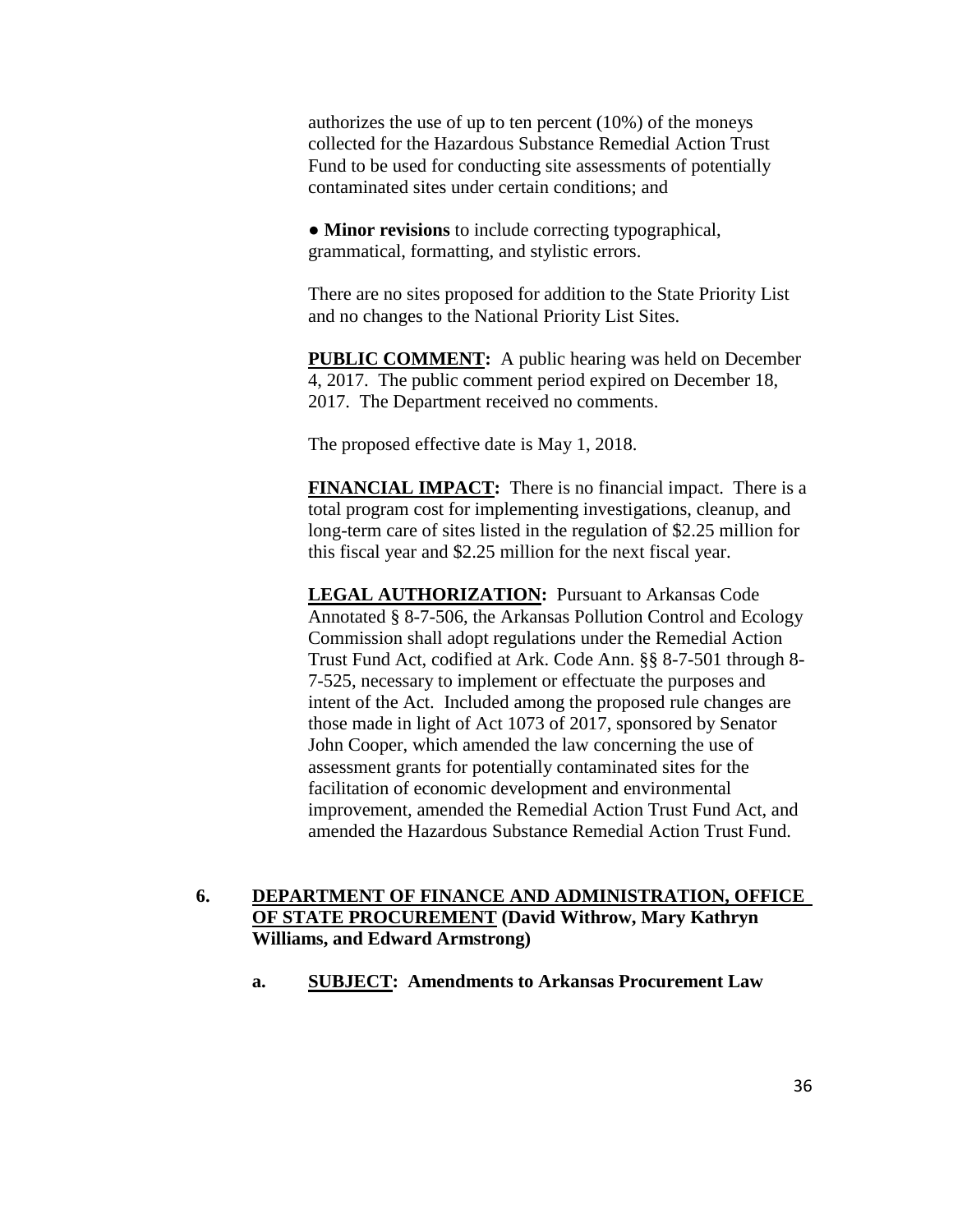authorizes the use of up to ten percent (10%) of the moneys collected for the Hazardous Substance Remedial Action Trust Fund to be used for conducting site assessments of potentially contaminated sites under certain conditions; and

● **Minor revisions** to include correcting typographical, grammatical, formatting, and stylistic errors.

There are no sites proposed for addition to the State Priority List and no changes to the National Priority List Sites.

**PUBLIC COMMENT:** A public hearing was held on December 4, 2017. The public comment period expired on December 18, 2017. The Department received no comments.

The proposed effective date is May 1, 2018.

**FINANCIAL IMPACT:** There is no financial impact. There is a total program cost for implementing investigations, cleanup, and long-term care of sites listed in the regulation of $2.25 million for this fiscal year and $2.25 million for the next fiscal year.

**LEGAL AUTHORIZATION:** Pursuant to Arkansas Code Annotated § 8-7-506, the Arkansas Pollution Control and Ecology Commission shall adopt regulations under the Remedial Action Trust Fund Act, codified at Ark. Code Ann. §§ 8-7-501 through 8-7-525, necessary to implement or effectuate the purposes and intent of the Act. Included among the proposed rule changes are those made in light of Act 1073 of 2017, sponsored by Senator John Cooper, which amended the law concerning the use of assessment grants for potentially contaminated sites for the facilitation of economic development and environmental improvement, amended the Remedial Action Trust Fund Act, and amended the Hazardous Substance Remedial Action Trust Fund.

**6. DEPARTMENT OF FINANCE AND ADMINISTRATION, OFFICE OF STATE PROCUREMENT (David Withrow, Mary Kathryn Williams, and Edward Armstrong)**

**a. SUBJECT: Amendments to Arkansas Procurement Law**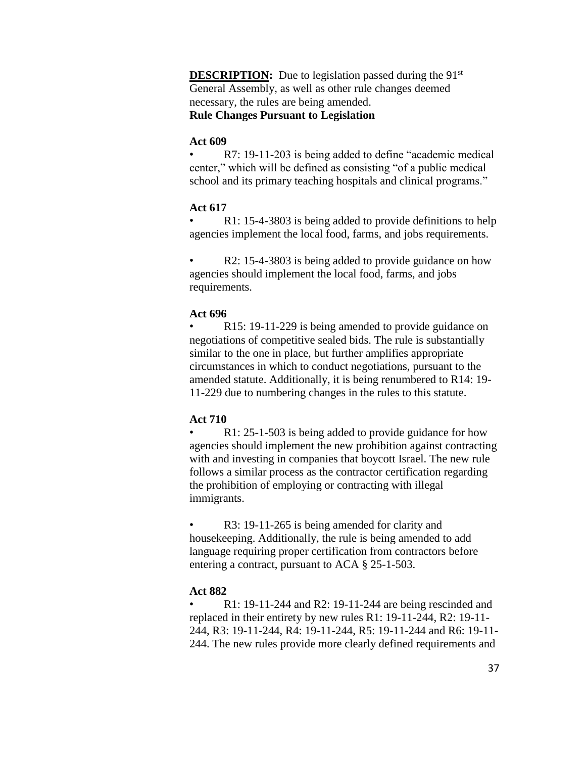**DESCRIPTION:** Due to legislation passed during the 91st General Assembly, as well as other rule changes deemed necessary, the rules are being amended.

**Rule Changes Pursuant to Legislation**

**Act 609**

- R7: 19-11-203 is being added to define "academic medical center," which will be defined as consisting "of a public medical school and its primary teaching hospitals and clinical programs."

**Act 617**

- R1: 15-4-3803 is being added to provide definitions to help agencies implement the local food, farms, and jobs requirements.

- R2: 15-4-3803 is being added to provide guidance on how agencies should implement the local food, farms, and jobs requirements.

**Act 696**

- R15: 19-11-229 is being amended to provide guidance on negotiations of competitive sealed bids. The rule is substantially similar to the one in place, but further amplifies appropriate circumstances in which to conduct negotiations, pursuant to the amended statute. Additionally, it is being renumbered to R14: 19-11-229 due to numbering changes in the rules to this statute.

**Act 710**

- R1: 25-1-503 is being added to provide guidance for how agencies should implement the new prohibition against contracting with and investing in companies that boycott Israel. The new rule follows a similar process as the contractor certification regarding the prohibition of employing or contracting with illegal immigrants.

- R3: 19-11-265 is being amended for clarity and housekeeping. Additionally, the rule is being amended to add language requiring proper certification from contractors before entering a contract, pursuant to ACA § 25-1-503.

**Act 882**

- R1: 19-11-244 and R2: 19-11-244 are being rescinded and replaced in their entirety by new rules R1: 19-11-244, R2: 19-11-244, R3: 19-11-244, R4: 19-11-244, R5: 19-11-244 and R6: 19-11-244. The new rules provide more clearly defined requirements and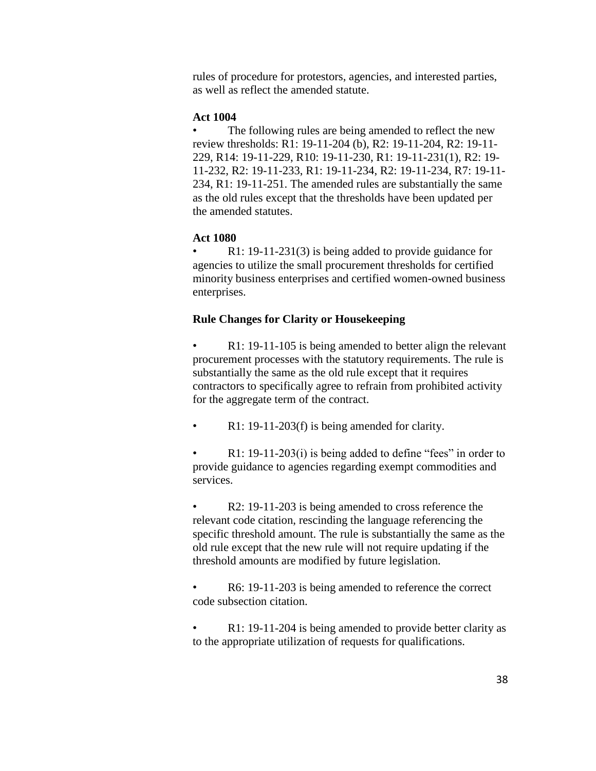rules of procedure for protestors, agencies, and interested parties, as well as reflect the amended statute.

**Act 1004**

- The following rules are being amended to reflect the new review thresholds: R1: 19-11-204 (b), R2: 19-11-204, R2: 19-11-229, R14: 19-11-229, R10: 19-11-230, R1: 19-11-231(1), R2: 19-11-232, R2: 19-11-233, R1: 19-11-234, R2: 19-11-234, R7: 19-11-234, R1: 19-11-251. The amended rules are substantially the same as the old rules except that the thresholds have been updated per the amended statutes.

**Act 1080**

- R1: 19-11-231(3) is being added to provide guidance for agencies to utilize the small procurement thresholds for certified minority business enterprises and certified women-owned business enterprises.

**Rule Changes for Clarity or Housekeeping**

- R1: 19-11-105 is being amended to better align the relevant procurement processes with the statutory requirements. The rule is substantially the same as the old rule except that it requires contractors to specifically agree to refrain from prohibited activity for the aggregate term of the contract.

- R1: 19-11-203(f) is being amended for clarity.

- R1: 19-11-203(i) is being added to define "fees" in order to provide guidance to agencies regarding exempt commodities and services.

- R2: 19-11-203 is being amended to cross reference the relevant code citation, rescinding the language referencing the specific threshold amount. The rule is substantially the same as the old rule except that the new rule will not require updating if the threshold amounts are modified by future legislation.

- R6: 19-11-203 is being amended to reference the correct code subsection citation.

- R1: 19-11-204 is being amended to provide better clarity as to the appropriate utilization of requests for qualifications.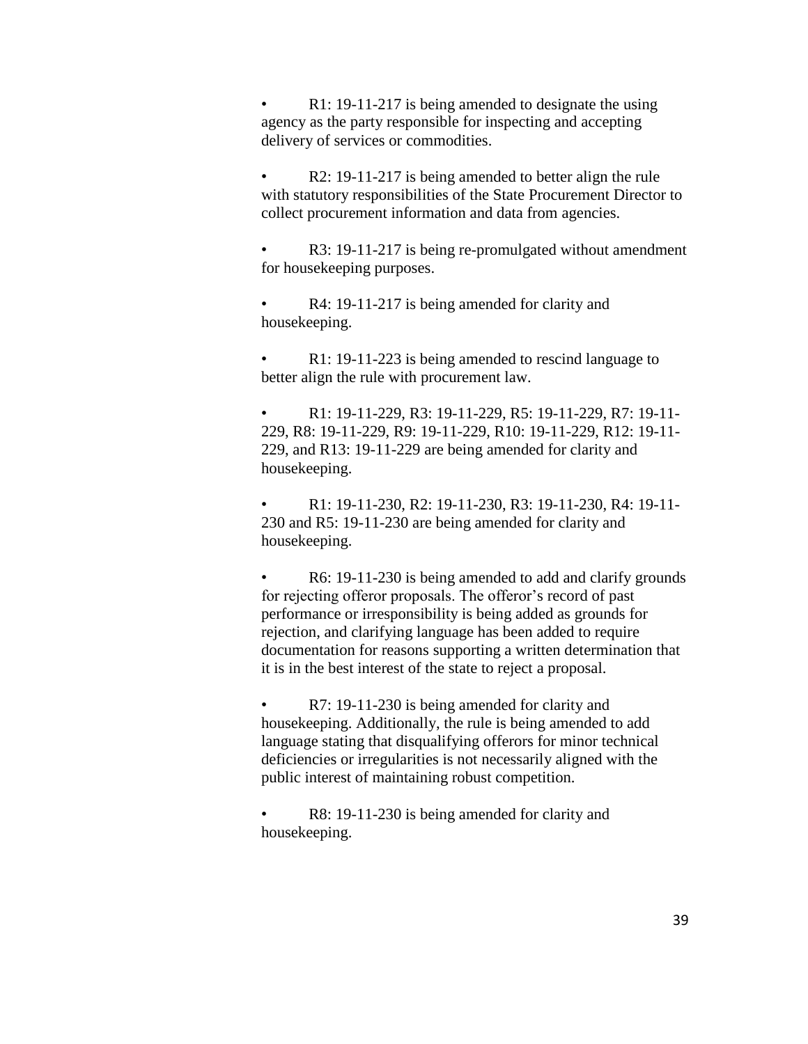- R1: 19-11-217 is being amended to designate the using agency as the party responsible for inspecting and accepting delivery of services or commodities.

- R2: 19-11-217 is being amended to better align the rule with statutory responsibilities of the State Procurement Director to collect procurement information and data from agencies.

- R3: 19-11-217 is being re-promulgated without amendment for housekeeping purposes.

- R4: 19-11-217 is being amended for clarity and housekeeping.

- R1: 19-11-223 is being amended to rescind language to better align the rule with procurement law.

- R1: 19-11-229, R3: 19-11-229, R5: 19-11-229, R7: 19-11-229, R8: 19-11-229, R9: 19-11-229, R10: 19-11-229, R12: 19-11-229, and R13: 19-11-229 are being amended for clarity and housekeeping.

- R1: 19-11-230, R2: 19-11-230, R3: 19-11-230, R4: 19-11-230 and R5: 19-11-230 are being amended for clarity and housekeeping.

- R6: 19-11-230 is being amended to add and clarify grounds for rejecting offeror proposals. The offeror's record of past performance or irresponsibility is being added as grounds for rejection, and clarifying language has been added to require documentation for reasons supporting a written determination that it is in the best interest of the state to reject a proposal.

- R7: 19-11-230 is being amended for clarity and housekeeping. Additionally, the rule is being amended to add language stating that disqualifying offerors for minor technical deficiencies or irregularities is not necessarily aligned with the public interest of maintaining robust competition.

- R8: 19-11-230 is being amended for clarity and housekeeping.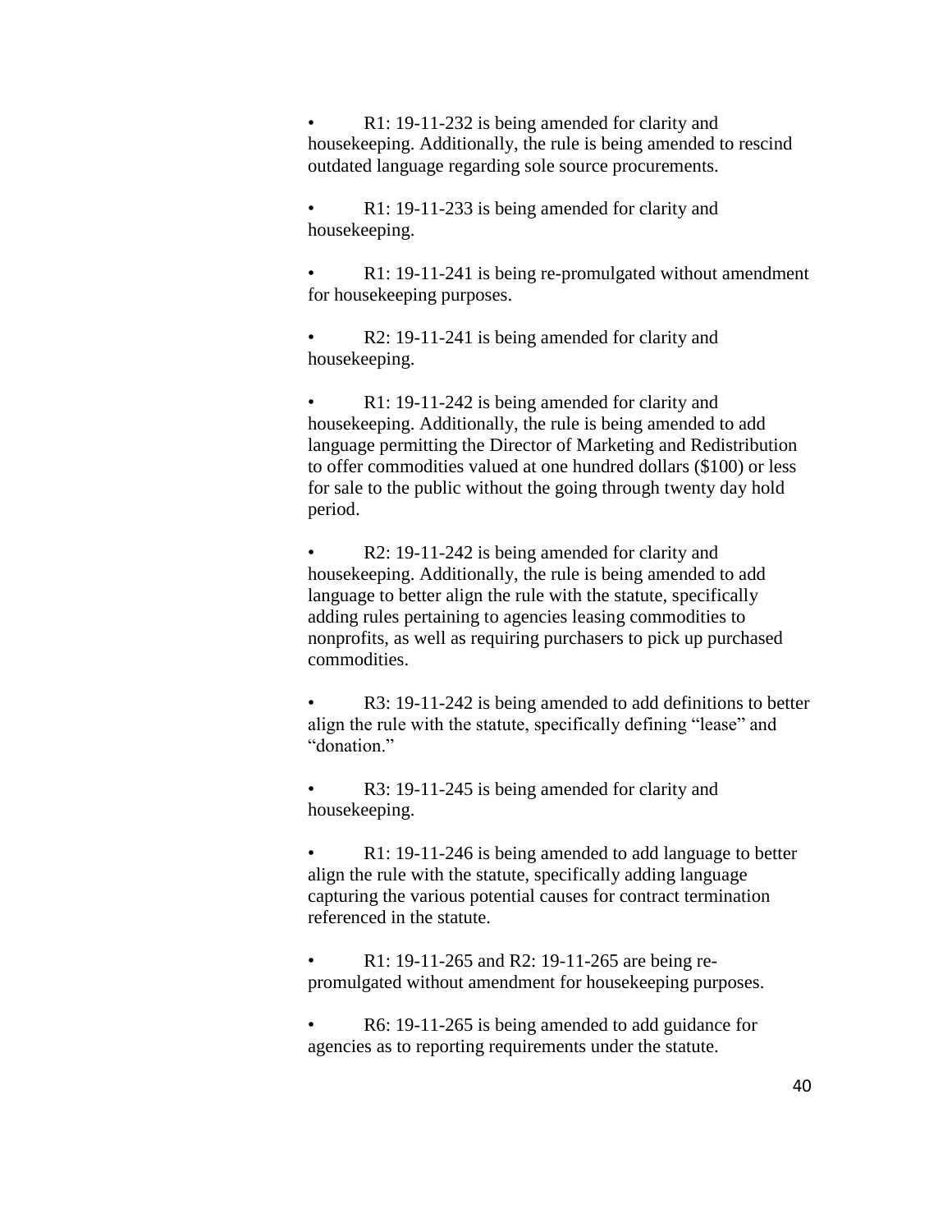- R1: 19-11-232 is being amended for clarity and housekeeping. Additionally, the rule is being amended to rescind outdated language regarding sole source procurements.

- R1: 19-11-233 is being amended for clarity and housekeeping.

- R1: 19-11-241 is being re-promulgated without amendment for housekeeping purposes.

- R2: 19-11-241 is being amended for clarity and housekeeping.

- R1: 19-11-242 is being amended for clarity and housekeeping. Additionally, the rule is being amended to add language permitting the Director of Marketing and Redistribution to offer commodities valued at one hundred dollars ($100) or less for sale to the public without the going through twenty day hold period.

- R2: 19-11-242 is being amended for clarity and housekeeping. Additionally, the rule is being amended to add language to better align the rule with the statute, specifically adding rules pertaining to agencies leasing commodities to nonprofits, as well as requiring purchasers to pick up purchased commodities.

- R3: 19-11-242 is being amended to add definitions to better align the rule with the statute, specifically defining "lease" and "donation."

- R3: 19-11-245 is being amended for clarity and housekeeping.

- R1: 19-11-246 is being amended to add language to better align the rule with the statute, specifically adding language capturing the various potential causes for contract termination referenced in the statute.

- R1: 19-11-265 and R2: 19-11-265 are being re-promulgated without amendment for housekeeping purposes.

- R6: 19-11-265 is being amended to add guidance for agencies as to reporting requirements under the statute.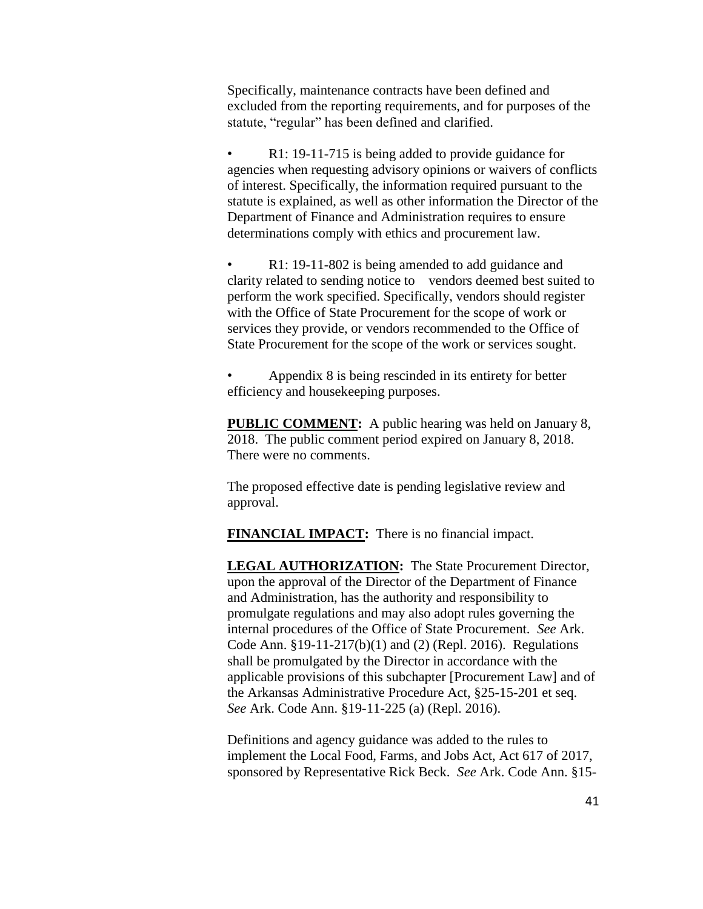Specifically, maintenance contracts have been defined and excluded from the reporting requirements, and for purposes of the statute, "regular" has been defined and clarified.

- R1: 19-11-715 is being added to provide guidance for agencies when requesting advisory opinions or waivers of conflicts of interest. Specifically, the information required pursuant to the statute is explained, as well as other information the Director of the Department of Finance and Administration requires to ensure determinations comply with ethics and procurement law.

- R1: 19-11-802 is being amended to add guidance and clarity related to sending notice to vendors deemed best suited to perform the work specified. Specifically, vendors should register with the Office of State Procurement for the scope of work or services they provide, or vendors recommended to the Office of State Procurement for the scope of the work or services sought.

- Appendix 8 is being rescinded in its entirety for better efficiency and housekeeping purposes.

**PUBLIC COMMENT:** A public hearing was held on January 8, 2018. The public comment period expired on January 8, 2018. There were no comments.

The proposed effective date is pending legislative review and approval.

**FINANCIAL IMPACT:** There is no financial impact.

**LEGAL AUTHORIZATION:** The State Procurement Director, upon the approval of the Director of the Department of Finance and Administration, has the authority and responsibility to promulgate regulations and may also adopt rules governing the internal procedures of the Office of State Procurement. *See* Ark. Code Ann. §19-11-217(b)(1) and (2) (Repl. 2016). Regulations shall be promulgated by the Director in accordance with the applicable provisions of this subchapter [Procurement Law] and of the Arkansas Administrative Procedure Act, §25-15-201 et seq. *See* Ark. Code Ann. §19-11-225 (a) (Repl. 2016).

Definitions and agency guidance was added to the rules to implement the Local Food, Farms, and Jobs Act, Act 617 of 2017, sponsored by Representative Rick Beck. *See* Ark. Code Ann. §15-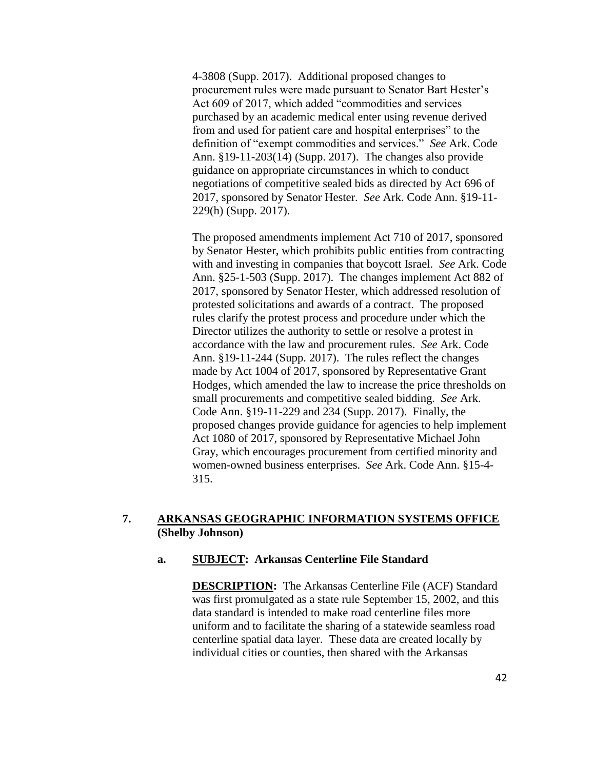4-3808 (Supp. 2017). Additional proposed changes to procurement rules were made pursuant to Senator Bart Hester's Act 609 of 2017, which added "commodities and services purchased by an academic medical enter using revenue derived from and used for patient care and hospital enterprises" to the definition of "exempt commodities and services." *See* Ark. Code Ann. §19-11-203(14) (Supp. 2017). The changes also provide guidance on appropriate circumstances in which to conduct negotiations of competitive sealed bids as directed by Act 696 of 2017, sponsored by Senator Hester. *See* Ark. Code Ann. §19-11-229(h) (Supp. 2017).

The proposed amendments implement Act 710 of 2017, sponsored by Senator Hester, which prohibits public entities from contracting with and investing in companies that boycott Israel. *See* Ark. Code Ann. §25-1-503 (Supp. 2017). The changes implement Act 882 of 2017, sponsored by Senator Hester, which addressed resolution of protested solicitations and awards of a contract. The proposed rules clarify the protest process and procedure under which the Director utilizes the authority to settle or resolve a protest in accordance with the law and procurement rules. *See* Ark. Code Ann. §19-11-244 (Supp. 2017). The rules reflect the changes made by Act 1004 of 2017, sponsored by Representative Grant Hodges, which amended the law to increase the price thresholds on small procurements and competitive sealed bidding. *See* Ark. Code Ann. §19-11-229 and 234 (Supp. 2017). Finally, the proposed changes provide guidance for agencies to help implement Act 1080 of 2017, sponsored by Representative Michael John Gray, which encourages procurement from certified minority and women-owned business enterprises. *See* Ark. Code Ann. §15-4-315.

## 7. ARKANSAS GEOGRAPHIC INFORMATION SYSTEMS OFFICE (Shelby Johnson)

### a. SUBJECT: Arkansas Centerline File Standard

**DESCRIPTION:** The Arkansas Centerline File (ACF) Standard was first promulgated as a state rule September 15, 2002, and this data standard is intended to make road centerline files more uniform and to facilitate the sharing of a statewide seamless road centerline spatial data layer. These data are created locally by individual cities or counties, then shared with the Arkansas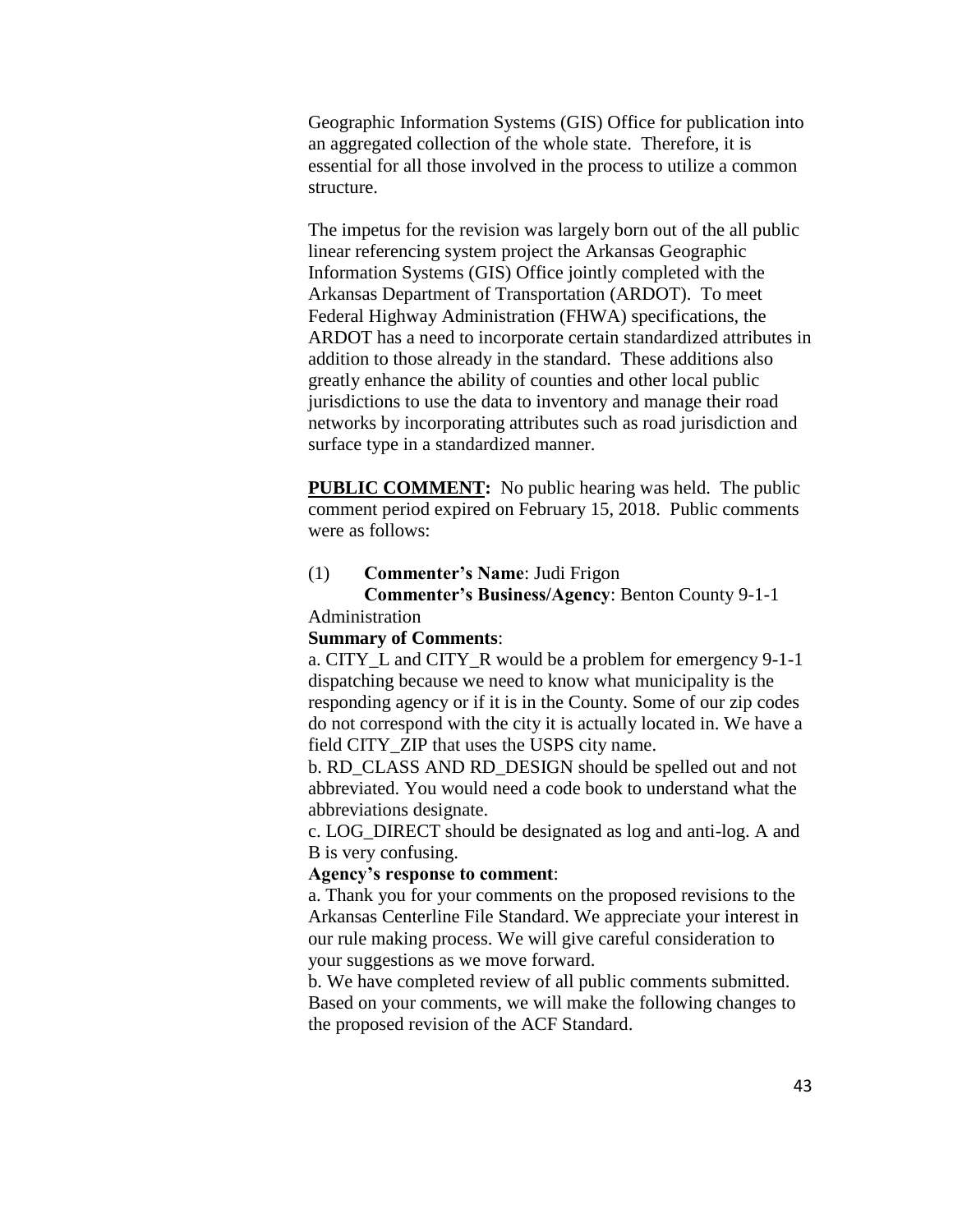Geographic Information Systems (GIS) Office for publication into an aggregated collection of the whole state. Therefore, it is essential for all those involved in the process to utilize a common structure.

The impetus for the revision was largely born out of the all public linear referencing system project the Arkansas Geographic Information Systems (GIS) Office jointly completed with the Arkansas Department of Transportation (ARDOT). To meet Federal Highway Administration (FHWA) specifications, the ARDOT has a need to incorporate certain standardized attributes in addition to those already in the standard. These additions also greatly enhance the ability of counties and other local public jurisdictions to use the data to inventory and manage their road networks by incorporating attributes such as road jurisdiction and surface type in a standardized manner.

**PUBLIC COMMENT:** No public hearing was held. The public comment period expired on February 15, 2018. Public comments were as follows:

(1) **Commenter's Name**: Judi Frigon
**Commenter's Business/Agency**: Benton County 9-1-1 Administration

**Summary of Comments**:

a. CITY_L and CITY_R would be a problem for emergency 9-1-1 dispatching because we need to know what municipality is the responding agency or if it is in the County. Some of our zip codes do not correspond with the city it is actually located in. We have a field CITY_ZIP that uses the USPS city name.

b. RD_CLASS AND RD_DESIGN should be spelled out and not abbreviated. You would need a code book to understand what the abbreviations designate.

c. LOG_DIRECT should be designated as log and anti-log. A and B is very confusing.

**Agency's response to comment**:

a. Thank you for your comments on the proposed revisions to the Arkansas Centerline File Standard. We appreciate your interest in our rule making process. We will give careful consideration to your suggestions as we move forward.

b. We have completed review of all public comments submitted. Based on your comments, we will make the following changes to the proposed revision of the ACF Standard.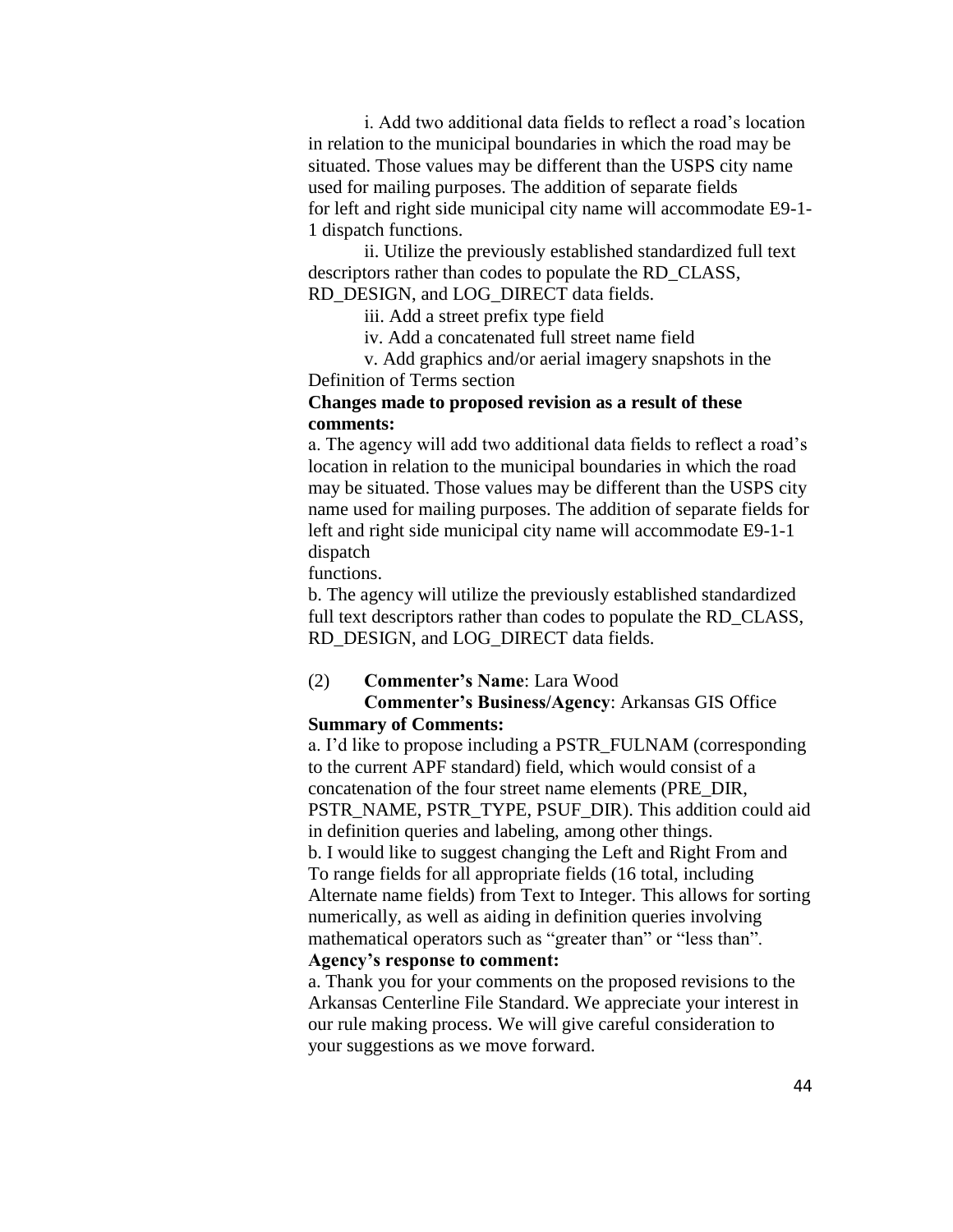i. Add two additional data fields to reflect a road's location in relation to the municipal boundaries in which the road may be situated. Those values may be different than the USPS city name used for mailing purposes. The addition of separate fields for left and right side municipal city name will accommodate E9-1-1 dispatch functions.

ii. Utilize the previously established standardized full text descriptors rather than codes to populate the RD_CLASS, RD_DESIGN, and LOG_DIRECT data fields.

iii. Add a street prefix type field

iv. Add a concatenated full street name field

v. Add graphics and/or aerial imagery snapshots in the Definition of Terms section

**Changes made to proposed revision as a result of these comments:**

a. The agency will add two additional data fields to reflect a road's location in relation to the municipal boundaries in which the road may be situated. Those values may be different than the USPS city name used for mailing purposes. The addition of separate fields for left and right side municipal city name will accommodate E9-1-1 dispatch functions.

b. The agency will utilize the previously established standardized full text descriptors rather than codes to populate the RD_CLASS, RD_DESIGN, and LOG_DIRECT data fields.

(2) **Commenter's Name**: Lara Wood
**Commenter's Business/Agency**: Arkansas GIS Office

**Summary of Comments:**

a. I'd like to propose including a PSTR_FULNAM (corresponding to the current APF standard) field, which would consist of a concatenation of the four street name elements (PRE_DIR, PSTR_NAME, PSTR_TYPE, PSUF_DIR). This addition could aid in definition queries and labeling, among other things.

b. I would like to suggest changing the Left and Right From and To range fields for all appropriate fields (16 total, including Alternate name fields) from Text to Integer. This allows for sorting numerically, as well as aiding in definition queries involving mathematical operators such as "greater than" or "less than".

**Agency's response to comment:**

a. Thank you for your comments on the proposed revisions to the Arkansas Centerline File Standard. We appreciate your interest in our rule making process. We will give careful consideration to your suggestions as we move forward.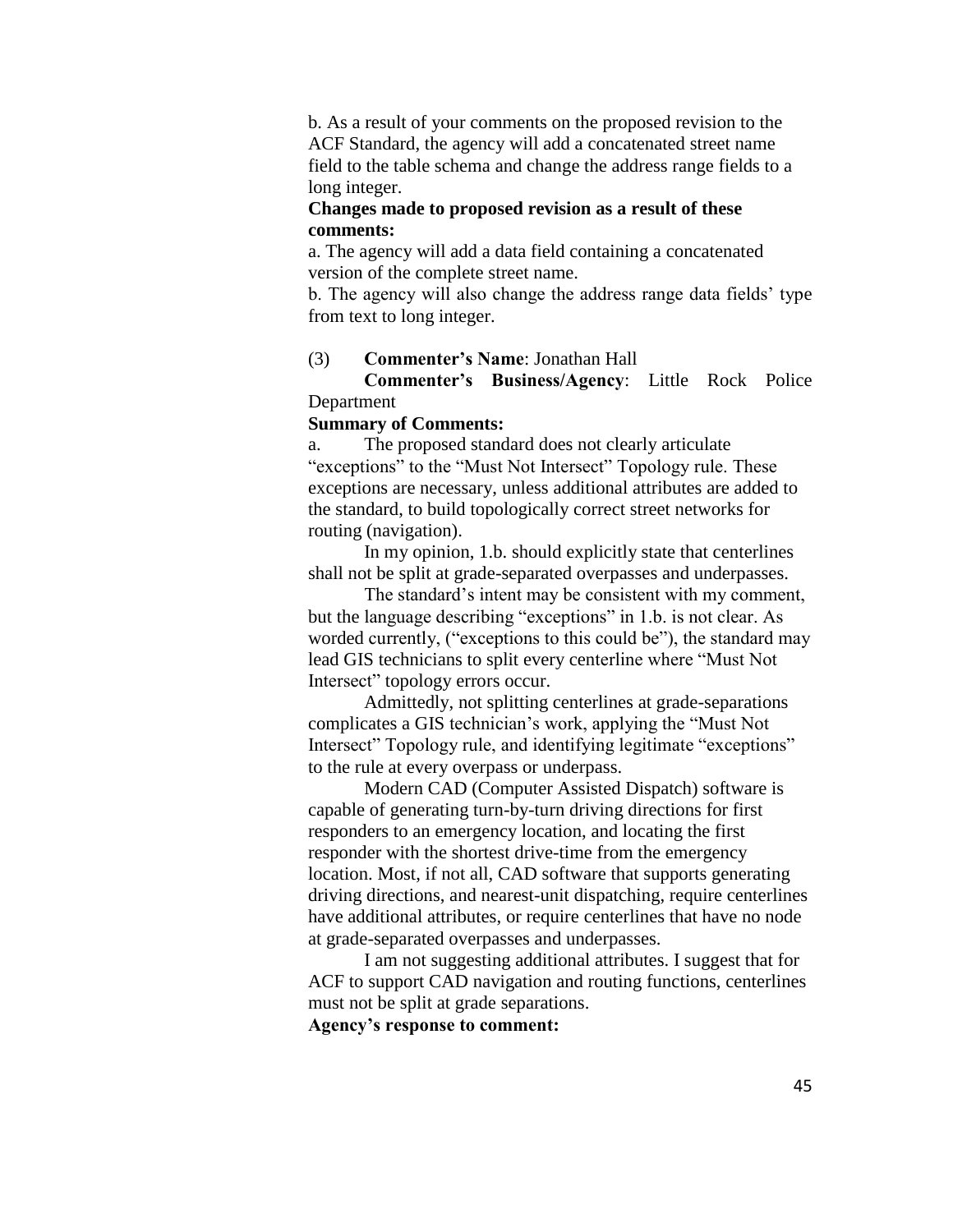b. As a result of your comments on the proposed revision to the ACF Standard, the agency will add a concatenated street name field to the table schema and change the address range fields to a long integer.

**Changes made to proposed revision as a result of these comments:**

a. The agency will add a data field containing a concatenated version of the complete street name.

b. The agency will also change the address range data fields' type from text to long integer.

(3) **Commenter's Name**: Jonathan Hall

**Commenter's Business/Agency**: Little Rock Police Department

**Summary of Comments:**

a. The proposed standard does not clearly articulate "exceptions" to the "Must Not Intersect" Topology rule. These exceptions are necessary, unless additional attributes are added to the standard, to build topologically correct street networks for routing (navigation).

In my opinion, 1.b. should explicitly state that centerlines shall not be split at grade-separated overpasses and underpasses.

The standard's intent may be consistent with my comment, but the language describing "exceptions" in 1.b. is not clear. As worded currently, ("exceptions to this could be"), the standard may lead GIS technicians to split every centerline where "Must Not Intersect" topology errors occur.

Admittedly, not splitting centerlines at grade-separations complicates a GIS technician's work, applying the "Must Not Intersect" Topology rule, and identifying legitimate "exceptions" to the rule at every overpass or underpass.

Modern CAD (Computer Assisted Dispatch) software is capable of generating turn-by-turn driving directions for first responders to an emergency location, and locating the first responder with the shortest drive-time from the emergency location. Most, if not all, CAD software that supports generating driving directions, and nearest-unit dispatching, require centerlines have additional attributes, or require centerlines that have no node at grade-separated overpasses and underpasses.

I am not suggesting additional attributes. I suggest that for ACF to support CAD navigation and routing functions, centerlines must not be split at grade separations.

**Agency's response to comment:**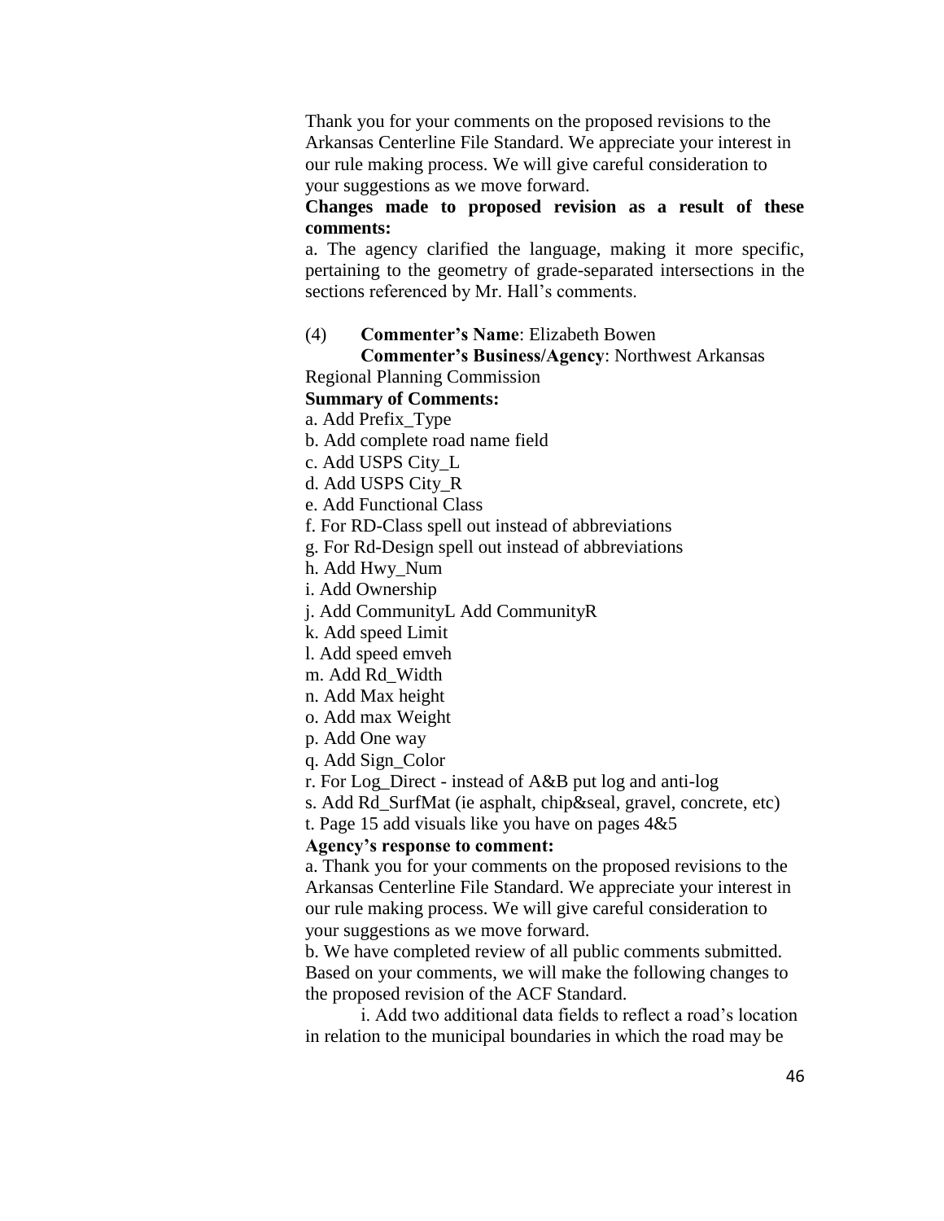Thank you for your comments on the proposed revisions to the Arkansas Centerline File Standard. We appreciate your interest in our rule making process. We will give careful consideration to your suggestions as we move forward.

**Changes made to proposed revision as a result of these comments:**

a. The agency clarified the language, making it more specific, pertaining to the geometry of grade-separated intersections in the sections referenced by Mr. Hall's comments.

(4) **Commenter's Name**: Elizabeth Bowen

**Commenter's Business/Agency**: Northwest Arkansas Regional Planning Commission

**Summary of Comments:**

a. Add Prefix_Type

b. Add complete road name field

c. Add USPS City_L

d. Add USPS City_R

e. Add Functional Class

f. For RD-Class spell out instead of abbreviations

g. For Rd-Design spell out instead of abbreviations

h. Add Hwy_Num

i. Add Ownership

j. Add CommunityL Add CommunityR

k. Add speed Limit

l. Add speed emveh

m. Add Rd_Width

n. Add Max height

o. Add max Weight

p. Add One way

q. Add Sign_Color

r. For Log_Direct - instead of A&B put log and anti-log

s. Add Rd_SurfMat (ie asphalt, chip&seal, gravel, concrete, etc)

t. Page 15 add visuals like you have on pages 4&5

**Agency's response to comment:**

a. Thank you for your comments on the proposed revisions to the Arkansas Centerline File Standard. We appreciate your interest in our rule making process. We will give careful consideration to your suggestions as we move forward.

b. We have completed review of all public comments submitted. Based on your comments, we will make the following changes to the proposed revision of the ACF Standard.

i. Add two additional data fields to reflect a road's location in relation to the municipal boundaries in which the road may be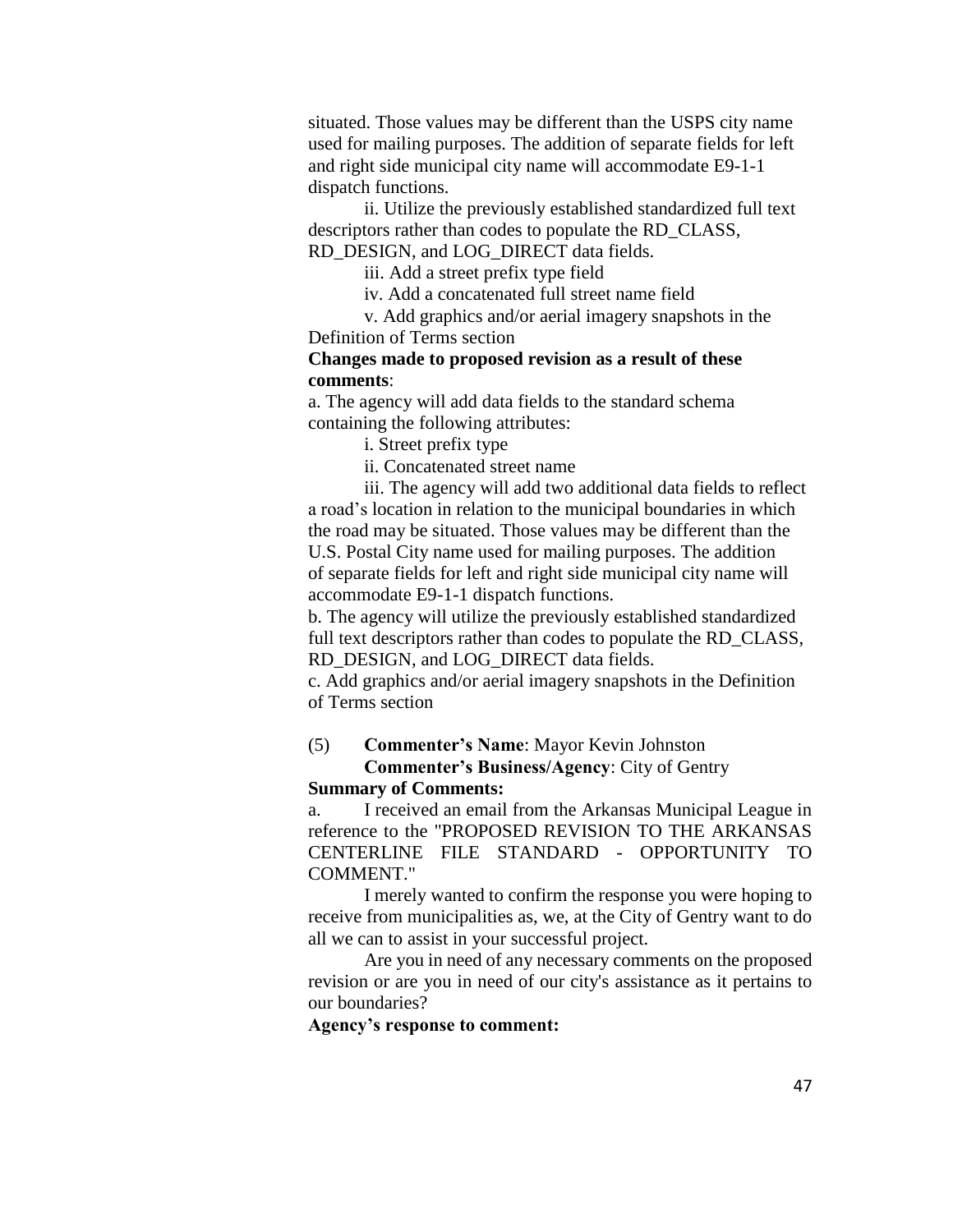situated. Those values may be different than the USPS city name used for mailing purposes. The addition of separate fields for left and right side municipal city name will accommodate E9-1-1 dispatch functions.

ii. Utilize the previously established standardized full text descriptors rather than codes to populate the RD_CLASS, RD_DESIGN, and LOG_DIRECT data fields.

iii. Add a street prefix type field

iv. Add a concatenated full street name field

v. Add graphics and/or aerial imagery snapshots in the Definition of Terms section

**Changes made to proposed revision as a result of these comments**:

a. The agency will add data fields to the standard schema containing the following attributes:

i. Street prefix type

ii. Concatenated street name

iii. The agency will add two additional data fields to reflect a road's location in relation to the municipal boundaries in which the road may be situated. Those values may be different than the U.S. Postal City name used for mailing purposes. The addition of separate fields for left and right side municipal city name will accommodate E9-1-1 dispatch functions.

b. The agency will utilize the previously established standardized full text descriptors rather than codes to populate the RD_CLASS, RD_DESIGN, and LOG_DIRECT data fields.

c. Add graphics and/or aerial imagery snapshots in the Definition of Terms section

(5) **Commenter's Name**: Mayor Kevin Johnston
**Commenter's Business/Agency**: City of Gentry

**Summary of Comments:**

a. I received an email from the Arkansas Municipal League in reference to the "PROPOSED REVISION TO THE ARKANSAS CENTERLINE FILE STANDARD - OPPORTUNITY TO COMMENT."

I merely wanted to confirm the response you were hoping to receive from municipalities as, we, at the City of Gentry want to do all we can to assist in your successful project.

Are you in need of any necessary comments on the proposed revision or are you in need of our city's assistance as it pertains to our boundaries?

**Agency's response to comment:**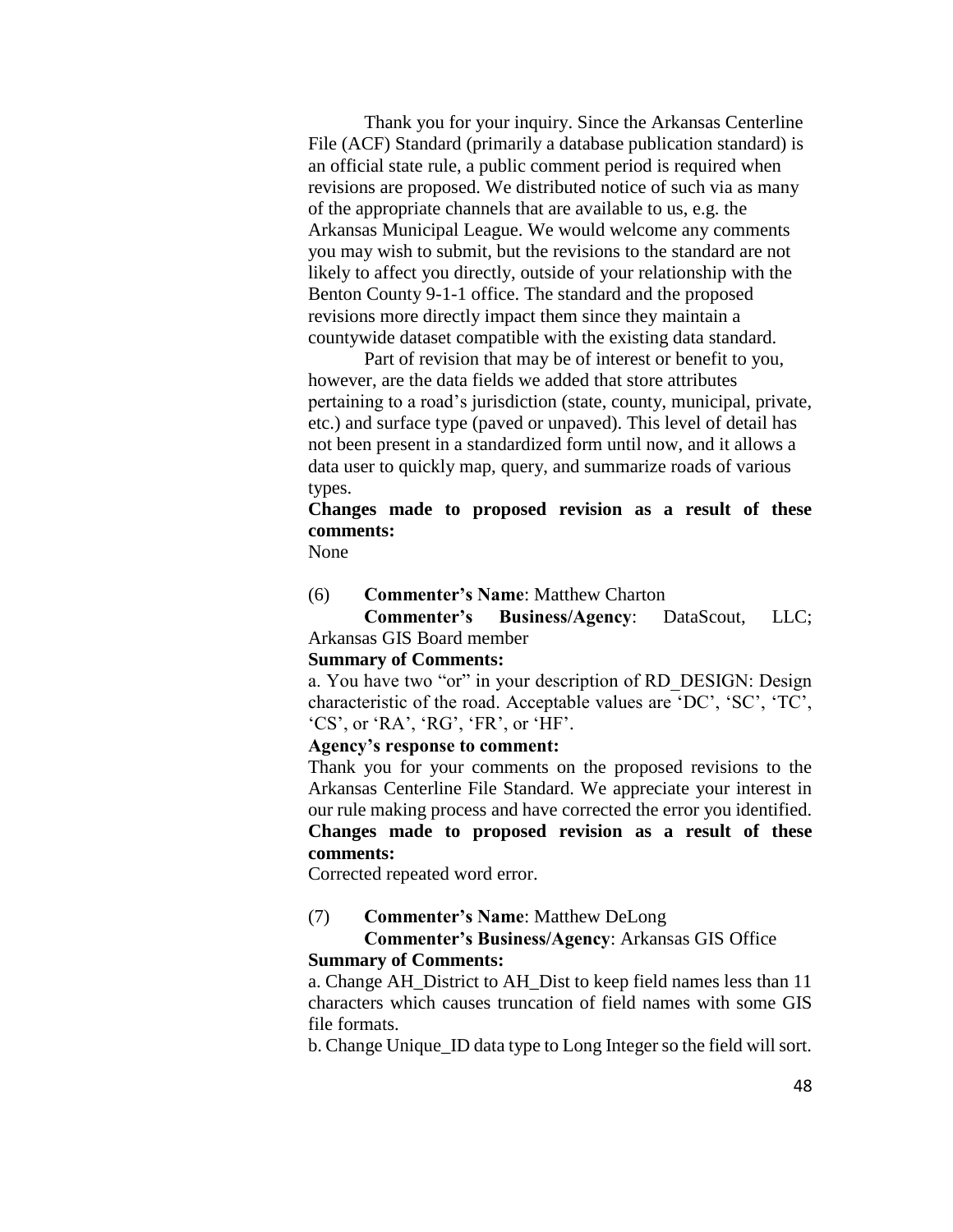Thank you for your inquiry. Since the Arkansas Centerline File (ACF) Standard (primarily a database publication standard) is an official state rule, a public comment period is required when revisions are proposed. We distributed notice of such via as many of the appropriate channels that are available to us, e.g. the Arkansas Municipal League. We would welcome any comments you may wish to submit, but the revisions to the standard are not likely to affect you directly, outside of your relationship with the Benton County 9-1-1 office. The standard and the proposed revisions more directly impact them since they maintain a countywide dataset compatible with the existing data standard.

Part of revision that may be of interest or benefit to you, however, are the data fields we added that store attributes pertaining to a road's jurisdiction (state, county, municipal, private, etc.) and surface type (paved or unpaved). This level of detail has not been present in a standardized form until now, and it allows a data user to quickly map, query, and summarize roads of various types.

**Changes made to proposed revision as a result of these comments:**
None

(6) **Commenter's Name**: Matthew Charton
**Commenter's Business/Agency**: DataScout, LLC; Arkansas GIS Board member

**Summary of Comments:**
a. You have two "or" in your description of RD_DESIGN: Design characteristic of the road. Acceptable values are 'DC', 'SC', 'TC', 'CS', or 'RA', 'RG', 'FR', or 'HF'.

**Agency's response to comment:**
Thank you for your comments on the proposed revisions to the Arkansas Centerline File Standard. We appreciate your interest in our rule making process and have corrected the error you identified.

**Changes made to proposed revision as a result of these comments:**
Corrected repeated word error.

(7) **Commenter's Name**: Matthew DeLong
**Commenter's Business/Agency**: Arkansas GIS Office

**Summary of Comments:**
a. Change AH_District to AH_Dist to keep field names less than 11 characters which causes truncation of field names with some GIS file formats.
b. Change Unique_ID data type to Long Integer so the field will sort.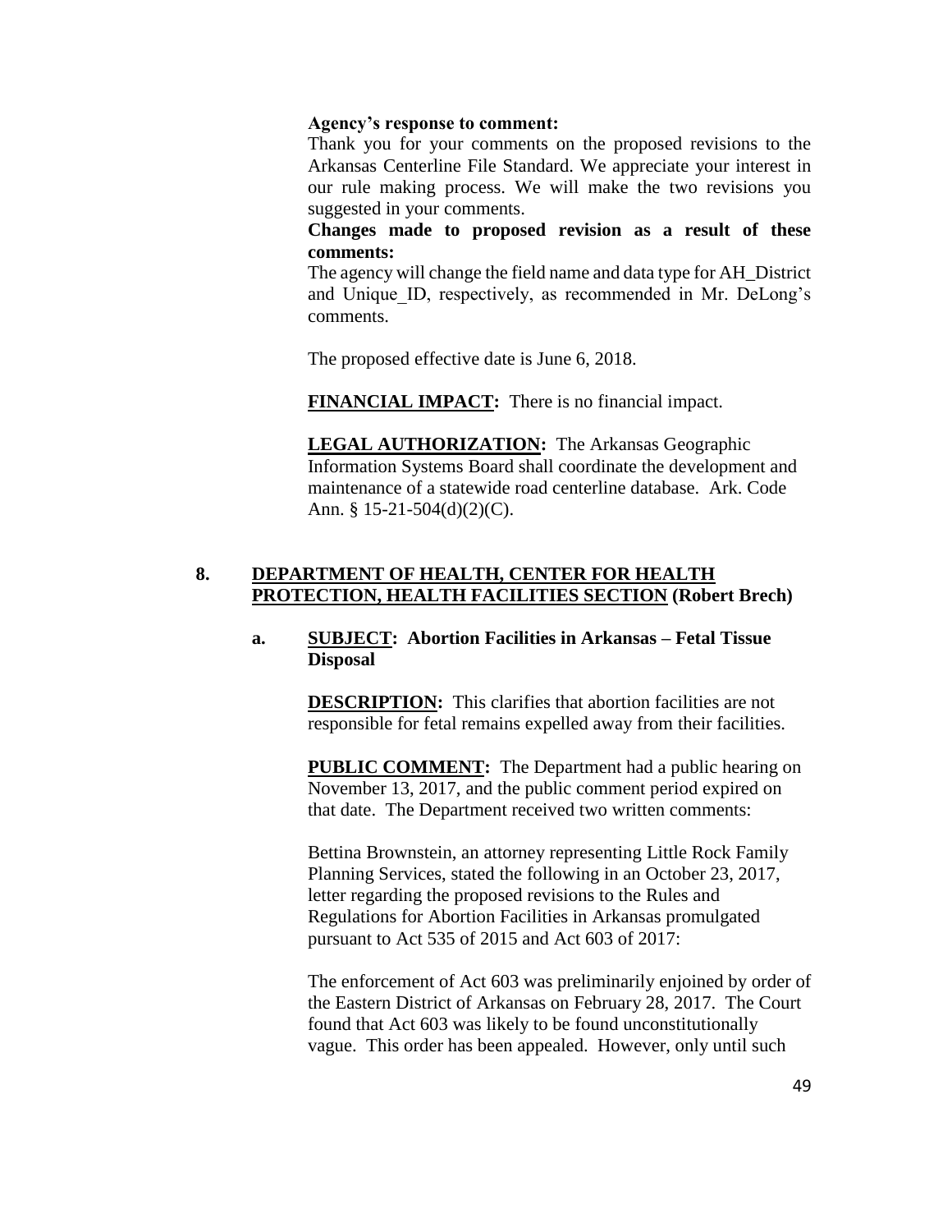**Agency's response to comment:**
Thank you for your comments on the proposed revisions to the Arkansas Centerline File Standard. We appreciate your interest in our rule making process. We will make the two revisions you suggested in your comments.

**Changes made to proposed revision as a result of these comments:**
The agency will change the field name and data type for AH_District and Unique_ID, respectively, as recommended in Mr. DeLong's comments.

The proposed effective date is June 6, 2018.

**FINANCIAL IMPACT:** There is no financial impact.

**LEGAL AUTHORIZATION:** The Arkansas Geographic Information Systems Board shall coordinate the development and maintenance of a statewide road centerline database. Ark. Code Ann. § 15-21-504(d)(2)(C).

## 8. DEPARTMENT OF HEALTH, CENTER FOR HEALTH PROTECTION, HEALTH FACILITIES SECTION (Robert Brech)

### a. SUBJECT: Abortion Facilities in Arkansas – Fetal Tissue Disposal

**DESCRIPTION:** This clarifies that abortion facilities are not responsible for fetal remains expelled away from their facilities.

**PUBLIC COMMENT:** The Department had a public hearing on November 13, 2017, and the public comment period expired on that date. The Department received two written comments:

Bettina Brownstein, an attorney representing Little Rock Family Planning Services, stated the following in an October 23, 2017, letter regarding the proposed revisions to the Rules and Regulations for Abortion Facilities in Arkansas promulgated pursuant to Act 535 of 2015 and Act 603 of 2017:

The enforcement of Act 603 was preliminarily enjoined by order of the Eastern District of Arkansas on February 28, 2017. The Court found that Act 603 was likely to be found unconstitutionally vague. This order has been appealed. However, only until such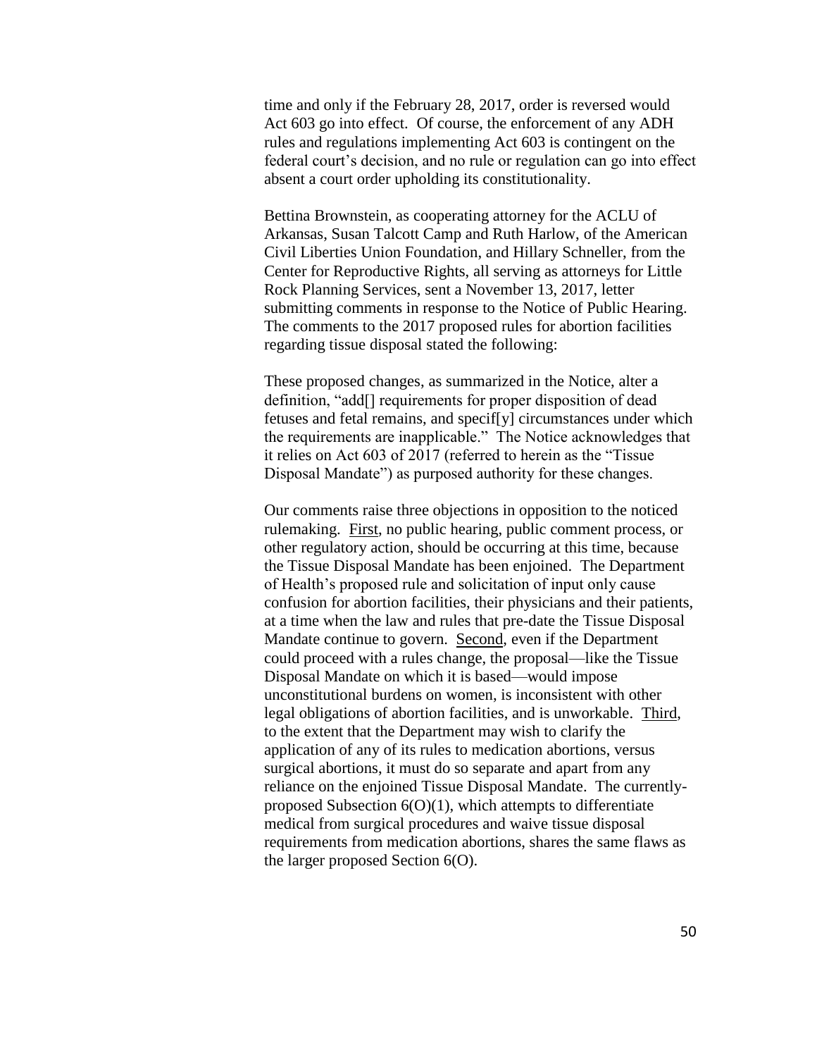time and only if the February 28, 2017, order is reversed would Act 603 go into effect. Of course, the enforcement of any ADH rules and regulations implementing Act 603 is contingent on the federal court's decision, and no rule or regulation can go into effect absent a court order upholding its constitutionality.

Bettina Brownstein, as cooperating attorney for the ACLU of Arkansas, Susan Talcott Camp and Ruth Harlow, of the American Civil Liberties Union Foundation, and Hillary Schneller, from the Center for Reproductive Rights, all serving as attorneys for Little Rock Planning Services, sent a November 13, 2017, letter submitting comments in response to the Notice of Public Hearing. The comments to the 2017 proposed rules for abortion facilities regarding tissue disposal stated the following:

These proposed changes, as summarized in the Notice, alter a definition, "add[] requirements for proper disposition of dead fetuses and fetal remains, and specif[y] circumstances under which the requirements are inapplicable." The Notice acknowledges that it relies on Act 603 of 2017 (referred to herein as the "Tissue Disposal Mandate") as purposed authority for these changes.

Our comments raise three objections in opposition to the noticed rulemaking. <u>First</u>, no public hearing, public comment process, or other regulatory action, should be occurring at this time, because the Tissue Disposal Mandate has been enjoined. The Department of Health's proposed rule and solicitation of input only cause confusion for abortion facilities, their physicians and their patients, at a time when the law and rules that pre-date the Tissue Disposal Mandate continue to govern. <u>Second</u>, even if the Department could proceed with a rules change, the proposal—like the Tissue Disposal Mandate on which it is based—would impose unconstitutional burdens on women, is inconsistent with other legal obligations of abortion facilities, and is unworkable. <u>Third</u>, to the extent that the Department may wish to clarify the application of any of its rules to medication abortions, versus surgical abortions, it must do so separate and apart from any reliance on the enjoined Tissue Disposal Mandate. The currently-proposed Subsection 6(O)(1), which attempts to differentiate medical from surgical procedures and waive tissue disposal requirements from medication abortions, shares the same flaws as the larger proposed Section 6(O).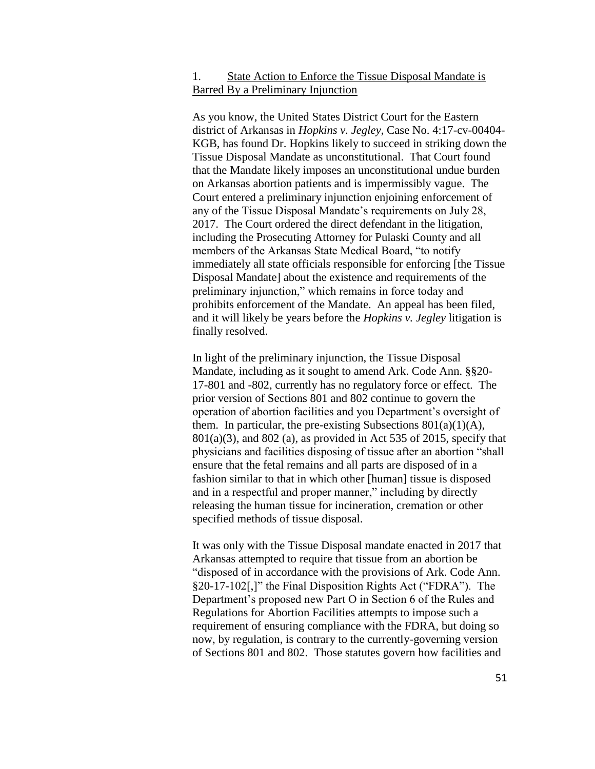1. <u>State Action to Enforce the Tissue Disposal Mandate is Barred By a Preliminary Injunction</u>

As you know, the United States District Court for the Eastern district of Arkansas in *Hopkins v. Jegley*, Case No. 4:17-cv-00404-KGB, has found Dr. Hopkins likely to succeed in striking down the Tissue Disposal Mandate as unconstitutional. That Court found that the Mandate likely imposes an unconstitutional undue burden on Arkansas abortion patients and is impermissibly vague. The Court entered a preliminary injunction enjoining enforcement of any of the Tissue Disposal Mandate's requirements on July 28, 2017. The Court ordered the direct defendant in the litigation, including the Prosecuting Attorney for Pulaski County and all members of the Arkansas State Medical Board, "to notify immediately all state officials responsible for enforcing [the Tissue Disposal Mandate] about the existence and requirements of the preliminary injunction," which remains in force today and prohibits enforcement of the Mandate. An appeal has been filed, and it will likely be years before the *Hopkins v. Jegley* litigation is finally resolved.

In light of the preliminary injunction, the Tissue Disposal Mandate, including as it sought to amend Ark. Code Ann. §§20-17-801 and -802, currently has no regulatory force or effect. The prior version of Sections 801 and 802 continue to govern the operation of abortion facilities and you Department's oversight of them. In particular, the pre-existing Subsections 801(a)(1)(A), 801(a)(3), and 802 (a), as provided in Act 535 of 2015, specify that physicians and facilities disposing of tissue after an abortion "shall ensure that the fetal remains and all parts are disposed of in a fashion similar to that in which other [human] tissue is disposed and in a respectful and proper manner," including by directly releasing the human tissue for incineration, cremation or other specified methods of tissue disposal.

It was only with the Tissue Disposal mandate enacted in 2017 that Arkansas attempted to require that tissue from an abortion be "disposed of in accordance with the provisions of Ark. Code Ann. §20-17-102[,]" the Final Disposition Rights Act ("FDRA"). The Department's proposed new Part O in Section 6 of the Rules and Regulations for Abortion Facilities attempts to impose such a requirement of ensuring compliance with the FDRA, but doing so now, by regulation, is contrary to the currently-governing version of Sections 801 and 802. Those statutes govern how facilities and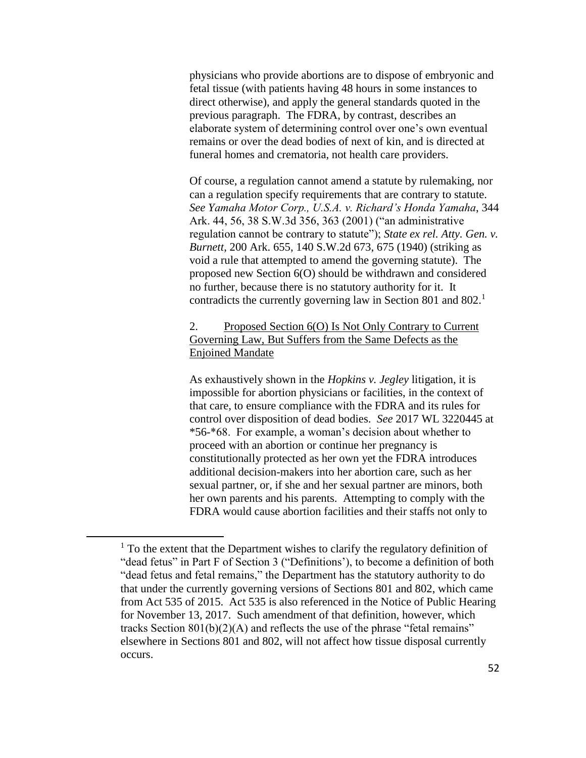physicians who provide abortions are to dispose of embryonic and fetal tissue (with patients having 48 hours in some instances to direct otherwise), and apply the general standards quoted in the previous paragraph. The FDRA, by contrast, describes an elaborate system of determining control over one's own eventual remains or over the dead bodies of next of kin, and is directed at funeral homes and crematoria, not health care providers.

Of course, a regulation cannot amend a statute by rulemaking, nor can a regulation specify requirements that are contrary to statute. *See Yamaha Motor Corp., U.S.A. v. Richard's Honda Yamaha*, 344 Ark. 44, 56, 38 S.W.3d 356, 363 (2001) ("an administrative regulation cannot be contrary to statute"); *State ex rel. Atty. Gen. v. Burnett*, 200 Ark. 655, 140 S.W.2d 673, 675 (1940) (striking as void a rule that attempted to amend the governing statute). The proposed new Section 6(O) should be withdrawn and considered no further, because there is no statutory authority for it. It contradicts the currently governing law in Section 801 and 802.[1]

2. <u>Proposed Section 6(O) Is Not Only Contrary to Current Governing Law, But Suffers from the Same Defects as the Enjoined Mandate</u>

As exhaustively shown in the *Hopkins v. Jegley* litigation, it is impossible for abortion physicians or facilities, in the context of that care, to ensure compliance with the FDRA and its rules for control over disposition of dead bodies. *See* 2017 WL 3220445 at \*56-\*68. For example, a woman's decision about whether to proceed with an abortion or continue her pregnancy is constitutionally protected as her own yet the FDRA introduces additional decision-makers into her abortion care, such as her sexual partner, or, if she and her sexual partner are minors, both her own parents and his parents. Attempting to comply with the FDRA would cause abortion facilities and their staffs not only to

---

[1] To the extent that the Department wishes to clarify the regulatory definition of "dead fetus" in Part F of Section 3 ("Definitions'), to become a definition of both "dead fetus and fetal remains," the Department has the statutory authority to do that under the currently governing versions of Sections 801 and 802, which came from Act 535 of 2015. Act 535 is also referenced in the Notice of Public Hearing for November 13, 2017. Such amendment of that definition, however, which tracks Section 801(b)(2)(A) and reflects the use of the phrase "fetal remains" elsewhere in Sections 801 and 802, will not affect how tissue disposal currently occurs.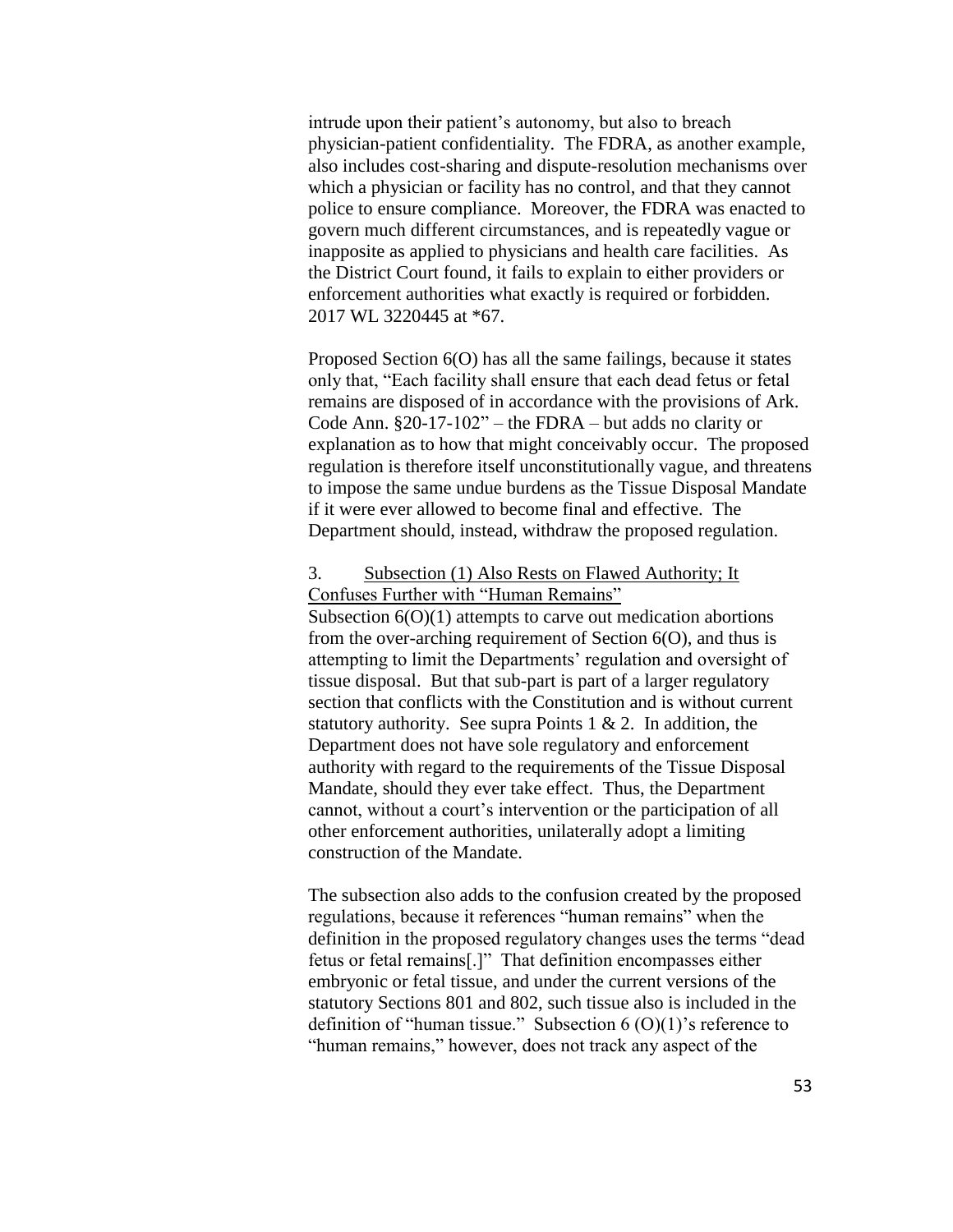intrude upon their patient's autonomy, but also to breach physician-patient confidentiality. The FDRA, as another example, also includes cost-sharing and dispute-resolution mechanisms over which a physician or facility has no control, and that they cannot police to ensure compliance. Moreover, the FDRA was enacted to govern much different circumstances, and is repeatedly vague or inapposite as applied to physicians and health care facilities. As the District Court found, it fails to explain to either providers or enforcement authorities what exactly is required or forbidden. 2017 WL 3220445 at *67.

Proposed Section 6(O) has all the same failings, because it states only that, "Each facility shall ensure that each dead fetus or fetal remains are disposed of in accordance with the provisions of Ark. Code Ann. §20-17-102" – the FDRA – but adds no clarity or explanation as to how that might conceivably occur. The proposed regulation is therefore itself unconstitutionally vague, and threatens to impose the same undue burdens as the Tissue Disposal Mandate if it were ever allowed to become final and effective. The Department should, instead, withdraw the proposed regulation.

3. <u>Subsection (1) Also Rests on Flawed Authority; It Confuses Further with "Human Remains"</u>

Subsection 6(O)(1) attempts to carve out medication abortions from the over-arching requirement of Section 6(O), and thus is attempting to limit the Departments' regulation and oversight of tissue disposal. But that sub-part is part of a larger regulatory section that conflicts with the Constitution and is without current statutory authority. See supra Points 1 & 2. In addition, the Department does not have sole regulatory and enforcement authority with regard to the requirements of the Tissue Disposal Mandate, should they ever take effect. Thus, the Department cannot, without a court's intervention or the participation of all other enforcement authorities, unilaterally adopt a limiting construction of the Mandate.

The subsection also adds to the confusion created by the proposed regulations, because it references "human remains" when the definition in the proposed regulatory changes uses the terms "dead fetus or fetal remains[.]" That definition encompasses either embryonic or fetal tissue, and under the current versions of the statutory Sections 801 and 802, such tissue also is included in the definition of "human tissue." Subsection 6 (O)(1)'s reference to "human remains," however, does not track any aspect of the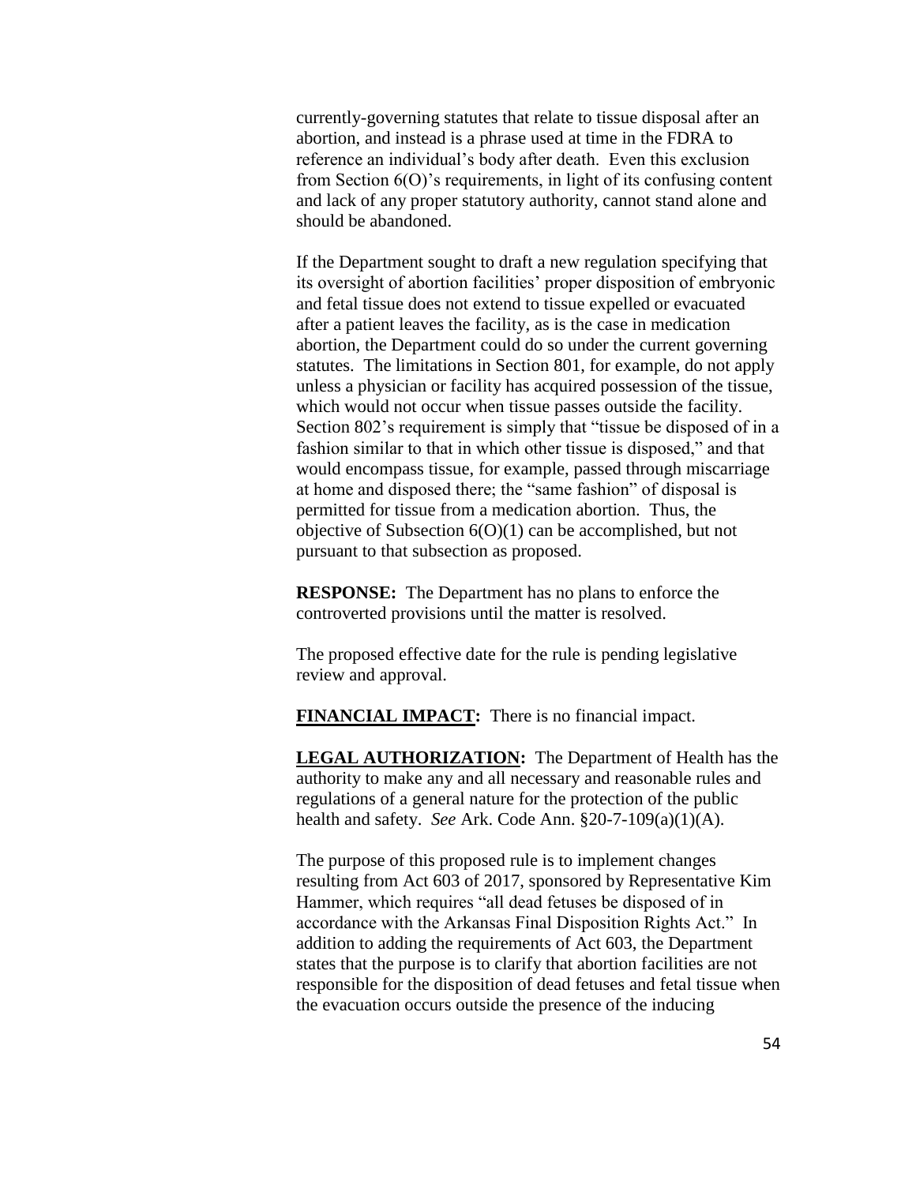currently-governing statutes that relate to tissue disposal after an abortion, and instead is a phrase used at time in the FDRA to reference an individual's body after death. Even this exclusion from Section 6(O)'s requirements, in light of its confusing content and lack of any proper statutory authority, cannot stand alone and should be abandoned.

If the Department sought to draft a new regulation specifying that its oversight of abortion facilities' proper disposition of embryonic and fetal tissue does not extend to tissue expelled or evacuated after a patient leaves the facility, as is the case in medication abortion, the Department could do so under the current governing statutes. The limitations in Section 801, for example, do not apply unless a physician or facility has acquired possession of the tissue, which would not occur when tissue passes outside the facility. Section 802's requirement is simply that "tissue be disposed of in a fashion similar to that in which other tissue is disposed," and that would encompass tissue, for example, passed through miscarriage at home and disposed there; the "same fashion" of disposal is permitted for tissue from a medication abortion. Thus, the objective of Subsection 6(O)(1) can be accomplished, but not pursuant to that subsection as proposed.

**RESPONSE:** The Department has no plans to enforce the controverted provisions until the matter is resolved.

The proposed effective date for the rule is pending legislative review and approval.

**FINANCIAL IMPACT:** There is no financial impact.

**LEGAL AUTHORIZATION:** The Department of Health has the authority to make any and all necessary and reasonable rules and regulations of a general nature for the protection of the public health and safety. *See* Ark. Code Ann. §20-7-109(a)(1)(A).

The purpose of this proposed rule is to implement changes resulting from Act 603 of 2017, sponsored by Representative Kim Hammer, which requires "all dead fetuses be disposed of in accordance with the Arkansas Final Disposition Rights Act." In addition to adding the requirements of Act 603, the Department states that the purpose is to clarify that abortion facilities are not responsible for the disposition of dead fetuses and fetal tissue when the evacuation occurs outside the presence of the inducing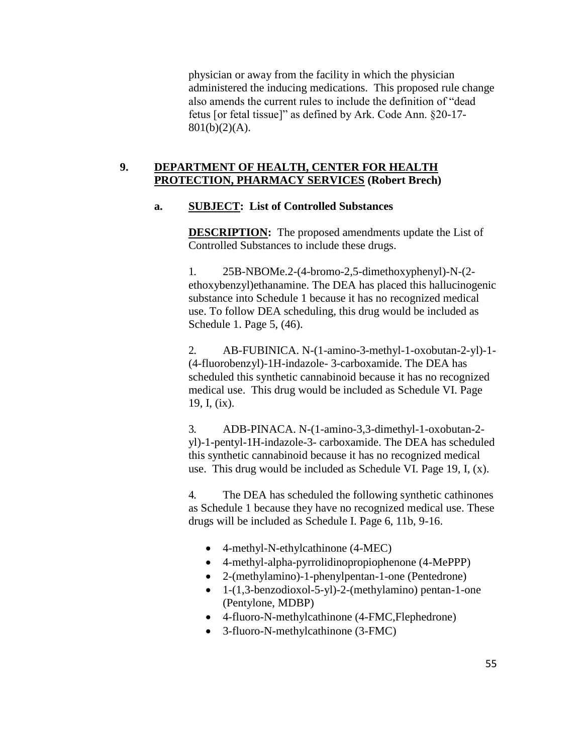physician or away from the facility in which the physician administered the inducing medications. This proposed rule change also amends the current rules to include the definition of "dead fetus [or fetal tissue]" as defined by Ark. Code Ann. §20-17-801(b)(2)(A).

**9. DEPARTMENT OF HEALTH, CENTER FOR HEALTH PROTECTION, PHARMACY SERVICES (Robert Brech)**

**a. SUBJECT: List of Controlled Substances**

**DESCRIPTION:** The proposed amendments update the List of Controlled Substances to include these drugs.

1. 25B-NBOMe.2-(4-bromo-2,5-dimethoxyphenyl)-N-(2-ethoxybenzyl)ethanamine. The DEA has placed this hallucinogenic substance into Schedule 1 because it has no recognized medical use. To follow DEA scheduling, this drug would be included as Schedule 1. Page 5, (46).

2. AB-FUBINICA. N-(1-amino-3-methyl-1-oxobutan-2-yl)-1-(4-fluorobenzyl)-1H-indazole- 3-carboxamide. The DEA has scheduled this synthetic cannabinoid because it has no recognized medical use. This drug would be included as Schedule VI. Page 19, I, (ix).

3. ADB-PINACA. N-(1-amino-3,3-dimethyl-1-oxobutan-2-yl)-1-pentyl-1H-indazole-3- carboxamide. The DEA has scheduled this synthetic cannabinoid because it has no recognized medical use. This drug would be included as Schedule VI. Page 19, I, (x).

4. The DEA has scheduled the following synthetic cathinones as Schedule 1 because they have no recognized medical use. These drugs will be included as Schedule I. Page 6, 11b, 9-16.

- 4-methyl-N-ethylcathinone (4-MEC)
- 4-methyl-alpha-pyrrolidinopropiophenone (4-MePPP)
- 2-(methylamino)-1-phenylpentan-1-one (Pentedrone)
- 1-(1,3-benzodioxol-5-yl)-2-(methylamino) pentan-1-one (Pentylone, MDBP)
- 4-fluoro-N-methylcathinone (4-FMC,Flephedrone)
- 3-fluoro-N-methylcathinone (3-FMC)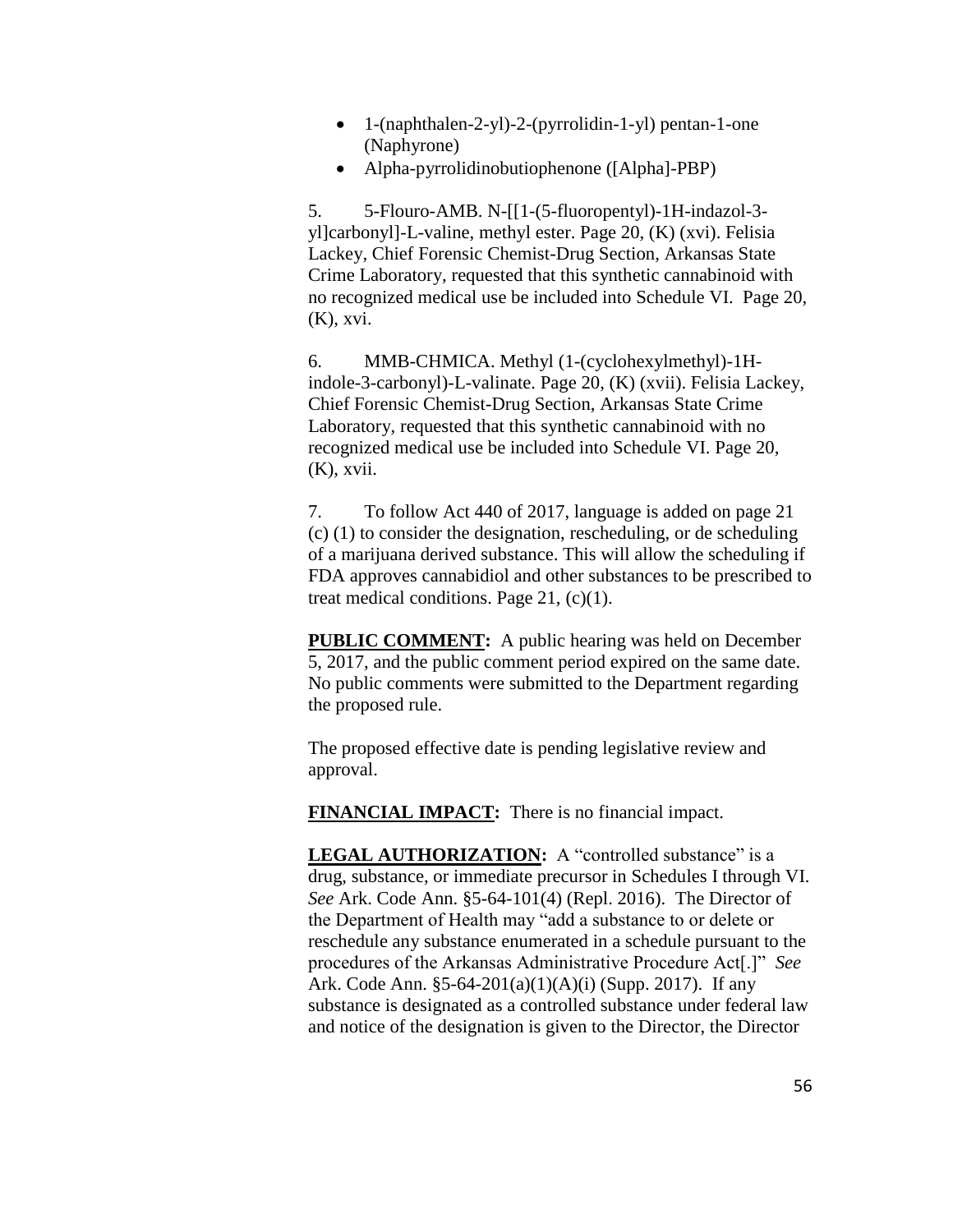- 1-(naphthalen-2-yl)-2-(pyrrolidin-1-yl) pentan-1-one (Naphyrone)
- Alpha-pyrrolidinobutiophenone ([Alpha]-PBP)

5. 5-Flouro-AMB. N-[[1-(5-fluoropentyl)-1H-indazol-3-yl]carbonyl]-L-valine, methyl ester. Page 20, (K) (xvi). Felisia Lackey, Chief Forensic Chemist-Drug Section, Arkansas State Crime Laboratory, requested that this synthetic cannabinoid with no recognized medical use be included into Schedule VI. Page 20, (K), xvi.

6. MMB-CHMICA. Methyl (1-(cyclohexylmethyl)-1H-indole-3-carbonyl)-L-valinate. Page 20, (K) (xvii). Felisia Lackey, Chief Forensic Chemist-Drug Section, Arkansas State Crime Laboratory, requested that this synthetic cannabinoid with no recognized medical use be included into Schedule VI. Page 20, (K), xvii.

7. To follow Act 440 of 2017, language is added on page 21 (c) (1) to consider the designation, rescheduling, or de scheduling of a marijuana derived substance. This will allow the scheduling if FDA approves cannabidiol and other substances to be prescribed to treat medical conditions. Page 21, (c)(1).

**PUBLIC COMMENT:** A public hearing was held on December 5, 2017, and the public comment period expired on the same date. No public comments were submitted to the Department regarding the proposed rule.

The proposed effective date is pending legislative review and approval.

**FINANCIAL IMPACT:** There is no financial impact.

**LEGAL AUTHORIZATION:** A "controlled substance" is a drug, substance, or immediate precursor in Schedules I through VI. *See* Ark. Code Ann. §5-64-101(4) (Repl. 2016). The Director of the Department of Health may "add a substance to or delete or reschedule any substance enumerated in a schedule pursuant to the procedures of the Arkansas Administrative Procedure Act[.]" *See* Ark. Code Ann. §5-64-201(a)(1)(A)(i) (Supp. 2017). If any substance is designated as a controlled substance under federal law and notice of the designation is given to the Director, the Director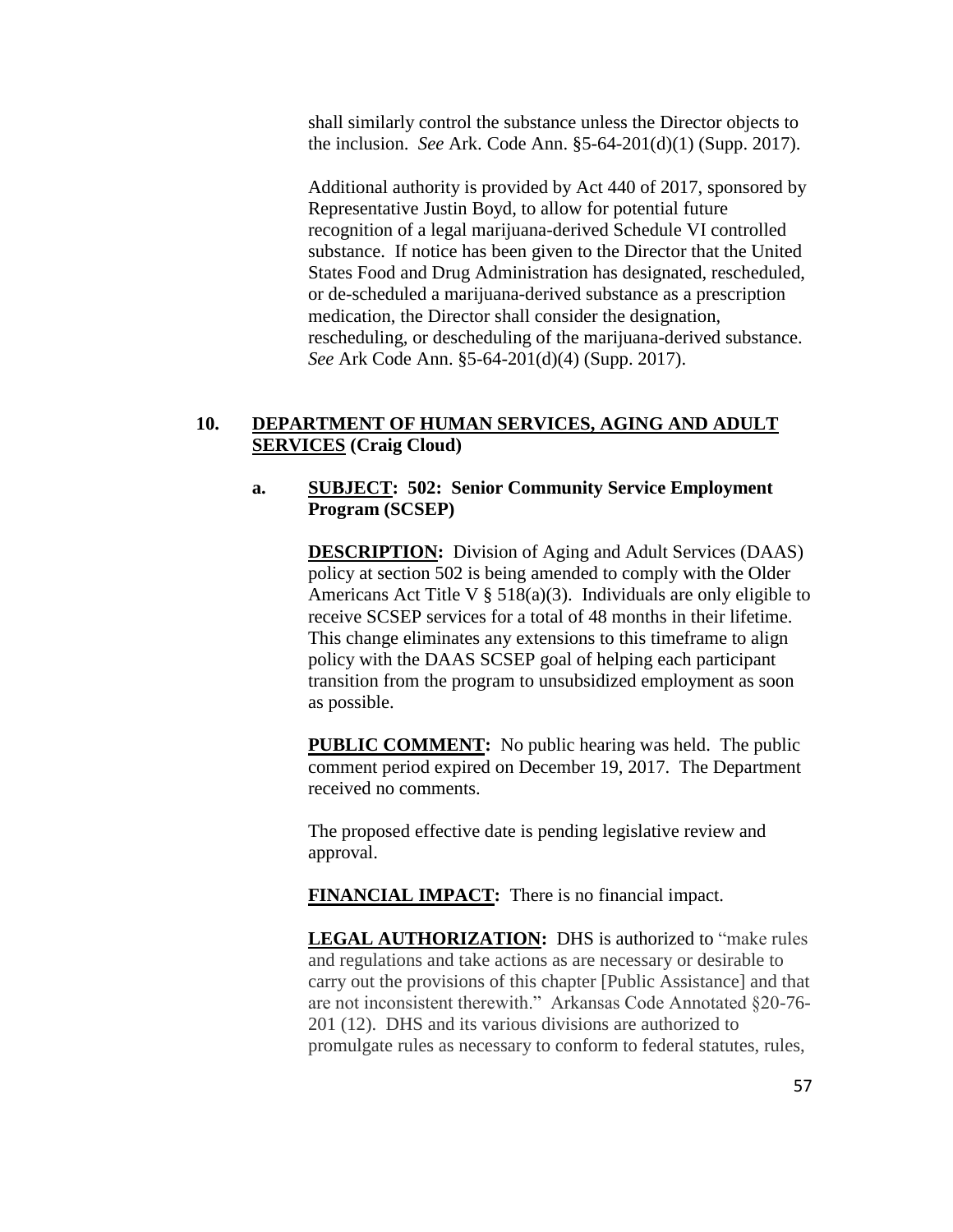shall similarly control the substance unless the Director objects to the inclusion. *See* Ark. Code Ann. §5-64-201(d)(1) (Supp. 2017).

Additional authority is provided by Act 440 of 2017, sponsored by Representative Justin Boyd, to allow for potential future recognition of a legal marijuana-derived Schedule VI controlled substance. If notice has been given to the Director that the United States Food and Drug Administration has designated, rescheduled, or de-scheduled a marijuana-derived substance as a prescription medication, the Director shall consider the designation, rescheduling, or descheduling of the marijuana-derived substance. *See* Ark Code Ann. §5-64-201(d)(4) (Supp. 2017).

**10. DEPARTMENT OF HUMAN SERVICES, AGING AND ADULT SERVICES (Craig Cloud)**

**a. SUBJECT: 502: Senior Community Service Employment Program (SCSEP)**

**DESCRIPTION:** Division of Aging and Adult Services (DAAS) policy at section 502 is being amended to comply with the Older Americans Act Title V § 518(a)(3). Individuals are only eligible to receive SCSEP services for a total of 48 months in their lifetime. This change eliminates any extensions to this timeframe to align policy with the DAAS SCSEP goal of helping each participant transition from the program to unsubsidized employment as soon as possible.

**PUBLIC COMMENT:** No public hearing was held. The public comment period expired on December 19, 2017. The Department received no comments.

The proposed effective date is pending legislative review and approval.

**FINANCIAL IMPACT:** There is no financial impact.

**LEGAL AUTHORIZATION:** DHS is authorized to "make rules and regulations and take actions as are necessary or desirable to carry out the provisions of this chapter [Public Assistance] and that are not inconsistent therewith." Arkansas Code Annotated §20-76-201 (12). DHS and its various divisions are authorized to promulgate rules as necessary to conform to federal statutes, rules,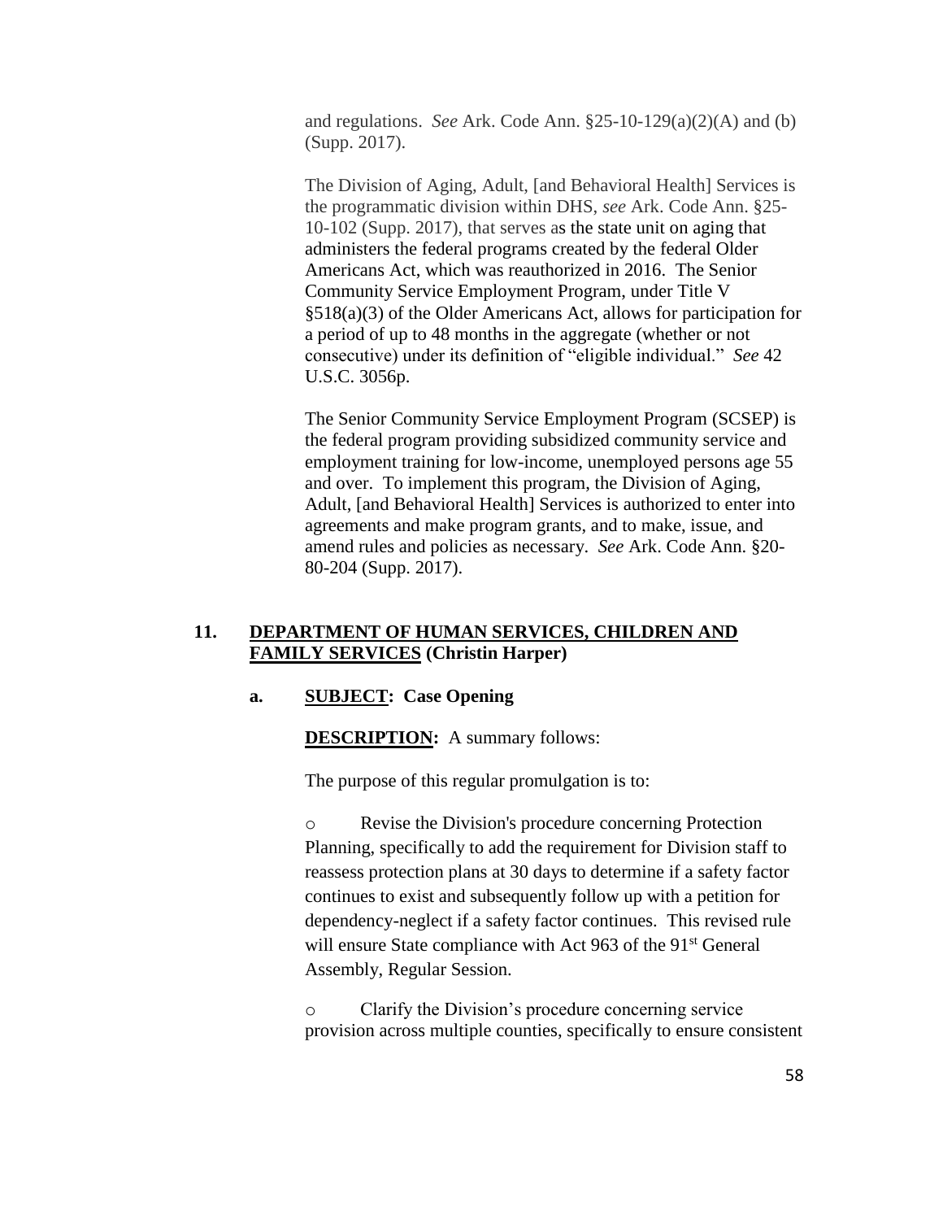and regulations. *See* Ark. Code Ann. §25-10-129(a)(2)(A) and (b) (Supp. 2017).

The Division of Aging, Adult, [and Behavioral Health] Services is the programmatic division within DHS, *see* Ark. Code Ann. §25-10-102 (Supp. 2017), that serves as the state unit on aging that administers the federal programs created by the federal Older Americans Act, which was reauthorized in 2016. The Senior Community Service Employment Program, under Title V §518(a)(3) of the Older Americans Act, allows for participation for a period of up to 48 months in the aggregate (whether or not consecutive) under its definition of "eligible individual." *See* 42 U.S.C. 3056p.

The Senior Community Service Employment Program (SCSEP) is the federal program providing subsidized community service and employment training for low-income, unemployed persons age 55 and over. To implement this program, the Division of Aging, Adult, [and Behavioral Health] Services is authorized to enter into agreements and make program grants, and to make, issue, and amend rules and policies as necessary. *See* Ark. Code Ann. §20-80-204 (Supp. 2017).

## 11. DEPARTMENT OF HUMAN SERVICES, CHILDREN AND FAMILY SERVICES (Christin Harper)

### a. SUBJECT: Case Opening

**DESCRIPTION:** A summary follows:

The purpose of this regular promulgation is to:

- Revise the Division's procedure concerning Protection Planning, specifically to add the requirement for Division staff to reassess protection plans at 30 days to determine if a safety factor continues to exist and subsequently follow up with a petition for dependency-neglect if a safety factor continues. This revised rule will ensure State compliance with Act 963 of the 91st General Assembly, Regular Session.

- Clarify the Division's procedure concerning service provision across multiple counties, specifically to ensure consistent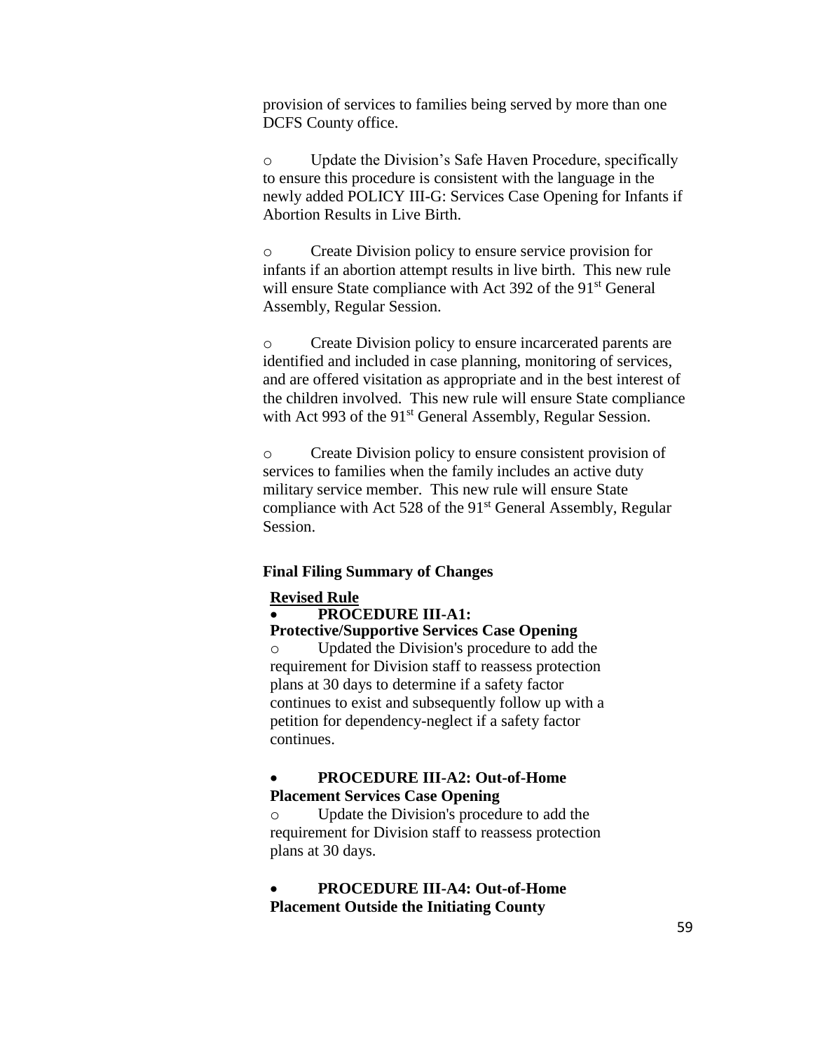provision of services to families being served by more than one DCFS County office.

- Update the Division's Safe Haven Procedure, specifically to ensure this procedure is consistent with the language in the newly added POLICY III-G: Services Case Opening for Infants if Abortion Results in Live Birth.

- Create Division policy to ensure service provision for infants if an abortion attempt results in live birth. This new rule will ensure State compliance with Act 392 of the 91st General Assembly, Regular Session.

- Create Division policy to ensure incarcerated parents are identified and included in case planning, monitoring of services, and are offered visitation as appropriate and in the best interest of the children involved. This new rule will ensure State compliance with Act 993 of the 91st General Assembly, Regular Session.

- Create Division policy to ensure consistent provision of services to families when the family includes an active duty military service member. This new rule will ensure State compliance with Act 528 of the 91st General Assembly, Regular Session.

**Final Filing Summary of Changes**

**<u>Revised Rule</u>**

- **PROCEDURE III-A1: Protective/Supportive Services Case Opening**
  - Updated the Division's procedure to add the requirement for Division staff to reassess protection plans at 30 days to determine if a safety factor continues to exist and subsequently follow up with a petition for dependency-neglect if a safety factor continues.

- **PROCEDURE III-A2: Out-of-Home Placement Services Case Opening**
  - Update the Division's procedure to add the requirement for Division staff to reassess protection plans at 30 days.

- **PROCEDURE III-A4: Out-of-Home Placement Outside the Initiating County**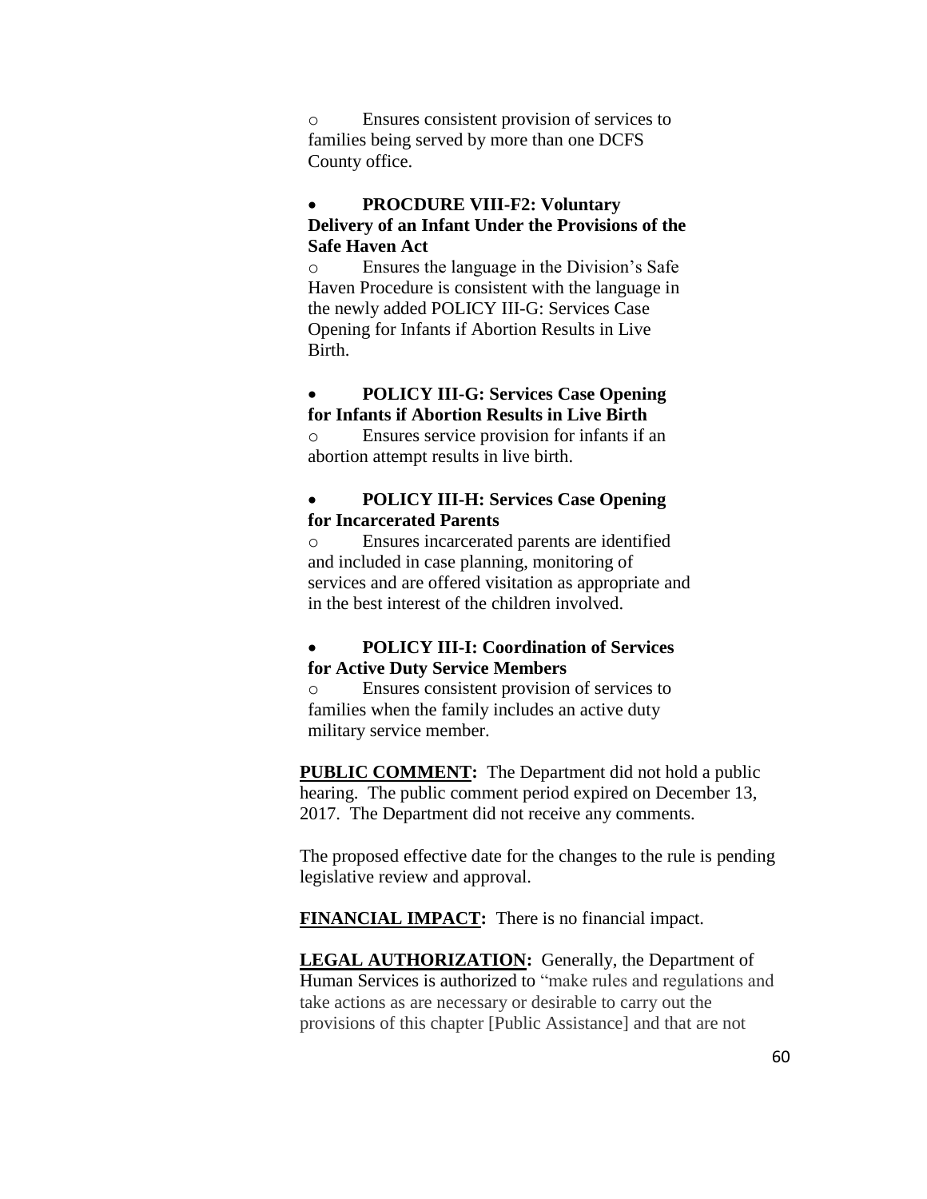- Ensures consistent provision of services to families being served by more than one DCFS County office.

- **PROCDURE VIII-F2: Voluntary Delivery of an Infant Under the Provisions of the Safe Haven Act**
  - Ensures the language in the Division's Safe Haven Procedure is consistent with the language in the newly added POLICY III-G: Services Case Opening for Infants if Abortion Results in Live Birth.

- **POLICY III-G: Services Case Opening for Infants if Abortion Results in Live Birth**
  - Ensures service provision for infants if an abortion attempt results in live birth.

- **POLICY III-H: Services Case Opening for Incarcerated Parents**
  - Ensures incarcerated parents are identified and included in case planning, monitoring of services and are offered visitation as appropriate and in the best interest of the children involved.

- **POLICY III-I: Coordination of Services for Active Duty Service Members**
  - Ensures consistent provision of services to families when the family includes an active duty military service member.

**PUBLIC COMMENT:** The Department did not hold a public hearing. The public comment period expired on December 13, 2017. The Department did not receive any comments.

The proposed effective date for the changes to the rule is pending legislative review and approval.

**FINANCIAL IMPACT:** There is no financial impact.

**LEGAL AUTHORIZATION:** Generally, the Department of Human Services is authorized to "make rules and regulations and take actions as are necessary or desirable to carry out the provisions of this chapter [Public Assistance] and that are not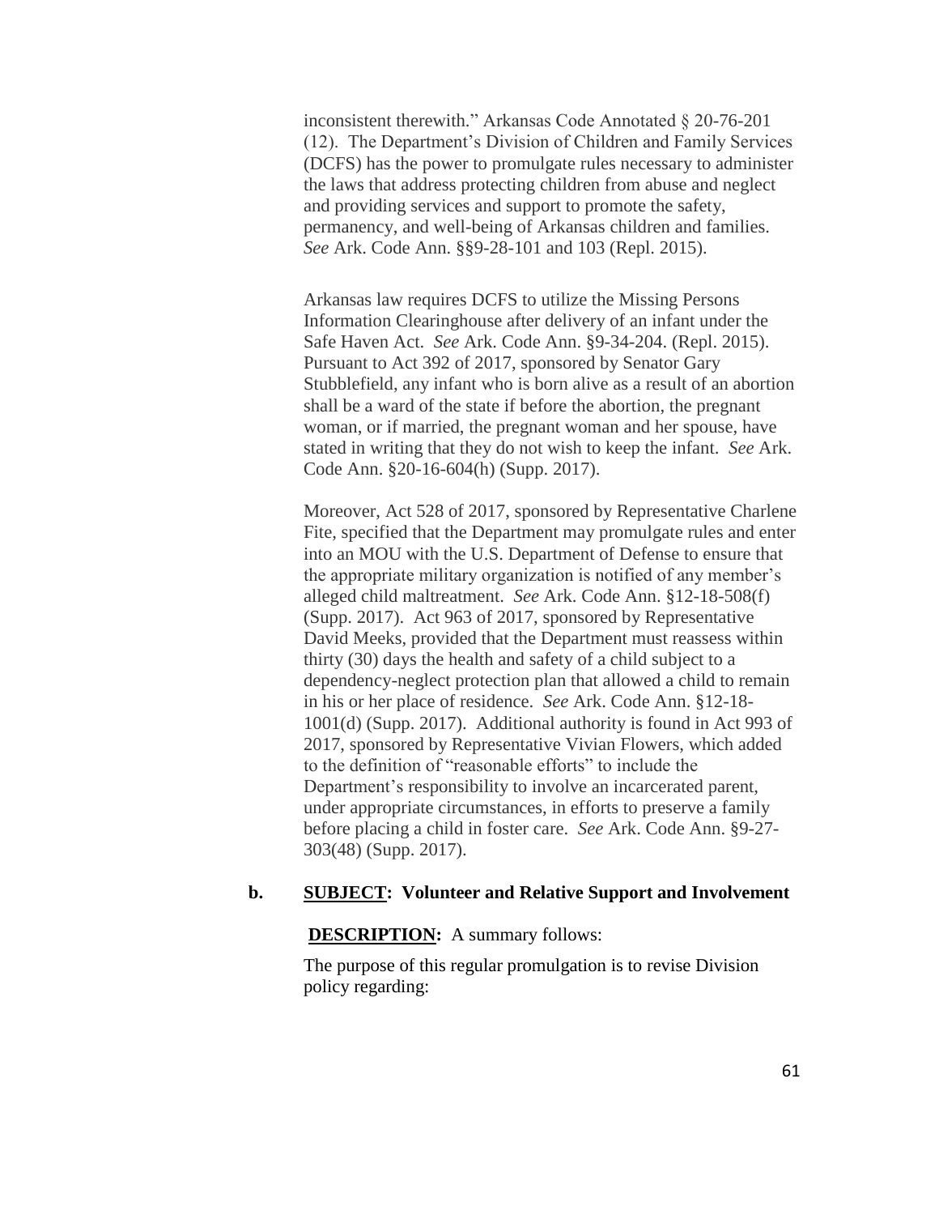inconsistent therewith." Arkansas Code Annotated § 20-76-201 (12). The Department's Division of Children and Family Services (DCFS) has the power to promulgate rules necessary to administer the laws that address protecting children from abuse and neglect and providing services and support to promote the safety, permanency, and well-being of Arkansas children and families. *See* Ark. Code Ann. §§9-28-101 and 103 (Repl. 2015).

Arkansas law requires DCFS to utilize the Missing Persons Information Clearinghouse after delivery of an infant under the Safe Haven Act. *See* Ark. Code Ann. §9-34-204. (Repl. 2015). Pursuant to Act 392 of 2017, sponsored by Senator Gary Stubblefield, any infant who is born alive as a result of an abortion shall be a ward of the state if before the abortion, the pregnant woman, or if married, the pregnant woman and her spouse, have stated in writing that they do not wish to keep the infant. *See* Ark. Code Ann. §20-16-604(h) (Supp. 2017).

Moreover, Act 528 of 2017, sponsored by Representative Charlene Fite, specified that the Department may promulgate rules and enter into an MOU with the U.S. Department of Defense to ensure that the appropriate military organization is notified of any member's alleged child maltreatment. *See* Ark. Code Ann. §12-18-508(f) (Supp. 2017). Act 963 of 2017, sponsored by Representative David Meeks, provided that the Department must reassess within thirty (30) days the health and safety of a child subject to a dependency-neglect protection plan that allowed a child to remain in his or her place of residence. *See* Ark. Code Ann. §12-18-1001(d) (Supp. 2017). Additional authority is found in Act 993 of 2017, sponsored by Representative Vivian Flowers, which added to the definition of "reasonable efforts" to include the Department's responsibility to involve an incarcerated parent, under appropriate circumstances, in efforts to preserve a family before placing a child in foster care. *See* Ark. Code Ann. §9-27-303(48) (Supp. 2017).

**b. <u>SUBJECT</u>: Volunteer and Relative Support and Involvement**

**<u>DESCRIPTION</u>:** A summary follows:

The purpose of this regular promulgation is to revise Division policy regarding: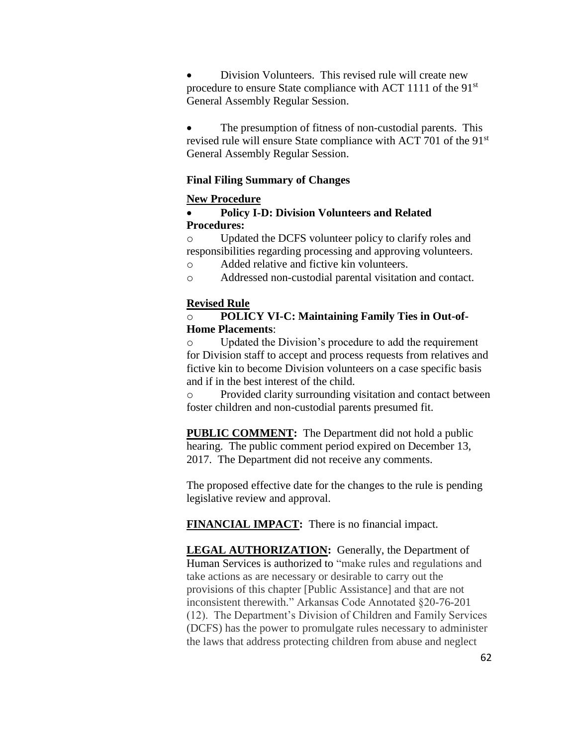- Division Volunteers. This revised rule will create new procedure to ensure State compliance with ACT 1111 of the 91st General Assembly Regular Session.

- The presumption of fitness of non-custodial parents. This revised rule will ensure State compliance with ACT 701 of the 91st General Assembly Regular Session.

**Final Filing Summary of Changes**

**New Procedure**

- **Policy I-D: Division Volunteers and Related Procedures:**
  - Updated the DCFS volunteer policy to clarify roles and responsibilities regarding processing and approving volunteers.
  - Added relative and fictive kin volunteers.
  - Addressed non-custodial parental visitation and contact.

**Revised Rule**

- **POLICY VI-C: Maintaining Family Ties in Out-of-Home Placements**:
  - Updated the Division's procedure to add the requirement for Division staff to accept and process requests from relatives and fictive kin to become Division volunteers on a case specific basis and if in the best interest of the child.
  - Provided clarity surrounding visitation and contact between foster children and non-custodial parents presumed fit.

**PUBLIC COMMENT:** The Department did not hold a public hearing. The public comment period expired on December 13, 2017. The Department did not receive any comments.

The proposed effective date for the changes to the rule is pending legislative review and approval.

**FINANCIAL IMPACT:** There is no financial impact.

**LEGAL AUTHORIZATION:** Generally, the Department of Human Services is authorized to "make rules and regulations and take actions as are necessary or desirable to carry out the provisions of this chapter [Public Assistance] and that are not inconsistent therewith." Arkansas Code Annotated §20-76-201 (12). The Department's Division of Children and Family Services (DCFS) has the power to promulgate rules necessary to administer the laws that address protecting children from abuse and neglect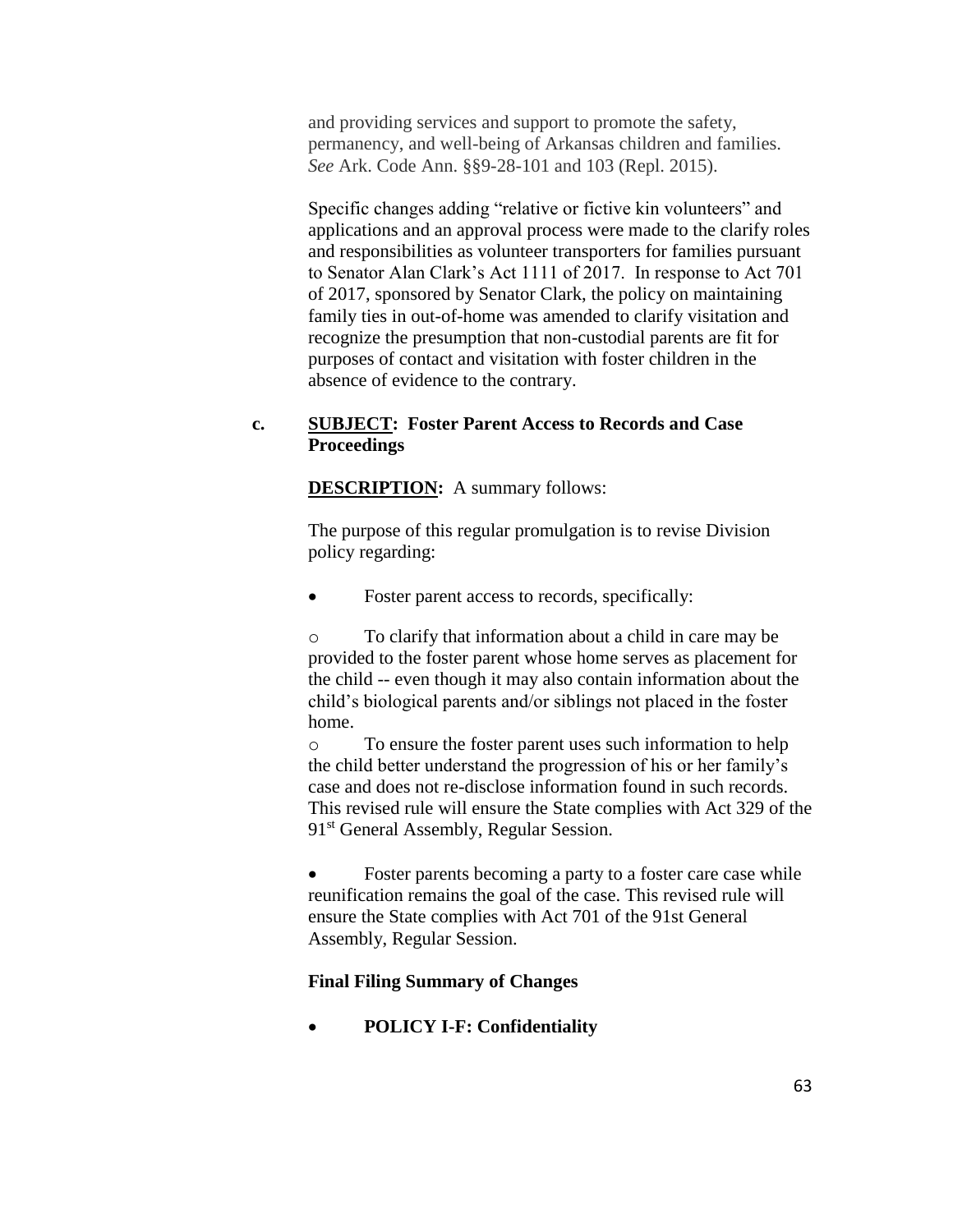and providing services and support to promote the safety, permanency, and well-being of Arkansas children and families. *See* Ark. Code Ann. §§9-28-101 and 103 (Repl. 2015).

Specific changes adding "relative or fictive kin volunteers" and applications and an approval process were made to the clarify roles and responsibilities as volunteer transporters for families pursuant to Senator Alan Clark's Act 1111 of 2017. In response to Act 701 of 2017, sponsored by Senator Clark, the policy on maintaining family ties in out-of-home was amended to clarify visitation and recognize the presumption that non-custodial parents are fit for purposes of contact and visitation with foster children in the absence of evidence to the contrary.

**c. <u>SUBJECT</u>: Foster Parent Access to Records and Case Proceedings**

**<u>DESCRIPTION</u>:** A summary follows:

The purpose of this regular promulgation is to revise Division policy regarding:

- Foster parent access to records, specifically:
  - To clarify that information about a child in care may be provided to the foster parent whose home serves as placement for the child -- even though it may also contain information about the child's biological parents and/or siblings not placed in the foster home.
  - To ensure the foster parent uses such information to help the child better understand the progression of his or her family's case and does not re-disclose information found in such records. This revised rule will ensure the State complies with Act 329 of the 91st General Assembly, Regular Session.

- Foster parents becoming a party to a foster care case while reunification remains the goal of the case. This revised rule will ensure the State complies with Act 701 of the 91st General Assembly, Regular Session.

**Final Filing Summary of Changes**

- **POLICY I-F: Confidentiality**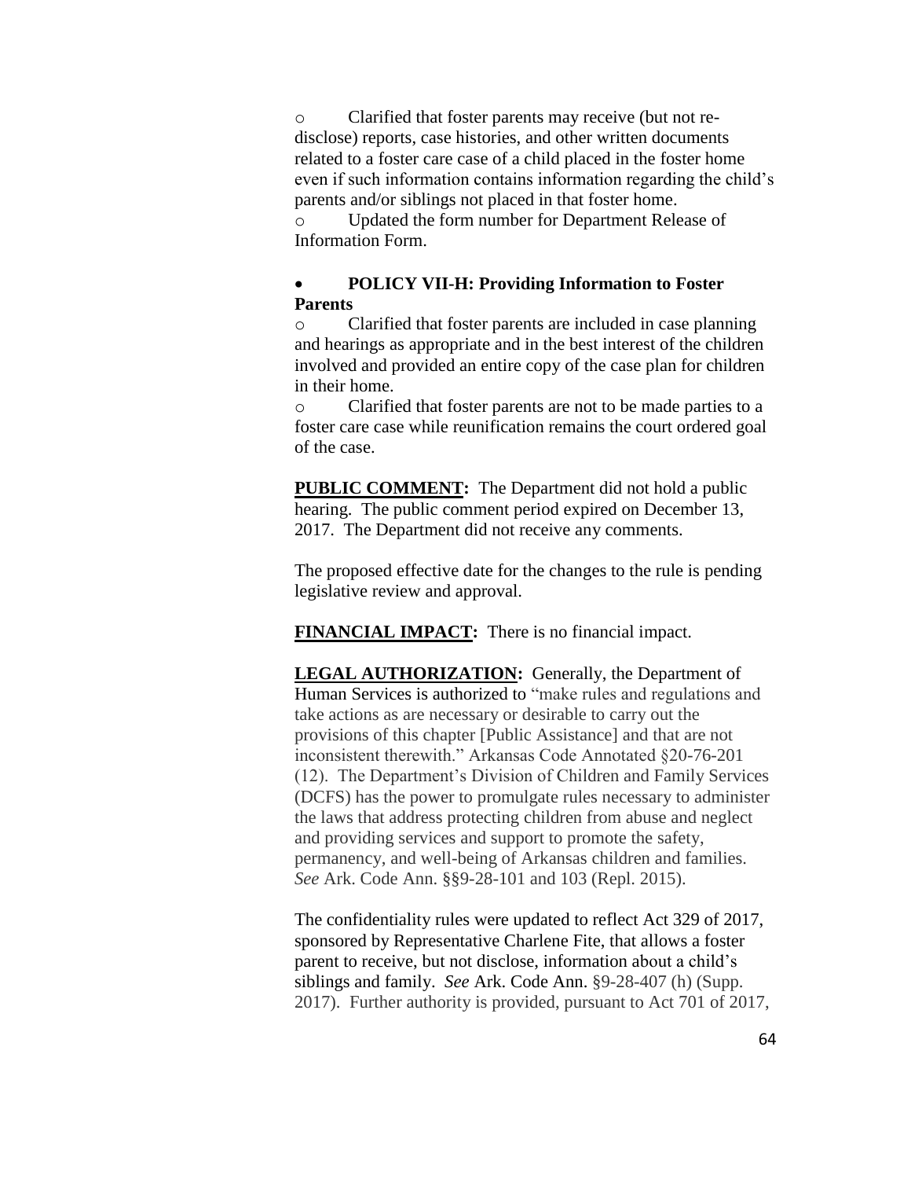- Clarified that foster parents may receive (but not re-disclose) reports, case histories, and other written documents related to a foster care case of a child placed in the foster home even if such information contains information regarding the child's parents and/or siblings not placed in that foster home.
- Updated the form number for Department Release of Information Form.

- **POLICY VII-H: Providing Information to Foster Parents**
  - Clarified that foster parents are included in case planning and hearings as appropriate and in the best interest of the children involved and provided an entire copy of the case plan for children in their home.
  - Clarified that foster parents are not to be made parties to a foster care case while reunification remains the court ordered goal of the case.

**PUBLIC COMMENT:** The Department did not hold a public hearing. The public comment period expired on December 13, 2017. The Department did not receive any comments.

The proposed effective date for the changes to the rule is pending legislative review and approval.

**FINANCIAL IMPACT:** There is no financial impact.

**LEGAL AUTHORIZATION:** Generally, the Department of Human Services is authorized to "make rules and regulations and take actions as are necessary or desirable to carry out the provisions of this chapter [Public Assistance] and that are not inconsistent therewith." Arkansas Code Annotated §20-76-201 (12). The Department's Division of Children and Family Services (DCFS) has the power to promulgate rules necessary to administer the laws that address protecting children from abuse and neglect and providing services and support to promote the safety, permanency, and well-being of Arkansas children and families. *See* Ark. Code Ann. §§9-28-101 and 103 (Repl. 2015).

The confidentiality rules were updated to reflect Act 329 of 2017, sponsored by Representative Charlene Fite, that allows a foster parent to receive, but not disclose, information about a child's siblings and family. *See* Ark. Code Ann. §9-28-407 (h) (Supp. 2017). Further authority is provided, pursuant to Act 701 of 2017,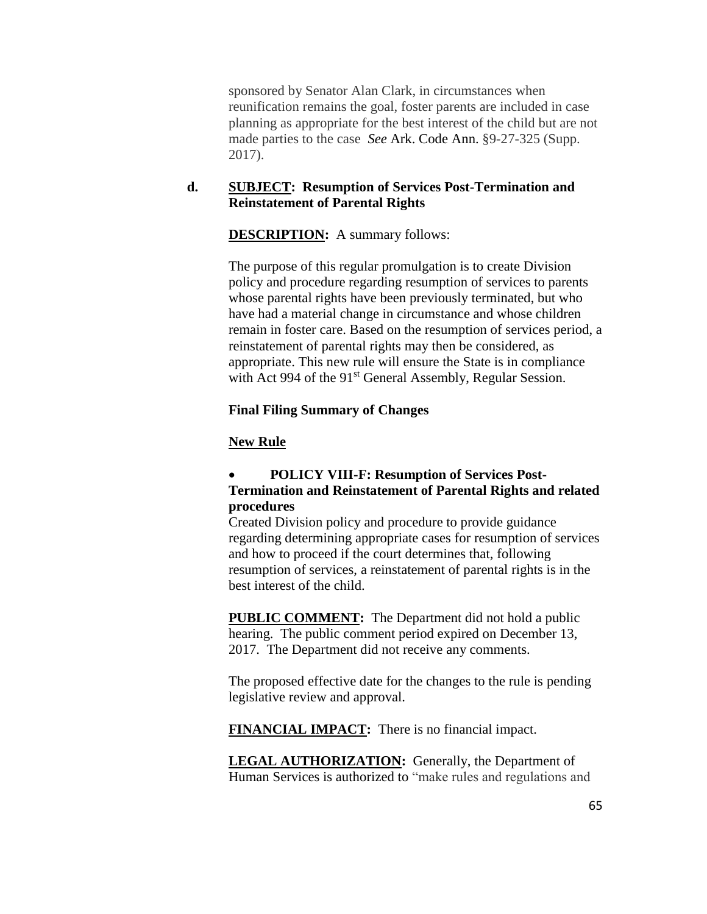sponsored by Senator Alan Clark, in circumstances when reunification remains the goal, foster parents are included in case planning as appropriate for the best interest of the child but are not made parties to the case *See* Ark. Code Ann. §9-27-325 (Supp. 2017).

**d. SUBJECT: Resumption of Services Post-Termination and Reinstatement of Parental Rights**

**DESCRIPTION:** A summary follows:

The purpose of this regular promulgation is to create Division policy and procedure regarding resumption of services to parents whose parental rights have been previously terminated, but who have had a material change in circumstance and whose children remain in foster care. Based on the resumption of services period, a reinstatement of parental rights may then be considered, as appropriate. This new rule will ensure the State is in compliance with Act 994 of the 91st General Assembly, Regular Session.

**Final Filing Summary of Changes**

**New Rule**

- **POLICY VIII-F: Resumption of Services Post-Termination and Reinstatement of Parental Rights and related procedures**

Created Division policy and procedure to provide guidance regarding determining appropriate cases for resumption of services and how to proceed if the court determines that, following resumption of services, a reinstatement of parental rights is in the best interest of the child.

**PUBLIC COMMENT:** The Department did not hold a public hearing. The public comment period expired on December 13, 2017. The Department did not receive any comments.

The proposed effective date for the changes to the rule is pending legislative review and approval.

**FINANCIAL IMPACT:** There is no financial impact.

**LEGAL AUTHORIZATION:** Generally, the Department of Human Services is authorized to "make rules and regulations and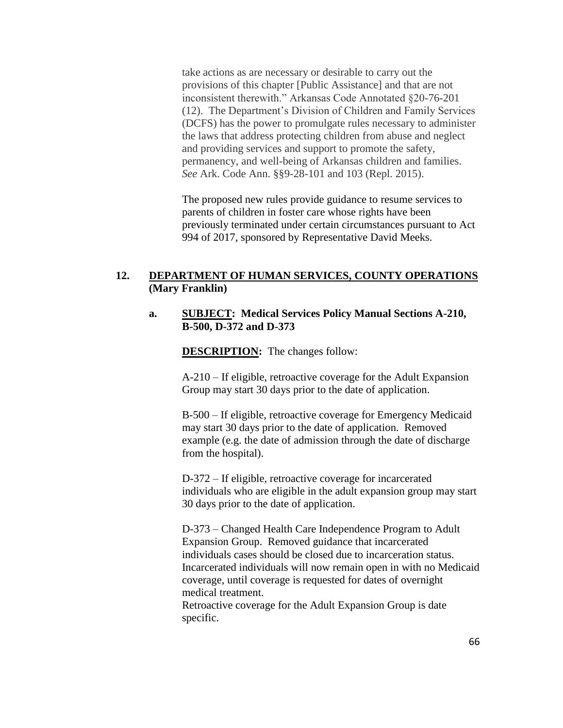take actions as are necessary or desirable to carry out the provisions of this chapter [Public Assistance] and that are not inconsistent therewith." Arkansas Code Annotated §20-76-201 (12). The Department's Division of Children and Family Services (DCFS) has the power to promulgate rules necessary to administer the laws that address protecting children from abuse and neglect and providing services and support to promote the safety, permanency, and well-being of Arkansas children and families. *See* Ark. Code Ann. §§9-28-101 and 103 (Repl. 2015).

The proposed new rules provide guidance to resume services to parents of children in foster care whose rights have been previously terminated under certain circumstances pursuant to Act 994 of 2017, sponsored by Representative David Meeks.

**12. <u>DEPARTMENT OF HUMAN SERVICES, COUNTY OPERATIONS</u> (Mary Franklin)**

**a. <u>SUBJECT</u>: Medical Services Policy Manual Sections A-210, B-500, D-372 and D-373**

**<u>DESCRIPTION</u>:** The changes follow:

A-210 – If eligible, retroactive coverage for the Adult Expansion Group may start 30 days prior to the date of application.

B-500 – If eligible, retroactive coverage for Emergency Medicaid may start 30 days prior to the date of application. Removed example (e.g. the date of admission through the date of discharge from the hospital).

D-372 – If eligible, retroactive coverage for incarcerated individuals who are eligible in the adult expansion group may start 30 days prior to the date of application.

D-373 – Changed Health Care Independence Program to Adult Expansion Group. Removed guidance that incarcerated individuals cases should be closed due to incarceration status. Incarcerated individuals will now remain open in with no Medicaid coverage, until coverage is requested for dates of overnight medical treatment.
Retroactive coverage for the Adult Expansion Group is date specific.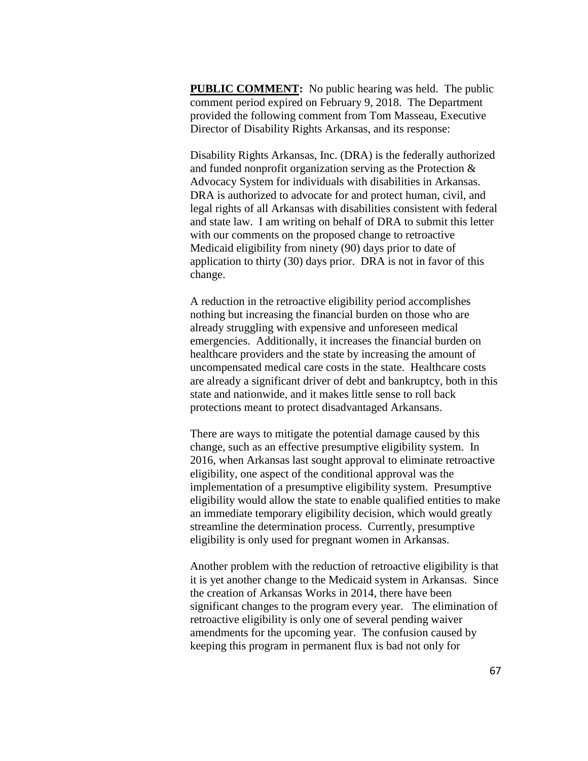**PUBLIC COMMENT:** No public hearing was held. The public comment period expired on February 9, 2018. The Department provided the following comment from Tom Masseau, Executive Director of Disability Rights Arkansas, and its response:

Disability Rights Arkansas, Inc. (DRA) is the federally authorized and funded nonprofit organization serving as the Protection & Advocacy System for individuals with disabilities in Arkansas. DRA is authorized to advocate for and protect human, civil, and legal rights of all Arkansas with disabilities consistent with federal and state law. I am writing on behalf of DRA to submit this letter with our comments on the proposed change to retroactive Medicaid eligibility from ninety (90) days prior to date of application to thirty (30) days prior. DRA is not in favor of this change.

A reduction in the retroactive eligibility period accomplishes nothing but increasing the financial burden on those who are already struggling with expensive and unforeseen medical emergencies. Additionally, it increases the financial burden on healthcare providers and the state by increasing the amount of uncompensated medical care costs in the state. Healthcare costs are already a significant driver of debt and bankruptcy, both in this state and nationwide, and it makes little sense to roll back protections meant to protect disadvantaged Arkansans.

There are ways to mitigate the potential damage caused by this change, such as an effective presumptive eligibility system. In 2016, when Arkansas last sought approval to eliminate retroactive eligibility, one aspect of the conditional approval was the implementation of a presumptive eligibility system. Presumptive eligibility would allow the state to enable qualified entities to make an immediate temporary eligibility decision, which would greatly streamline the determination process. Currently, presumptive eligibility is only used for pregnant women in Arkansas.

Another problem with the reduction of retroactive eligibility is that it is yet another change to the Medicaid system in Arkansas. Since the creation of Arkansas Works in 2014, there have been significant changes to the program every year. The elimination of retroactive eligibility is only one of several pending waiver amendments for the upcoming year. The confusion caused by keeping this program in permanent flux is bad not only for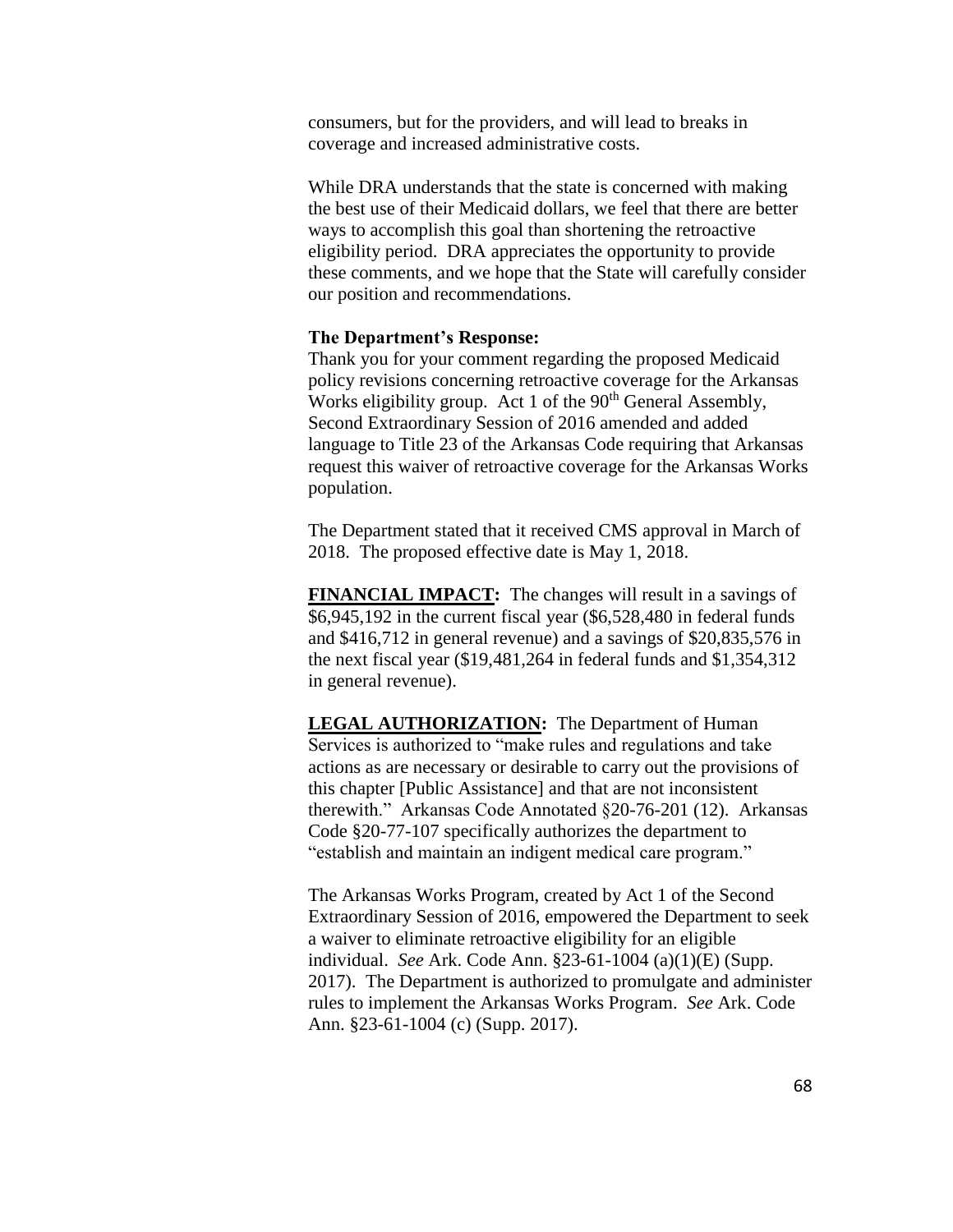consumers, but for the providers, and will lead to breaks in coverage and increased administrative costs.

While DRA understands that the state is concerned with making the best use of their Medicaid dollars, we feel that there are better ways to accomplish this goal than shortening the retroactive eligibility period. DRA appreciates the opportunity to provide these comments, and we hope that the State will carefully consider our position and recommendations.

**The Department's Response:**
Thank you for your comment regarding the proposed Medicaid policy revisions concerning retroactive coverage for the Arkansas Works eligibility group. Act 1 of the 90th General Assembly, Second Extraordinary Session of 2016 amended and added language to Title 23 of the Arkansas Code requiring that Arkansas request this waiver of retroactive coverage for the Arkansas Works population.

The Department stated that it received CMS approval in March of 2018. The proposed effective date is May 1, 2018.

**FINANCIAL IMPACT:** The changes will result in a savings of $6,945,192 in the current fiscal year ($6,528,480 in federal funds and $416,712 in general revenue) and a savings of $20,835,576 in the next fiscal year ($19,481,264 in federal funds and $1,354,312 in general revenue).

**LEGAL AUTHORIZATION:** The Department of Human Services is authorized to "make rules and regulations and take actions as are necessary or desirable to carry out the provisions of this chapter [Public Assistance] and that are not inconsistent therewith." Arkansas Code Annotated §20-76-201 (12). Arkansas Code §20-77-107 specifically authorizes the department to "establish and maintain an indigent medical care program."

The Arkansas Works Program, created by Act 1 of the Second Extraordinary Session of 2016, empowered the Department to seek a waiver to eliminate retroactive eligibility for an eligible individual. *See* Ark. Code Ann. §23-61-1004 (a)(1)(E) (Supp. 2017). The Department is authorized to promulgate and administer rules to implement the Arkansas Works Program. *See* Ark. Code Ann. §23-61-1004 (c) (Supp. 2017).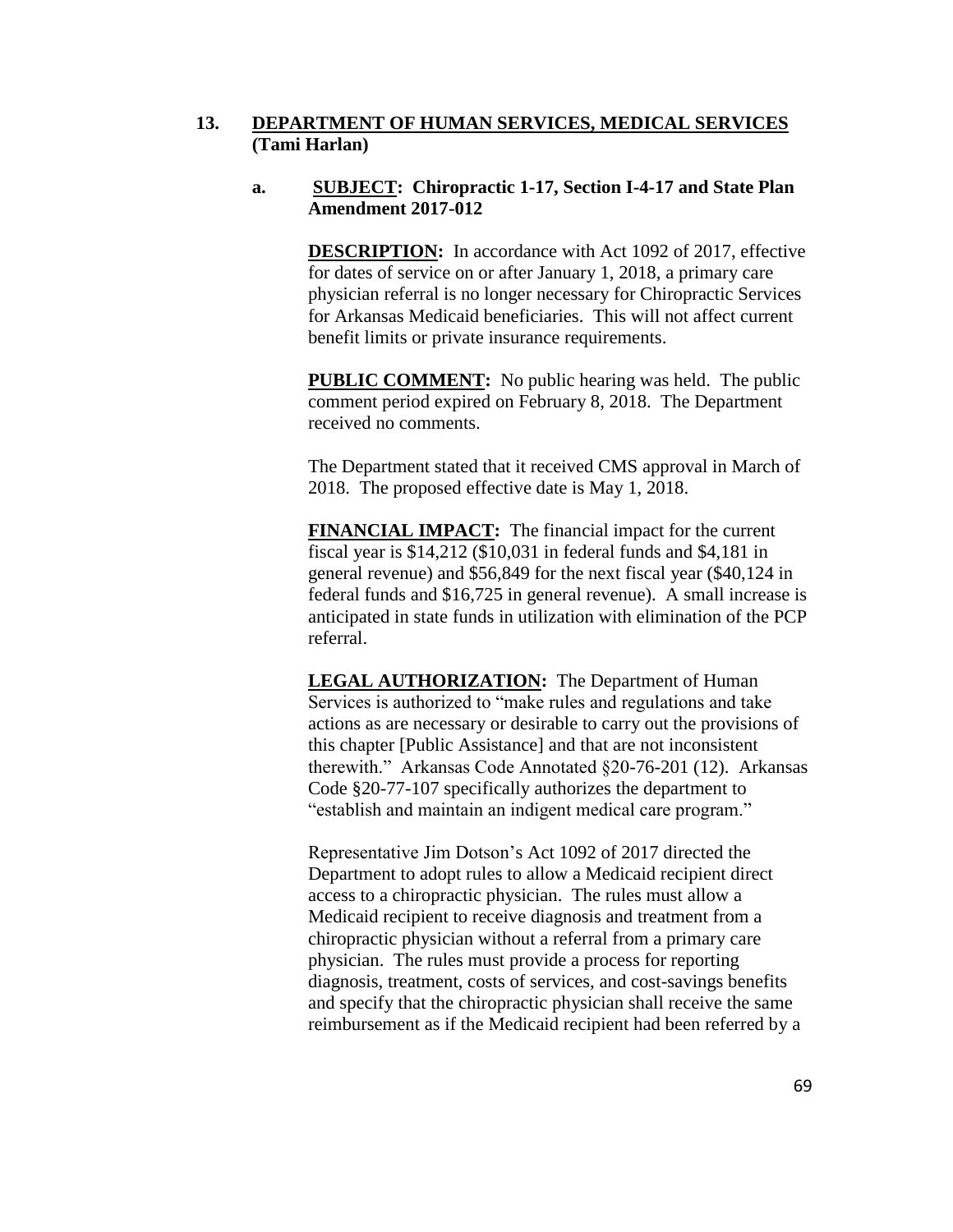## 13. <u>DEPARTMENT OF HUMAN SERVICES, MEDICAL SERVICES</u> (Tami Harlan)

### a. <u>SUBJECT</u>: Chiropractic 1-17, Section I-4-17 and State Plan Amendment 2017-012

**<u>DESCRIPTION</u>:** In accordance with Act 1092 of 2017, effective for dates of service on or after January 1, 2018, a primary care physician referral is no longer necessary for Chiropractic Services for Arkansas Medicaid beneficiaries. This will not affect current benefit limits or private insurance requirements.

**<u>PUBLIC COMMENT</u>:** No public hearing was held. The public comment period expired on February 8, 2018. The Department received no comments.

The Department stated that it received CMS approval in March of 2018. The proposed effective date is May 1, 2018.

**<u>FINANCIAL IMPACT</u>:** The financial impact for the current fiscal year is $14,212 ($10,031 in federal funds and $4,181 in general revenue) and $56,849 for the next fiscal year ($40,124 in federal funds and $16,725 in general revenue). A small increase is anticipated in state funds in utilization with elimination of the PCP referral.

**<u>LEGAL AUTHORIZATION</u>:** The Department of Human Services is authorized to "make rules and regulations and take actions as are necessary or desirable to carry out the provisions of this chapter [Public Assistance] and that are not inconsistent therewith." Arkansas Code Annotated §20-76-201 (12). Arkansas Code §20-77-107 specifically authorizes the department to "establish and maintain an indigent medical care program."

Representative Jim Dotson's Act 1092 of 2017 directed the Department to adopt rules to allow a Medicaid recipient direct access to a chiropractic physician. The rules must allow a Medicaid recipient to receive diagnosis and treatment from a chiropractic physician without a referral from a primary care physician. The rules must provide a process for reporting diagnosis, treatment, costs of services, and cost-savings benefits and specify that the chiropractic physician shall receive the same reimbursement as if the Medicaid recipient had been referred by a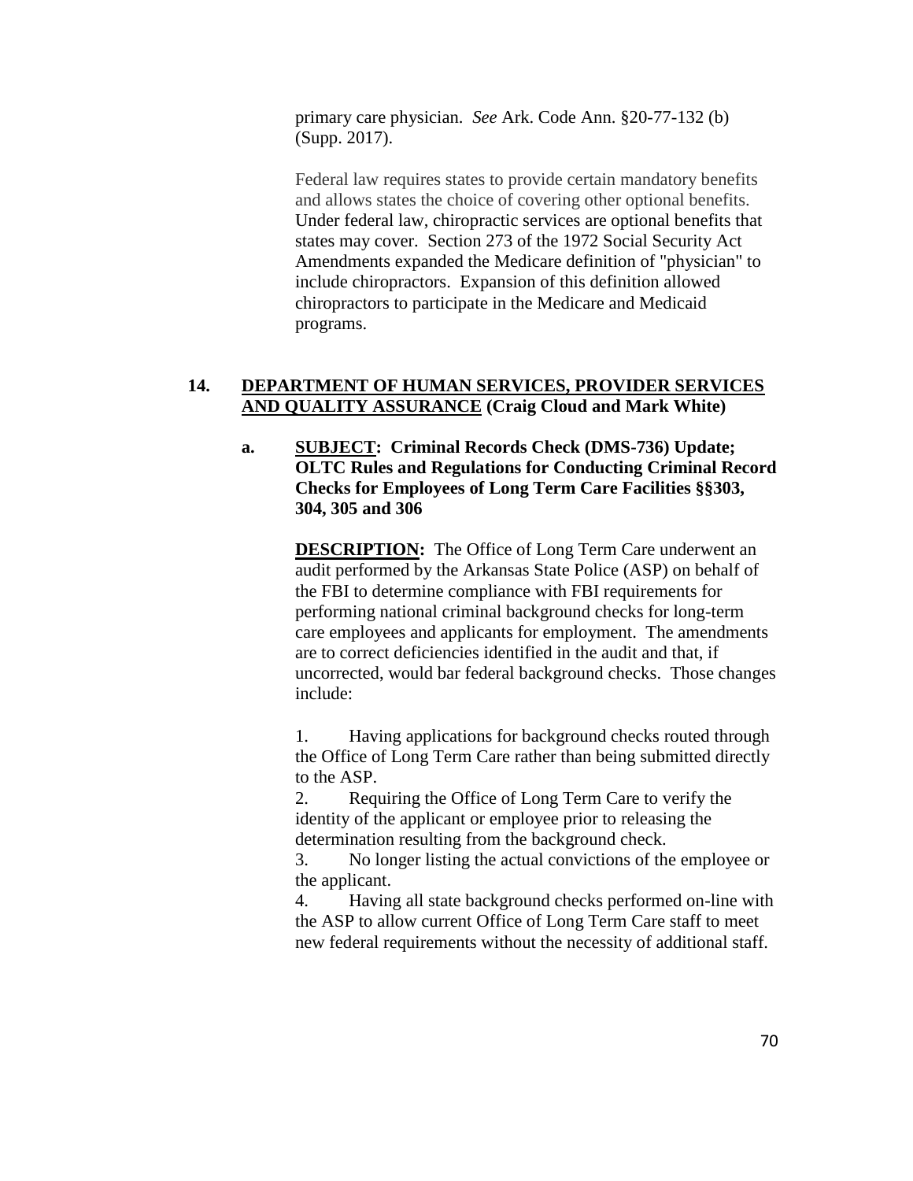primary care physician. *See* Ark. Code Ann. §20-77-132 (b) (Supp. 2017).

Federal law requires states to provide certain mandatory benefits and allows states the choice of covering other optional benefits. Under federal law, chiropractic services are optional benefits that states may cover. Section 273 of the 1972 Social Security Act Amendments expanded the Medicare definition of "physician" to include chiropractors. Expansion of this definition allowed chiropractors to participate in the Medicare and Medicaid programs.

## 14. DEPARTMENT OF HUMAN SERVICES, PROVIDER SERVICES AND QUALITY ASSURANCE (Craig Cloud and Mark White)

**a. SUBJECT: Criminal Records Check (DMS-736) Update; OLTC Rules and Regulations for Conducting Criminal Record Checks for Employees of Long Term Care Facilities §§303, 304, 305 and 306**

**DESCRIPTION:** The Office of Long Term Care underwent an audit performed by the Arkansas State Police (ASP) on behalf of the FBI to determine compliance with FBI requirements for performing national criminal background checks for long-term care employees and applicants for employment. The amendments are to correct deficiencies identified in the audit and that, if uncorrected, would bar federal background checks. Those changes include:

1. Having applications for background checks routed through the Office of Long Term Care rather than being submitted directly to the ASP.
2. Requiring the Office of Long Term Care to verify the identity of the applicant or employee prior to releasing the determination resulting from the background check.
3. No longer listing the actual convictions of the employee or the applicant.
4. Having all state background checks performed on-line with the ASP to allow current Office of Long Term Care staff to meet new federal requirements without the necessity of additional staff.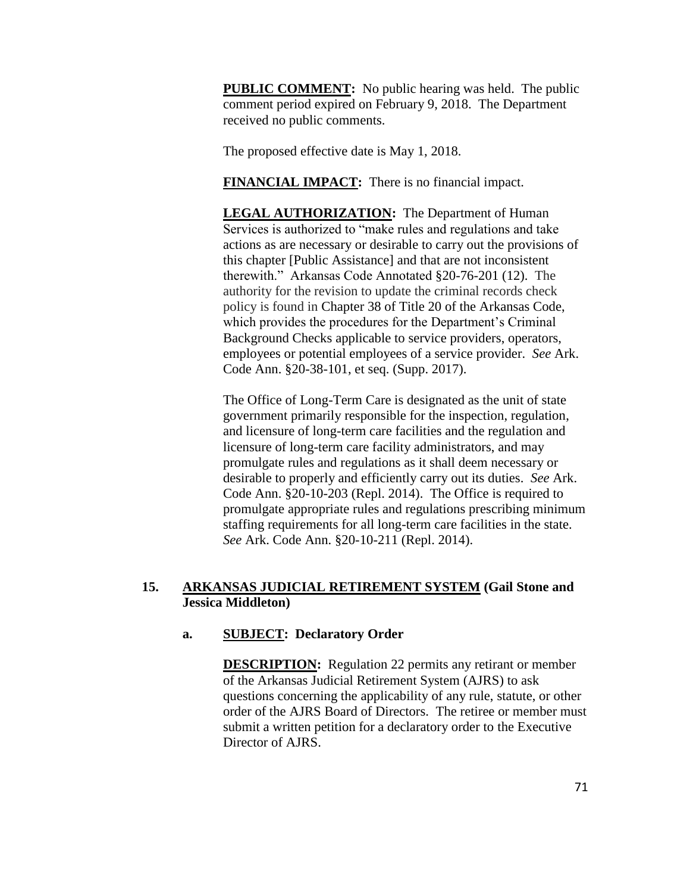**PUBLIC COMMENT:** No public hearing was held. The public comment period expired on February 9, 2018. The Department received no public comments.

The proposed effective date is May 1, 2018.

**FINANCIAL IMPACT:** There is no financial impact.

**LEGAL AUTHORIZATION:** The Department of Human Services is authorized to "make rules and regulations and take actions as are necessary or desirable to carry out the provisions of this chapter [Public Assistance] and that are not inconsistent therewith." Arkansas Code Annotated §20-76-201 (12). The authority for the revision to update the criminal records check policy is found in Chapter 38 of Title 20 of the Arkansas Code, which provides the procedures for the Department's Criminal Background Checks applicable to service providers, operators, employees or potential employees of a service provider. *See* Ark. Code Ann. §20-38-101, et seq. (Supp. 2017).

The Office of Long-Term Care is designated as the unit of state government primarily responsible for the inspection, regulation, and licensure of long-term care facilities and the regulation and licensure of long-term care facility administrators, and may promulgate rules and regulations as it shall deem necessary or desirable to properly and efficiently carry out its duties. *See* Ark. Code Ann. §20-10-203 (Repl. 2014). The Office is required to promulgate appropriate rules and regulations prescribing minimum staffing requirements for all long-term care facilities in the state. *See* Ark. Code Ann. §20-10-211 (Repl. 2014).

**15. ARKANSAS JUDICIAL RETIREMENT SYSTEM (Gail Stone and Jessica Middleton)**

**a. SUBJECT: Declaratory Order**

**DESCRIPTION:** Regulation 22 permits any retirant or member of the Arkansas Judicial Retirement System (AJRS) to ask questions concerning the applicability of any rule, statute, or other order of the AJRS Board of Directors. The retiree or member must submit a written petition for a declaratory order to the Executive Director of AJRS.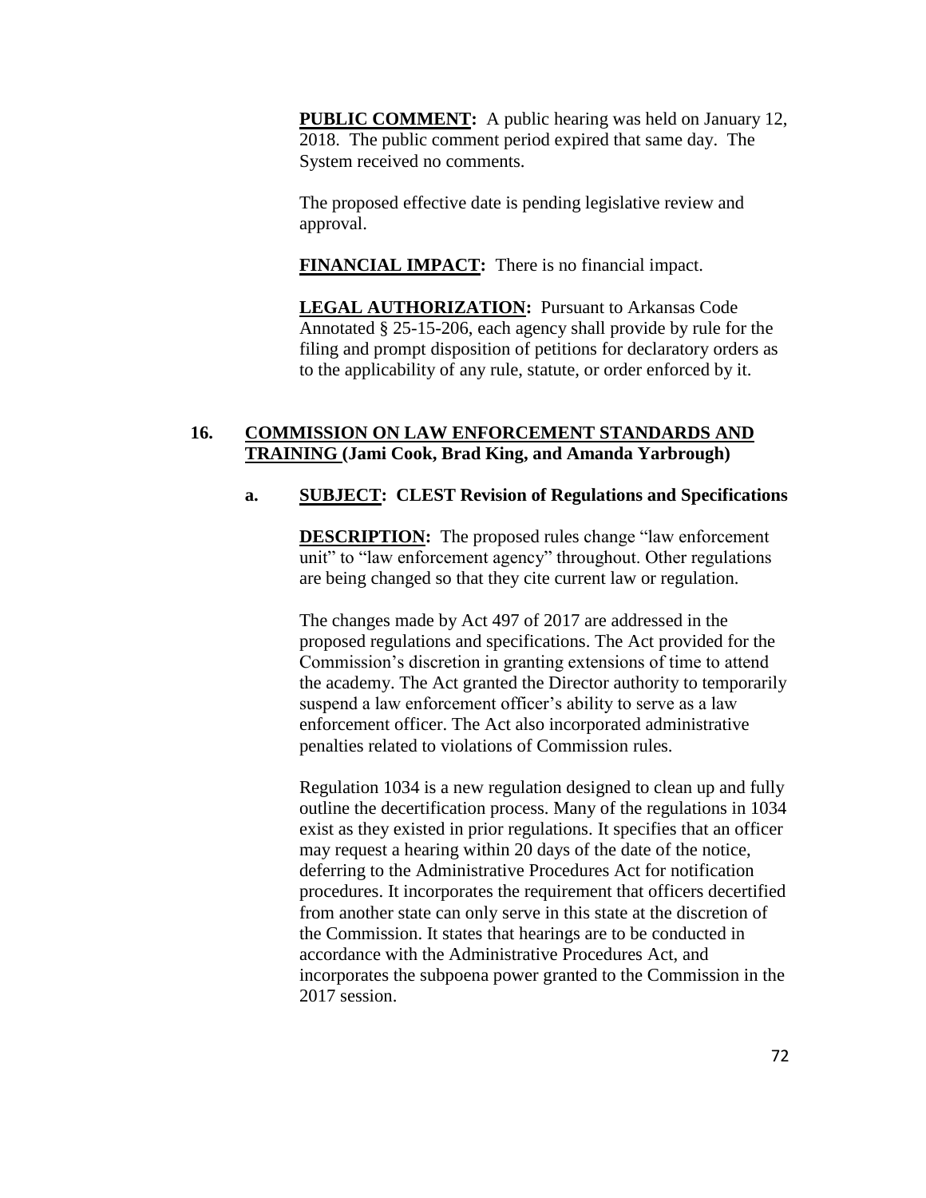**PUBLIC COMMENT:** A public hearing was held on January 12, 2018. The public comment period expired that same day. The System received no comments.

The proposed effective date is pending legislative review and approval.

**FINANCIAL IMPACT:** There is no financial impact.

**LEGAL AUTHORIZATION:** Pursuant to Arkansas Code Annotated § 25-15-206, each agency shall provide by rule for the filing and prompt disposition of petitions for declaratory orders as to the applicability of any rule, statute, or order enforced by it.

## 16. COMMISSION ON LAW ENFORCEMENT STANDARDS AND TRAINING (Jami Cook, Brad King, and Amanda Yarbrough)

### a. SUBJECT: CLEST Revision of Regulations and Specifications

**DESCRIPTION:** The proposed rules change "law enforcement unit" to "law enforcement agency" throughout. Other regulations are being changed so that they cite current law or regulation.

The changes made by Act 497 of 2017 are addressed in the proposed regulations and specifications. The Act provided for the Commission's discretion in granting extensions of time to attend the academy. The Act granted the Director authority to temporarily suspend a law enforcement officer's ability to serve as a law enforcement officer. The Act also incorporated administrative penalties related to violations of Commission rules.

Regulation 1034 is a new regulation designed to clean up and fully outline the decertification process. Many of the regulations in 1034 exist as they existed in prior regulations. It specifies that an officer may request a hearing within 20 days of the date of the notice, deferring to the Administrative Procedures Act for notification procedures. It incorporates the requirement that officers decertified from another state can only serve in this state at the discretion of the Commission. It states that hearings are to be conducted in accordance with the Administrative Procedures Act, and incorporates the subpoena power granted to the Commission in the 2017 session.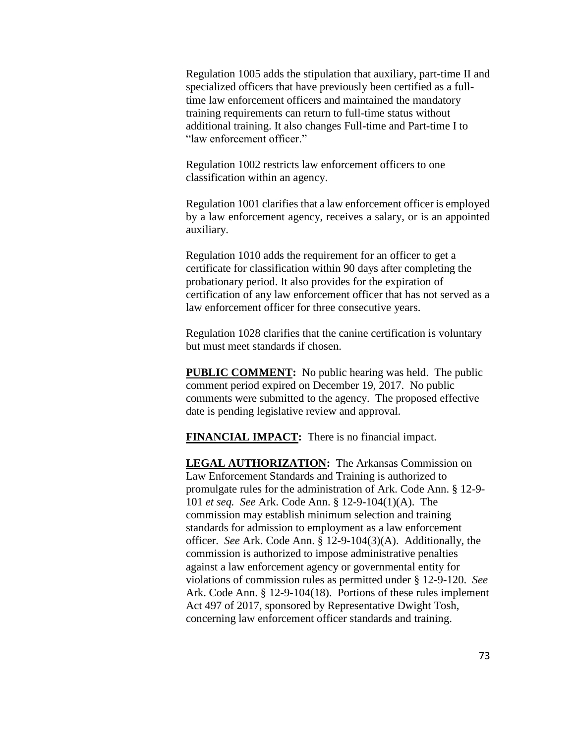Regulation 1005 adds the stipulation that auxiliary, part-time II and specialized officers that have previously been certified as a full-time law enforcement officers and maintained the mandatory training requirements can return to full-time status without additional training. It also changes Full-time and Part-time I to "law enforcement officer."

Regulation 1002 restricts law enforcement officers to one classification within an agency.

Regulation 1001 clarifies that a law enforcement officer is employed by a law enforcement agency, receives a salary, or is an appointed auxiliary.

Regulation 1010 adds the requirement for an officer to get a certificate for classification within 90 days after completing the probationary period. It also provides for the expiration of certification of any law enforcement officer that has not served as a law enforcement officer for three consecutive years.

Regulation 1028 clarifies that the canine certification is voluntary but must meet standards if chosen.

**PUBLIC COMMENT:** No public hearing was held. The public comment period expired on December 19, 2017. No public comments were submitted to the agency. The proposed effective date is pending legislative review and approval.

**FINANCIAL IMPACT:** There is no financial impact.

**LEGAL AUTHORIZATION:** The Arkansas Commission on Law Enforcement Standards and Training is authorized to promulgate rules for the administration of Ark. Code Ann. § 12-9-101 *et seq.* *See* Ark. Code Ann. § 12-9-104(1)(A). The commission may establish minimum selection and training standards for admission to employment as a law enforcement officer. *See* Ark. Code Ann. § 12-9-104(3)(A). Additionally, the commission is authorized to impose administrative penalties against a law enforcement agency or governmental entity for violations of commission rules as permitted under § 12-9-120. *See* Ark. Code Ann. § 12-9-104(18). Portions of these rules implement Act 497 of 2017, sponsored by Representative Dwight Tosh, concerning law enforcement officer standards and training.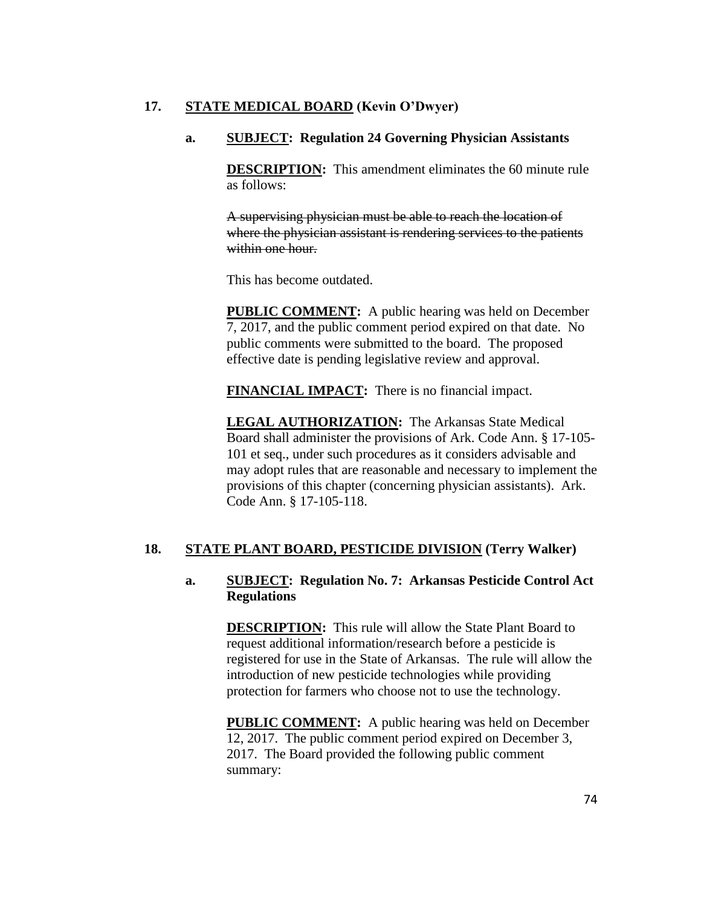## 17. STATE MEDICAL BOARD (Kevin O'Dwyer)

### a. SUBJECT: Regulation 24 Governing Physician Assistants

**DESCRIPTION:** This amendment eliminates the 60 minute rule as follows:

~~A supervising physician must be able to reach the location of where the physician assistant is rendering services to the patients within one hour.~~

This has become outdated.

**PUBLIC COMMENT:** A public hearing was held on December 7, 2017, and the public comment period expired on that date. No public comments were submitted to the board. The proposed effective date is pending legislative review and approval.

**FINANCIAL IMPACT:** There is no financial impact.

**LEGAL AUTHORIZATION:** The Arkansas State Medical Board shall administer the provisions of Ark. Code Ann. § 17-105-101 et seq., under such procedures as it considers advisable and may adopt rules that are reasonable and necessary to implement the provisions of this chapter (concerning physician assistants). Ark. Code Ann. § 17-105-118.

## 18. STATE PLANT BOARD, PESTICIDE DIVISION (Terry Walker)

### a. SUBJECT: Regulation No. 7: Arkansas Pesticide Control Act Regulations

**DESCRIPTION:** This rule will allow the State Plant Board to request additional information/research before a pesticide is registered for use in the State of Arkansas. The rule will allow the introduction of new pesticide technologies while providing protection for farmers who choose not to use the technology.

**PUBLIC COMMENT:** A public hearing was held on December 12, 2017. The public comment period expired on December 3, 2017. The Board provided the following public comment summary: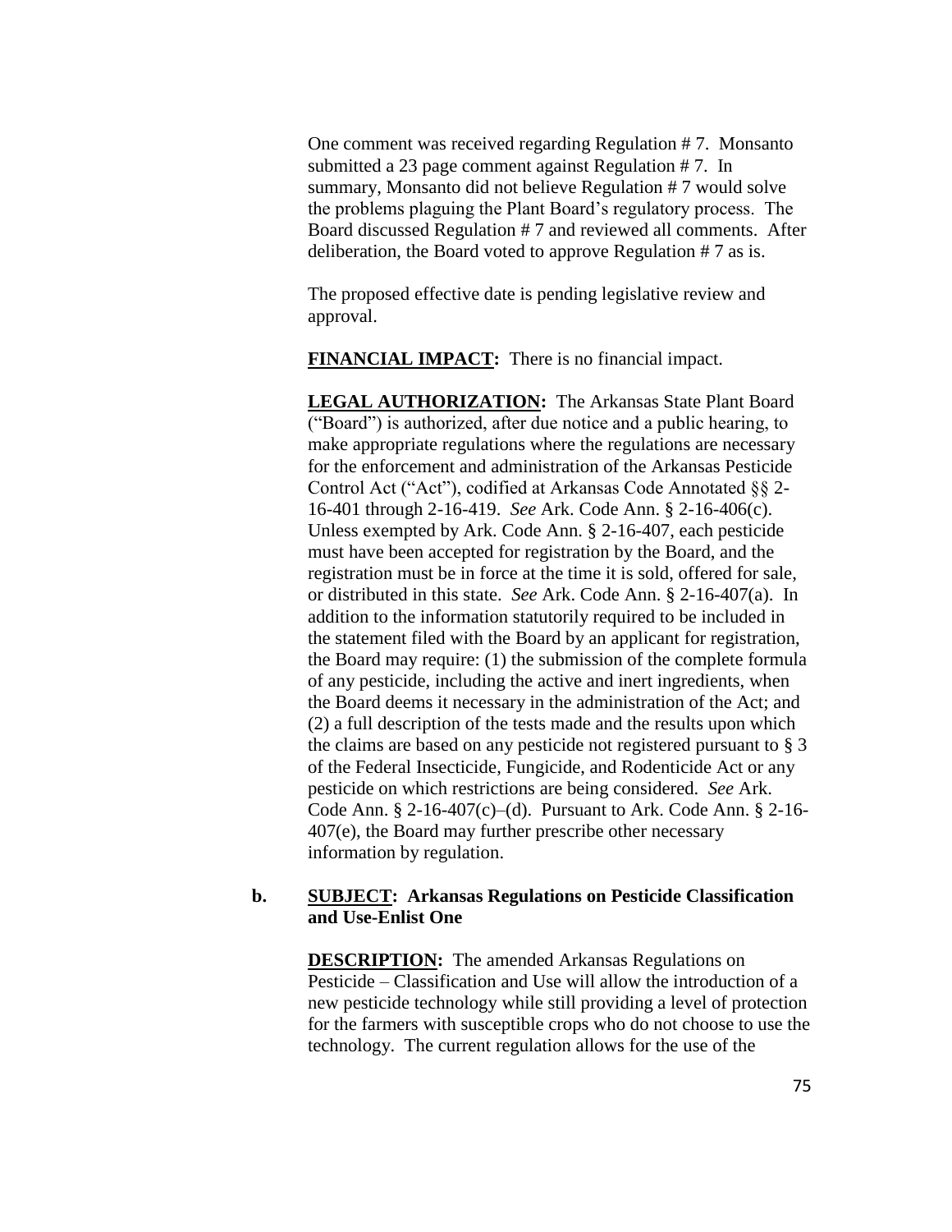One comment was received regarding Regulation # 7. Monsanto submitted a 23 page comment against Regulation # 7. In summary, Monsanto did not believe Regulation # 7 would solve the problems plaguing the Plant Board's regulatory process. The Board discussed Regulation # 7 and reviewed all comments. After deliberation, the Board voted to approve Regulation # 7 as is.

The proposed effective date is pending legislative review and approval.

**FINANCIAL IMPACT:** There is no financial impact.

**LEGAL AUTHORIZATION:** The Arkansas State Plant Board ("Board") is authorized, after due notice and a public hearing, to make appropriate regulations where the regulations are necessary for the enforcement and administration of the Arkansas Pesticide Control Act ("Act"), codified at Arkansas Code Annotated §§ 2-16-401 through 2-16-419. *See* Ark. Code Ann. § 2-16-406(c). Unless exempted by Ark. Code Ann. § 2-16-407, each pesticide must have been accepted for registration by the Board, and the registration must be in force at the time it is sold, offered for sale, or distributed in this state. *See* Ark. Code Ann. § 2-16-407(a). In addition to the information statutorily required to be included in the statement filed with the Board by an applicant for registration, the Board may require: (1) the submission of the complete formula of any pesticide, including the active and inert ingredients, when the Board deems it necessary in the administration of the Act; and (2) a full description of the tests made and the results upon which the claims are based on any pesticide not registered pursuant to § 3 of the Federal Insecticide, Fungicide, and Rodenticide Act or any pesticide on which restrictions are being considered. *See* Ark. Code Ann. § 2-16-407(c)–(d). Pursuant to Ark. Code Ann. § 2-16-407(e), the Board may further prescribe other necessary information by regulation.

**b. SUBJECT: Arkansas Regulations on Pesticide Classification and Use-Enlist One**

**DESCRIPTION:** The amended Arkansas Regulations on Pesticide – Classification and Use will allow the introduction of a new pesticide technology while still providing a level of protection for the farmers with susceptible crops who do not choose to use the technology. The current regulation allows for the use of the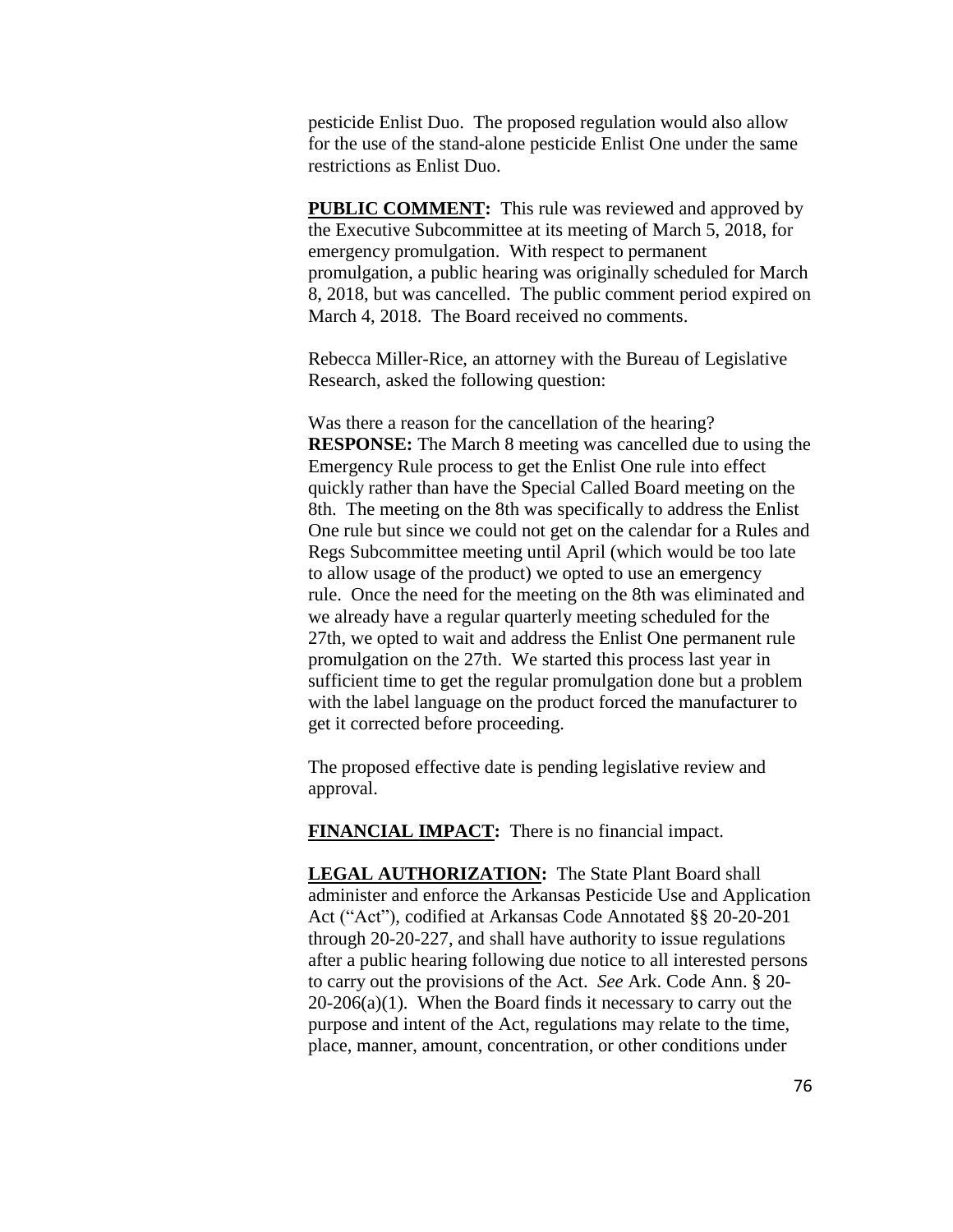pesticide Enlist Duo. The proposed regulation would also allow for the use of the stand-alone pesticide Enlist One under the same restrictions as Enlist Duo.

**PUBLIC COMMENT:** This rule was reviewed and approved by the Executive Subcommittee at its meeting of March 5, 2018, for emergency promulgation. With respect to permanent promulgation, a public hearing was originally scheduled for March 8, 2018, but was cancelled. The public comment period expired on March 4, 2018. The Board received no comments.

Rebecca Miller-Rice, an attorney with the Bureau of Legislative Research, asked the following question:

Was there a reason for the cancellation of the hearing? **RESPONSE:** The March 8 meeting was cancelled due to using the Emergency Rule process to get the Enlist One rule into effect quickly rather than have the Special Called Board meeting on the 8th. The meeting on the 8th was specifically to address the Enlist One rule but since we could not get on the calendar for a Rules and Regs Subcommittee meeting until April (which would be too late to allow usage of the product) we opted to use an emergency rule. Once the need for the meeting on the 8th was eliminated and we already have a regular quarterly meeting scheduled for the 27th, we opted to wait and address the Enlist One permanent rule promulgation on the 27th. We started this process last year in sufficient time to get the regular promulgation done but a problem with the label language on the product forced the manufacturer to get it corrected before proceeding.

The proposed effective date is pending legislative review and approval.

**FINANCIAL IMPACT:** There is no financial impact.

**LEGAL AUTHORIZATION:** The State Plant Board shall administer and enforce the Arkansas Pesticide Use and Application Act ("Act"), codified at Arkansas Code Annotated §§ 20-20-201 through 20-20-227, and shall have authority to issue regulations after a public hearing following due notice to all interested persons to carry out the provisions of the Act. *See* Ark. Code Ann. § 20-20-206(a)(1). When the Board finds it necessary to carry out the purpose and intent of the Act, regulations may relate to the time, place, manner, amount, concentration, or other conditions under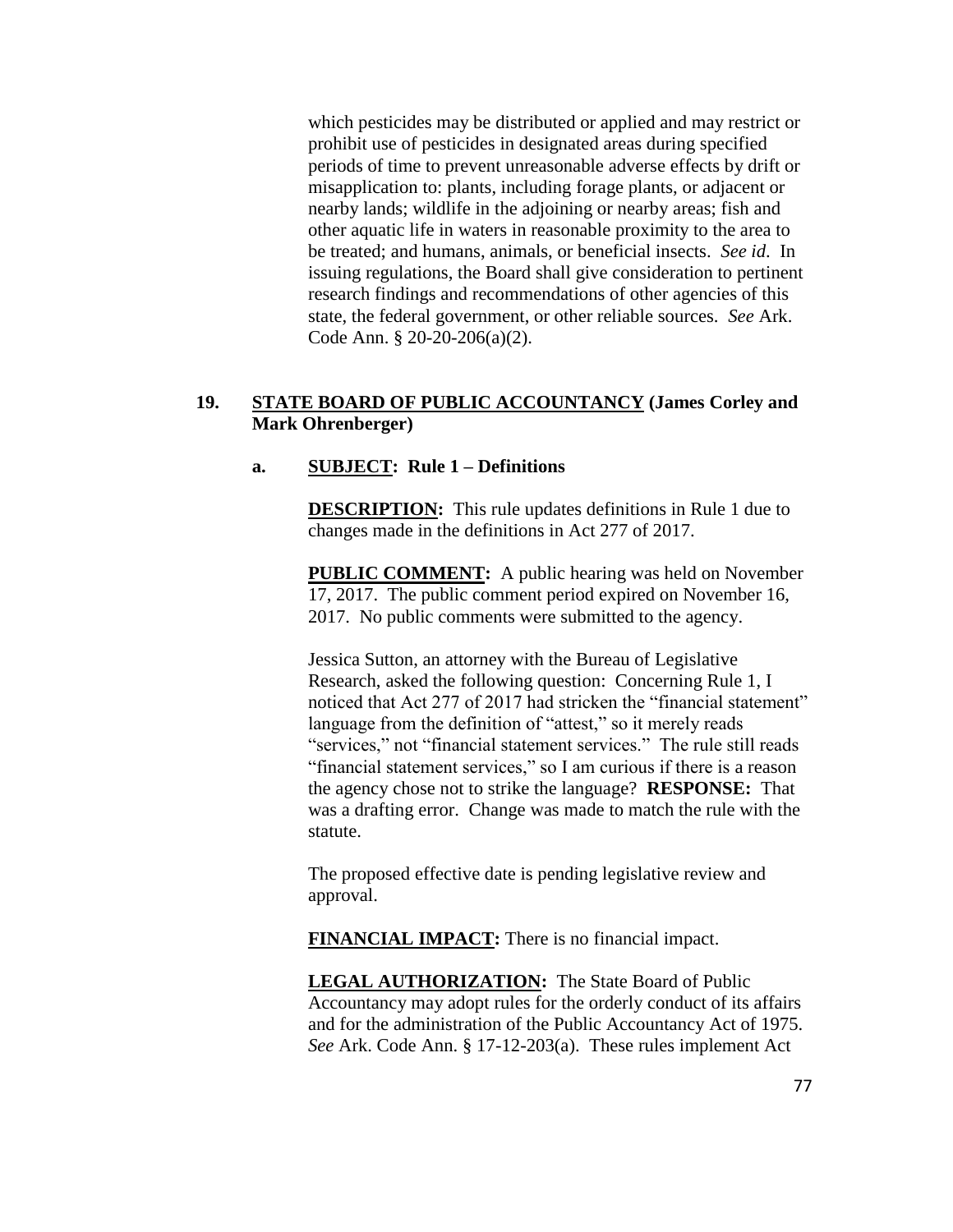which pesticides may be distributed or applied and may restrict or prohibit use of pesticides in designated areas during specified periods of time to prevent unreasonable adverse effects by drift or misapplication to: plants, including forage plants, or adjacent or nearby lands; wildlife in the adjoining or nearby areas; fish and other aquatic life in waters in reasonable proximity to the area to be treated; and humans, animals, or beneficial insects. *See id.* In issuing regulations, the Board shall give consideration to pertinent research findings and recommendations of other agencies of this state, the federal government, or other reliable sources. *See* Ark. Code Ann. § 20-20-206(a)(2).

**19. STATE BOARD OF PUBLIC ACCOUNTANCY (James Corley and Mark Ohrenberger)**

**a. SUBJECT: Rule 1 – Definitions**

**DESCRIPTION:** This rule updates definitions in Rule 1 due to changes made in the definitions in Act 277 of 2017.

**PUBLIC COMMENT:** A public hearing was held on November 17, 2017. The public comment period expired on November 16, 2017. No public comments were submitted to the agency.

Jessica Sutton, an attorney with the Bureau of Legislative Research, asked the following question: Concerning Rule 1, I noticed that Act 277 of 2017 had stricken the "financial statement" language from the definition of "attest," so it merely reads "services," not "financial statement services." The rule still reads "financial statement services," so I am curious if there is a reason the agency chose not to strike the language? **RESPONSE:** That was a drafting error. Change was made to match the rule with the statute.

The proposed effective date is pending legislative review and approval.

**FINANCIAL IMPACT:** There is no financial impact.

**LEGAL AUTHORIZATION:** The State Board of Public Accountancy may adopt rules for the orderly conduct of its affairs and for the administration of the Public Accountancy Act of 1975. *See* Ark. Code Ann. § 17-12-203(a). These rules implement Act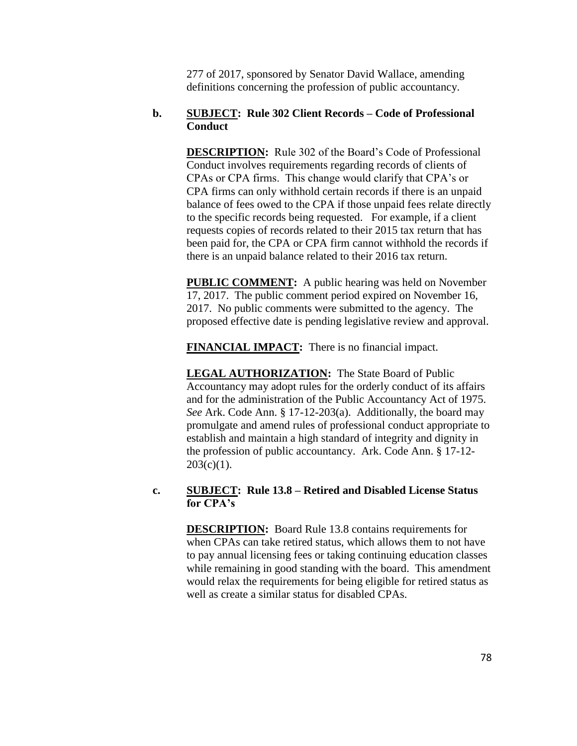277 of 2017, sponsored by Senator David Wallace, amending definitions concerning the profession of public accountancy.

**b. SUBJECT: Rule 302 Client Records – Code of Professional Conduct**

**DESCRIPTION:** Rule 302 of the Board's Code of Professional Conduct involves requirements regarding records of clients of CPAs or CPA firms. This change would clarify that CPA's or CPA firms can only withhold certain records if there is an unpaid balance of fees owed to the CPA if those unpaid fees relate directly to the specific records being requested. For example, if a client requests copies of records related to their 2015 tax return that has been paid for, the CPA or CPA firm cannot withhold the records if there is an unpaid balance related to their 2016 tax return.

**PUBLIC COMMENT:** A public hearing was held on November 17, 2017. The public comment period expired on November 16, 2017. No public comments were submitted to the agency. The proposed effective date is pending legislative review and approval.

**FINANCIAL IMPACT:** There is no financial impact.

**LEGAL AUTHORIZATION:** The State Board of Public Accountancy may adopt rules for the orderly conduct of its affairs and for the administration of the Public Accountancy Act of 1975. *See* Ark. Code Ann. § 17-12-203(a). Additionally, the board may promulgate and amend rules of professional conduct appropriate to establish and maintain a high standard of integrity and dignity in the profession of public accountancy. Ark. Code Ann. § 17-12-203(c)(1).

**c. SUBJECT: Rule 13.8 – Retired and Disabled License Status for CPA's**

**DESCRIPTION:** Board Rule 13.8 contains requirements for when CPAs can take retired status, which allows them to not have to pay annual licensing fees or taking continuing education classes while remaining in good standing with the board. This amendment would relax the requirements for being eligible for retired status as well as create a similar status for disabled CPAs.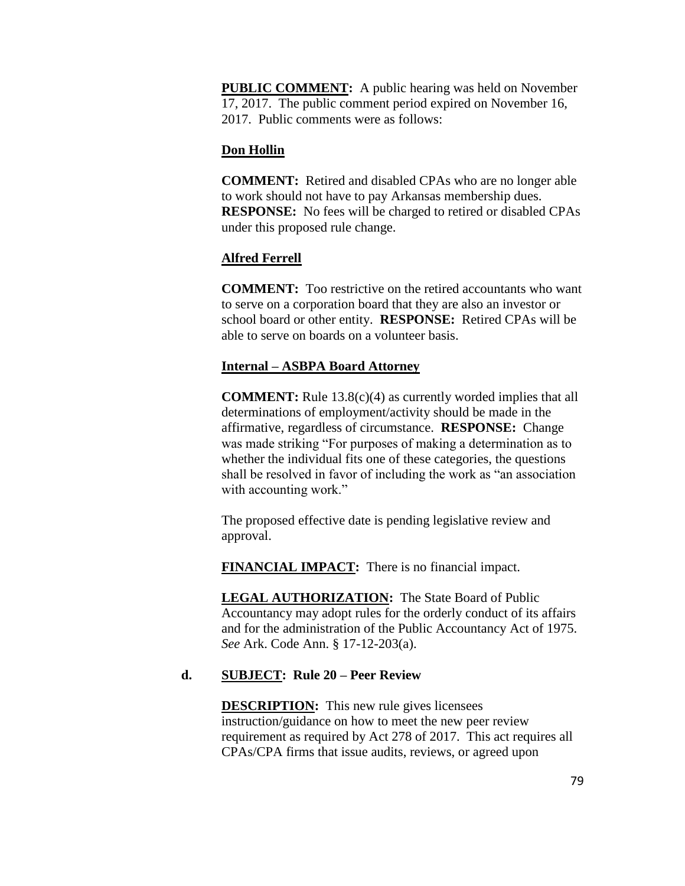**PUBLIC COMMENT:** A public hearing was held on November 17, 2017. The public comment period expired on November 16, 2017. Public comments were as follows:

**Don Hollin**

**COMMENT:** Retired and disabled CPAs who are no longer able to work should not have to pay Arkansas membership dues. **RESPONSE:** No fees will be charged to retired or disabled CPAs under this proposed rule change.

**Alfred Ferrell**

**COMMENT:** Too restrictive on the retired accountants who want to serve on a corporation board that they are also an investor or school board or other entity. **RESPONSE:** Retired CPAs will be able to serve on boards on a volunteer basis.

**Internal – ASBPA Board Attorney**

**COMMENT:** Rule 13.8(c)(4) as currently worded implies that all determinations of employment/activity should be made in the affirmative, regardless of circumstance. **RESPONSE:** Change was made striking "For purposes of making a determination as to whether the individual fits one of these categories, the questions shall be resolved in favor of including the work as "an association with accounting work."

The proposed effective date is pending legislative review and approval.

**FINANCIAL IMPACT:** There is no financial impact.

**LEGAL AUTHORIZATION:** The State Board of Public Accountancy may adopt rules for the orderly conduct of its affairs and for the administration of the Public Accountancy Act of 1975. *See* Ark. Code Ann. § 17-12-203(a).

**d. SUBJECT: Rule 20 – Peer Review**

**DESCRIPTION:** This new rule gives licensees instruction/guidance on how to meet the new peer review requirement as required by Act 278 of 2017. This act requires all CPAs/CPA firms that issue audits, reviews, or agreed upon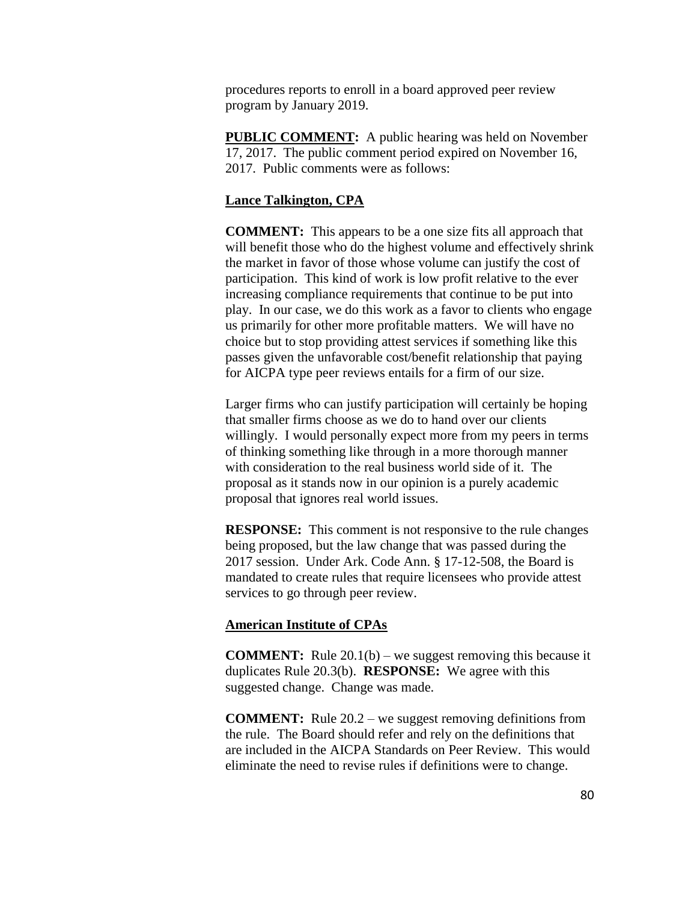procedures reports to enroll in a board approved peer review program by January 2019.

**PUBLIC COMMENT:** A public hearing was held on November 17, 2017. The public comment period expired on November 16, 2017. Public comments were as follows:

**Lance Talkington, CPA**

**COMMENT:** This appears to be a one size fits all approach that will benefit those who do the highest volume and effectively shrink the market in favor of those whose volume can justify the cost of participation. This kind of work is low profit relative to the ever increasing compliance requirements that continue to be put into play. In our case, we do this work as a favor to clients who engage us primarily for other more profitable matters. We will have no choice but to stop providing attest services if something like this passes given the unfavorable cost/benefit relationship that paying for AICPA type peer reviews entails for a firm of our size.

Larger firms who can justify participation will certainly be hoping that smaller firms choose as we do to hand over our clients willingly. I would personally expect more from my peers in terms of thinking something like through in a more thorough manner with consideration to the real business world side of it. The proposal as it stands now in our opinion is a purely academic proposal that ignores real world issues.

**RESPONSE:** This comment is not responsive to the rule changes being proposed, but the law change that was passed during the 2017 session. Under Ark. Code Ann. § 17-12-508, the Board is mandated to create rules that require licensees who provide attest services to go through peer review.

**American Institute of CPAs**

**COMMENT:** Rule 20.1(b) – we suggest removing this because it duplicates Rule 20.3(b). **RESPONSE:** We agree with this suggested change. Change was made.

**COMMENT:** Rule 20.2 – we suggest removing definitions from the rule. The Board should refer and rely on the definitions that are included in the AICPA Standards on Peer Review. This would eliminate the need to revise rules if definitions were to change.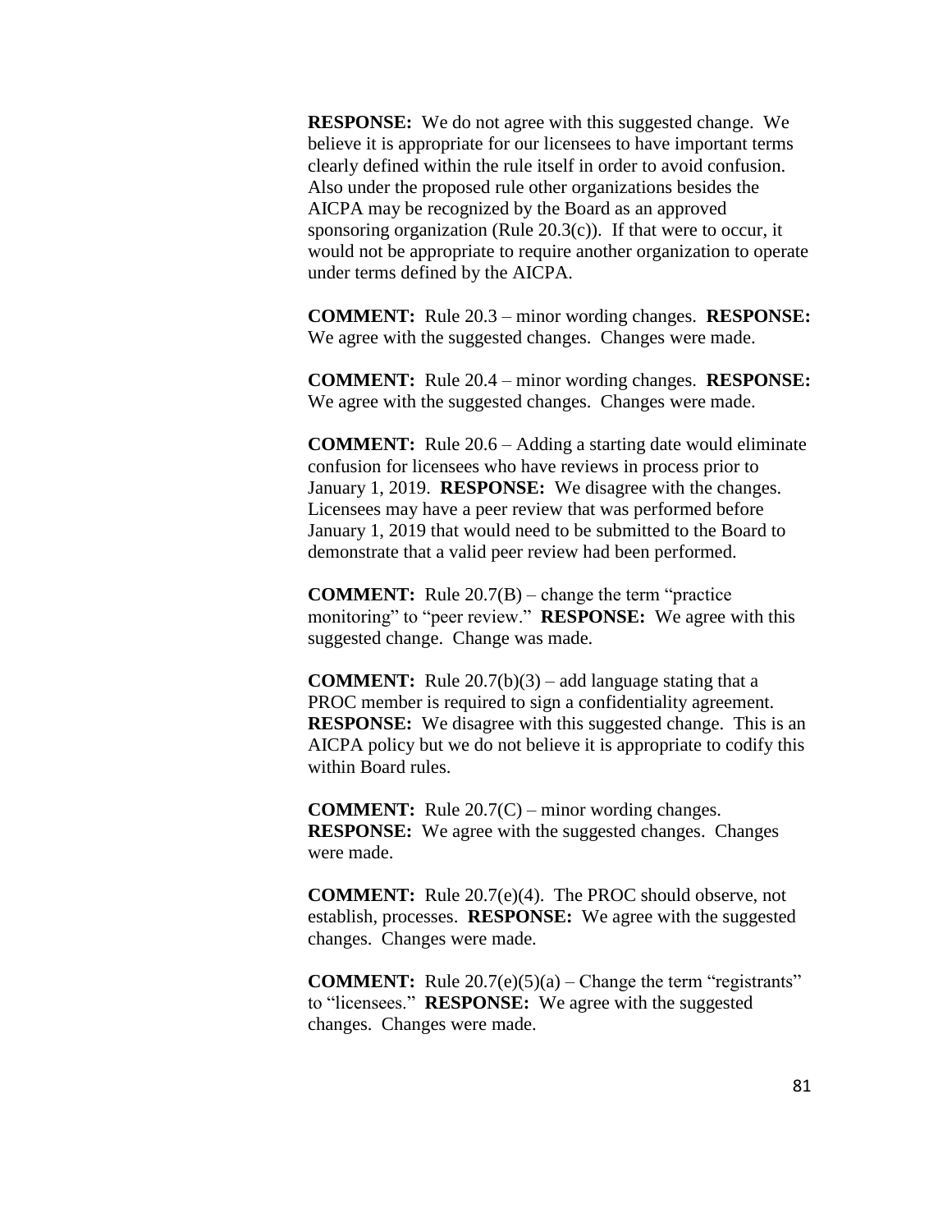**RESPONSE:** We do not agree with this suggested change. We believe it is appropriate for our licensees to have important terms clearly defined within the rule itself in order to avoid confusion. Also under the proposed rule other organizations besides the AICPA may be recognized by the Board as an approved sponsoring organization (Rule 20.3(c)). If that were to occur, it would not be appropriate to require another organization to operate under terms defined by the AICPA.

**COMMENT:** Rule 20.3 – minor wording changes. **RESPONSE:** We agree with the suggested changes. Changes were made.

**COMMENT:** Rule 20.4 – minor wording changes. **RESPONSE:** We agree with the suggested changes. Changes were made.

**COMMENT:** Rule 20.6 – Adding a starting date would eliminate confusion for licensees who have reviews in process prior to January 1, 2019. **RESPONSE:** We disagree with the changes. Licensees may have a peer review that was performed before January 1, 2019 that would need to be submitted to the Board to demonstrate that a valid peer review had been performed.

**COMMENT:** Rule 20.7(B) – change the term "practice monitoring" to "peer review." **RESPONSE:** We agree with this suggested change. Change was made.

**COMMENT:** Rule 20.7(b)(3) – add language stating that a PROC member is required to sign a confidentiality agreement. **RESPONSE:** We disagree with this suggested change. This is an AICPA policy but we do not believe it is appropriate to codify this within Board rules.

**COMMENT:** Rule 20.7(C) – minor wording changes. **RESPONSE:** We agree with the suggested changes. Changes were made.

**COMMENT:** Rule 20.7(e)(4). The PROC should observe, not establish, processes. **RESPONSE:** We agree with the suggested changes. Changes were made.

**COMMENT:** Rule 20.7(e)(5)(a) – Change the term "registrants" to "licensees." **RESPONSE:** We agree with the suggested changes. Changes were made.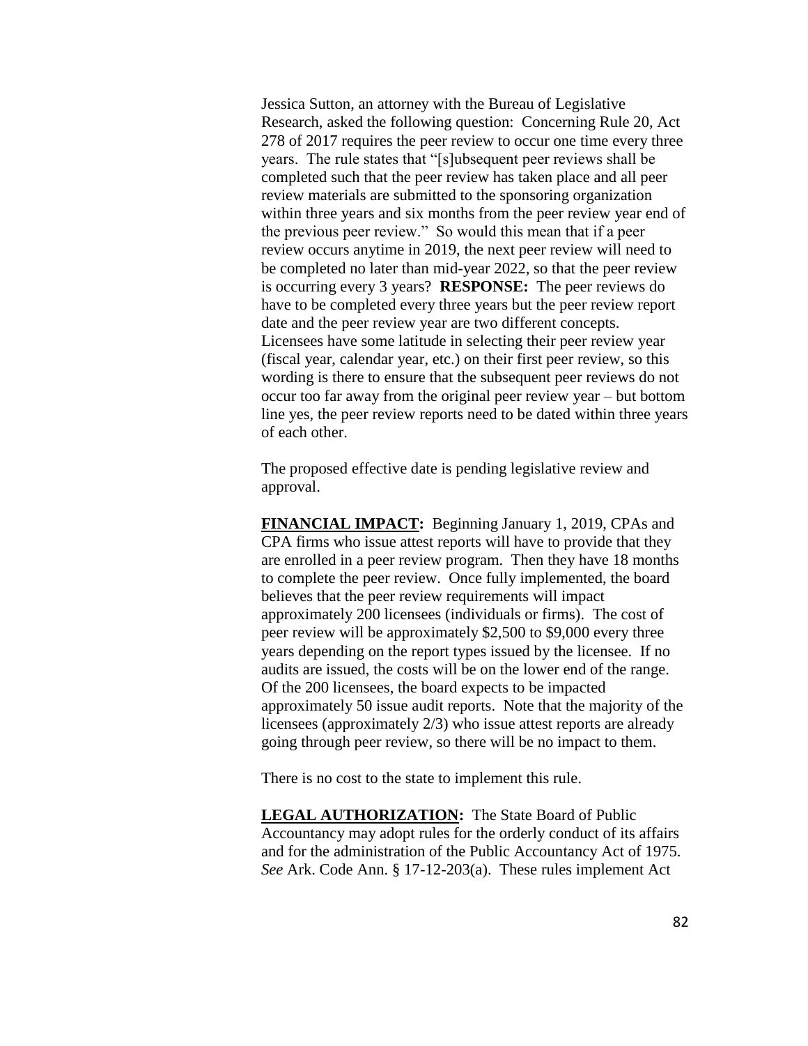Jessica Sutton, an attorney with the Bureau of Legislative Research, asked the following question: Concerning Rule 20, Act 278 of 2017 requires the peer review to occur one time every three years. The rule states that "[s]ubsequent peer reviews shall be completed such that the peer review has taken place and all peer review materials are submitted to the sponsoring organization within three years and six months from the peer review year end of the previous peer review." So would this mean that if a peer review occurs anytime in 2019, the next peer review will need to be completed no later than mid-year 2022, so that the peer review is occurring every 3 years? **RESPONSE:** The peer reviews do have to be completed every three years but the peer review report date and the peer review year are two different concepts. Licensees have some latitude in selecting their peer review year (fiscal year, calendar year, etc.) on their first peer review, so this wording is there to ensure that the subsequent peer reviews do not occur too far away from the original peer review year – but bottom line yes, the peer review reports need to be dated within three years of each other.

The proposed effective date is pending legislative review and approval.

**FINANCIAL IMPACT:** Beginning January 1, 2019, CPAs and CPA firms who issue attest reports will have to provide that they are enrolled in a peer review program. Then they have 18 months to complete the peer review. Once fully implemented, the board believes that the peer review requirements will impact approximately 200 licensees (individuals or firms). The cost of peer review will be approximately $2,500 to $9,000 every three years depending on the report types issued by the licensee. If no audits are issued, the costs will be on the lower end of the range. Of the 200 licensees, the board expects to be impacted approximately 50 issue audit reports. Note that the majority of the licensees (approximately 2/3) who issue attest reports are already going through peer review, so there will be no impact to them.

There is no cost to the state to implement this rule.

**LEGAL AUTHORIZATION:** The State Board of Public Accountancy may adopt rules for the orderly conduct of its affairs and for the administration of the Public Accountancy Act of 1975. *See* Ark. Code Ann. § 17-12-203(a). These rules implement Act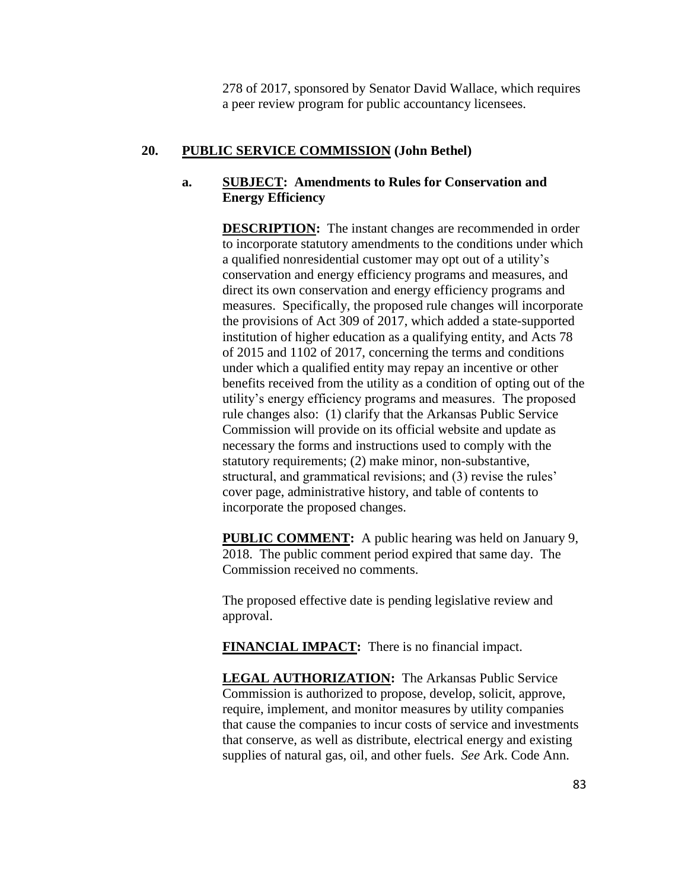278 of 2017, sponsored by Senator David Wallace, which requires a peer review program for public accountancy licensees.

## 20. PUBLIC SERVICE COMMISSION (John Bethel)

### a. SUBJECT: Amendments to Rules for Conservation and Energy Efficiency

**DESCRIPTION:** The instant changes are recommended in order to incorporate statutory amendments to the conditions under which a qualified nonresidential customer may opt out of a utility's conservation and energy efficiency programs and measures, and direct its own conservation and energy efficiency programs and measures. Specifically, the proposed rule changes will incorporate the provisions of Act 309 of 2017, which added a state-supported institution of higher education as a qualifying entity, and Acts 78 of 2015 and 1102 of 2017, concerning the terms and conditions under which a qualified entity may repay an incentive or other benefits received from the utility as a condition of opting out of the utility's energy efficiency programs and measures. The proposed rule changes also: (1) clarify that the Arkansas Public Service Commission will provide on its official website and update as necessary the forms and instructions used to comply with the statutory requirements; (2) make minor, non-substantive, structural, and grammatical revisions; and (3) revise the rules' cover page, administrative history, and table of contents to incorporate the proposed changes.

**PUBLIC COMMENT:** A public hearing was held on January 9, 2018. The public comment period expired that same day. The Commission received no comments.

The proposed effective date is pending legislative review and approval.

**FINANCIAL IMPACT:** There is no financial impact.

**LEGAL AUTHORIZATION:** The Arkansas Public Service Commission is authorized to propose, develop, solicit, approve, require, implement, and monitor measures by utility companies that cause the companies to incur costs of service and investments that conserve, as well as distribute, electrical energy and existing supplies of natural gas, oil, and other fuels. *See* Ark. Code Ann.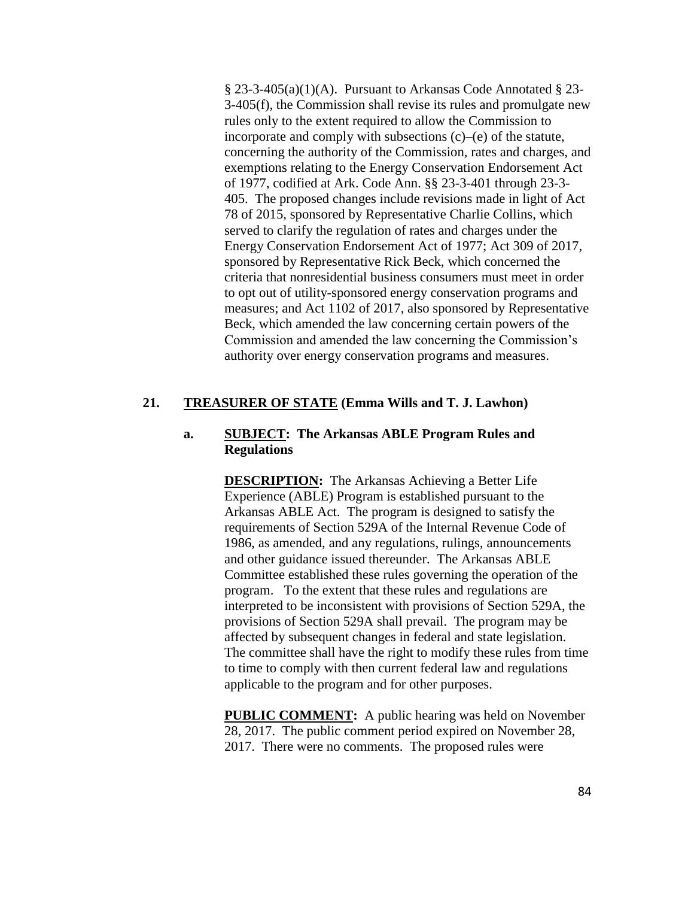§ 23-3-405(a)(1)(A). Pursuant to Arkansas Code Annotated § 23-3-405(f), the Commission shall revise its rules and promulgate new rules only to the extent required to allow the Commission to incorporate and comply with subsections (c)–(e) of the statute, concerning the authority of the Commission, rates and charges, and exemptions relating to the Energy Conservation Endorsement Act of 1977, codified at Ark. Code Ann. §§ 23-3-401 through 23-3-405. The proposed changes include revisions made in light of Act 78 of 2015, sponsored by Representative Charlie Collins, which served to clarify the regulation of rates and charges under the Energy Conservation Endorsement Act of 1977; Act 309 of 2017, sponsored by Representative Rick Beck, which concerned the criteria that nonresidential business consumers must meet in order to opt out of utility-sponsored energy conservation programs and measures; and Act 1102 of 2017, also sponsored by Representative Beck, which amended the law concerning certain powers of the Commission and amended the law concerning the Commission's authority over energy conservation programs and measures.

**21. <u>TREASURER OF STATE</u> (Emma Wills and T. J. Lawhon)**

**a. <u>SUBJECT</u>: The Arkansas ABLE Program Rules and Regulations**

**<u>DESCRIPTION</u>:** The Arkansas Achieving a Better Life Experience (ABLE) Program is established pursuant to the Arkansas ABLE Act. The program is designed to satisfy the requirements of Section 529A of the Internal Revenue Code of 1986, as amended, and any regulations, rulings, announcements and other guidance issued thereunder. The Arkansas ABLE Committee established these rules governing the operation of the program. To the extent that these rules and regulations are interpreted to be inconsistent with provisions of Section 529A, the provisions of Section 529A shall prevail. The program may be affected by subsequent changes in federal and state legislation. The committee shall have the right to modify these rules from time to time to comply with then current federal law and regulations applicable to the program and for other purposes.

**<u>PUBLIC COMMENT</u>:** A public hearing was held on November 28, 2017. The public comment period expired on November 28, 2017. There were no comments. The proposed rules were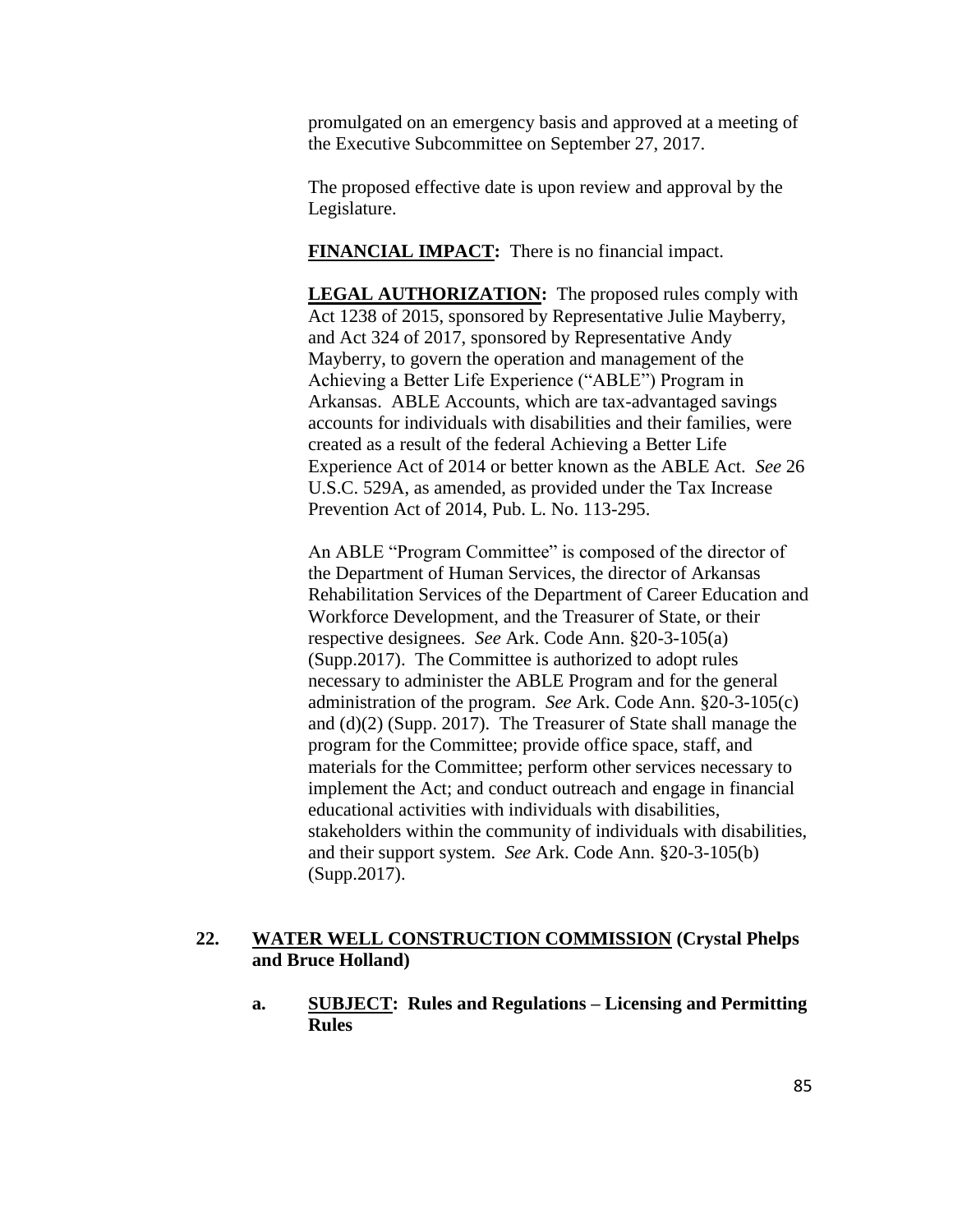promulgated on an emergency basis and approved at a meeting of the Executive Subcommittee on September 27, 2017.

The proposed effective date is upon review and approval by the Legislature.

**FINANCIAL IMPACT:** There is no financial impact.

**LEGAL AUTHORIZATION:** The proposed rules comply with Act 1238 of 2015, sponsored by Representative Julie Mayberry, and Act 324 of 2017, sponsored by Representative Andy Mayberry, to govern the operation and management of the Achieving a Better Life Experience ("ABLE") Program in Arkansas. ABLE Accounts, which are tax-advantaged savings accounts for individuals with disabilities and their families, were created as a result of the federal Achieving a Better Life Experience Act of 2014 or better known as the ABLE Act. *See* 26 U.S.C. 529A, as amended, as provided under the Tax Increase Prevention Act of 2014, Pub. L. No. 113-295.

An ABLE "Program Committee" is composed of the director of the Department of Human Services, the director of Arkansas Rehabilitation Services of the Department of Career Education and Workforce Development, and the Treasurer of State, or their respective designees. *See* Ark. Code Ann. §20-3-105(a) (Supp.2017). The Committee is authorized to adopt rules necessary to administer the ABLE Program and for the general administration of the program. *See* Ark. Code Ann. §20-3-105(c) and (d)(2) (Supp. 2017). The Treasurer of State shall manage the program for the Committee; provide office space, staff, and materials for the Committee; perform other services necessary to implement the Act; and conduct outreach and engage in financial educational activities with individuals with disabilities, stakeholders within the community of individuals with disabilities, and their support system. *See* Ark. Code Ann. §20-3-105(b) (Supp.2017).

**22. WATER WELL CONSTRUCTION COMMISSION (Crystal Phelps and Bruce Holland)**

**a. SUBJECT: Rules and Regulations – Licensing and Permitting Rules**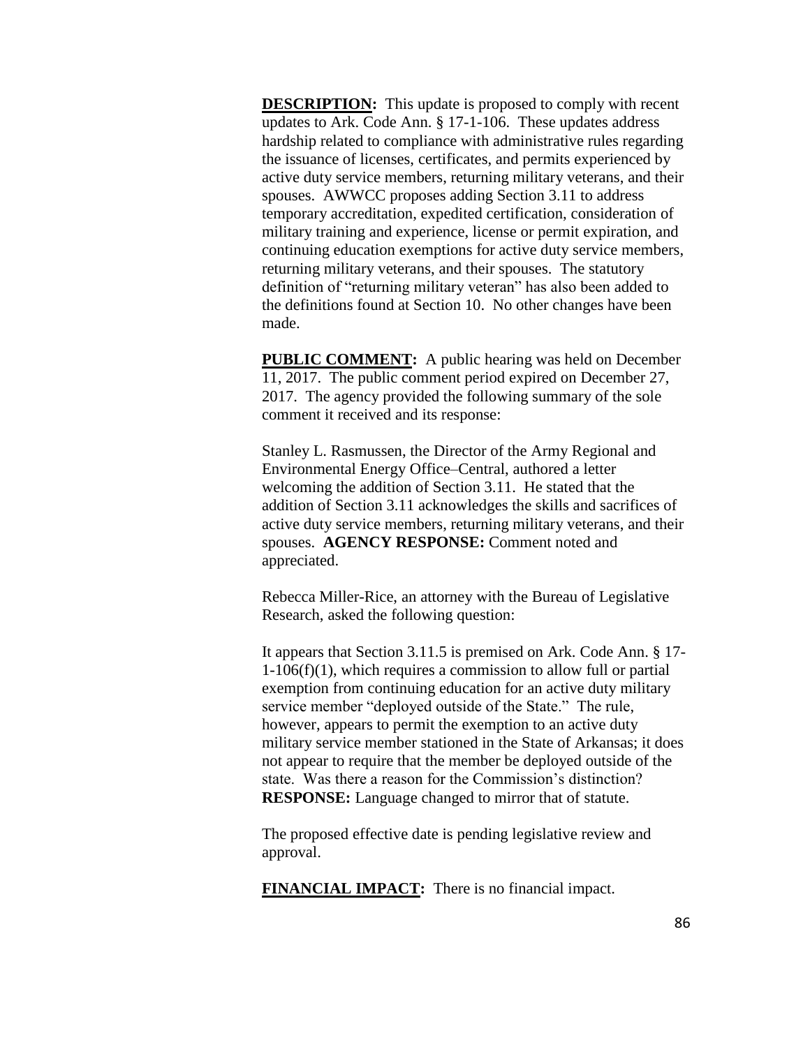**DESCRIPTION:** This update is proposed to comply with recent updates to Ark. Code Ann. § 17-1-106. These updates address hardship related to compliance with administrative rules regarding the issuance of licenses, certificates, and permits experienced by active duty service members, returning military veterans, and their spouses. AWWCC proposes adding Section 3.11 to address temporary accreditation, expedited certification, consideration of military training and experience, license or permit expiration, and continuing education exemptions for active duty service members, returning military veterans, and their spouses. The statutory definition of "returning military veteran" has also been added to the definitions found at Section 10. No other changes have been made.

**PUBLIC COMMENT:** A public hearing was held on December 11, 2017. The public comment period expired on December 27, 2017. The agency provided the following summary of the sole comment it received and its response:

Stanley L. Rasmussen, the Director of the Army Regional and Environmental Energy Office–Central, authored a letter welcoming the addition of Section 3.11. He stated that the addition of Section 3.11 acknowledges the skills and sacrifices of active duty service members, returning military veterans, and their spouses. **AGENCY RESPONSE:** Comment noted and appreciated.

Rebecca Miller-Rice, an attorney with the Bureau of Legislative Research, asked the following question:

It appears that Section 3.11.5 is premised on Ark. Code Ann. § 17-1-106(f)(1), which requires a commission to allow full or partial exemption from continuing education for an active duty military service member "deployed outside of the State." The rule, however, appears to permit the exemption to an active duty military service member stationed in the State of Arkansas; it does not appear to require that the member be deployed outside of the state. Was there a reason for the Commission's distinction? **RESPONSE:** Language changed to mirror that of statute.

The proposed effective date is pending legislative review and approval.

**FINANCIAL IMPACT:** There is no financial impact.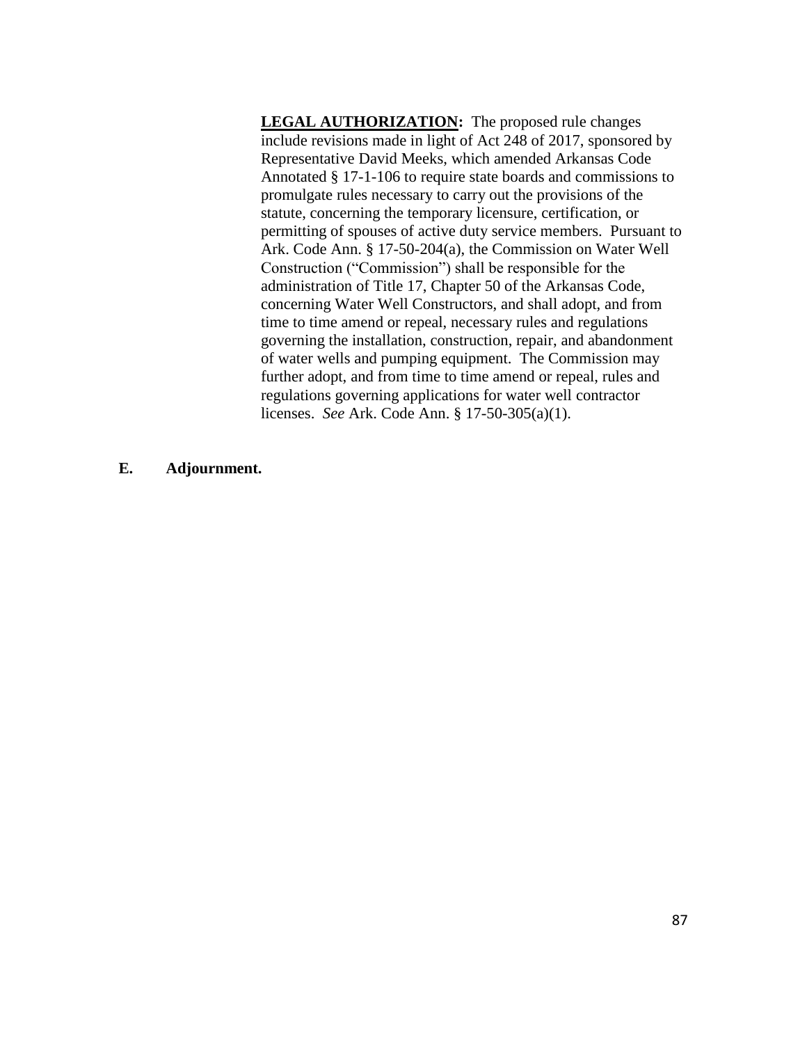**<u>LEGAL AUTHORIZATION</u>:** The proposed rule changes include revisions made in light of Act 248 of 2017, sponsored by Representative David Meeks, which amended Arkansas Code Annotated § 17-1-106 to require state boards and commissions to promulgate rules necessary to carry out the provisions of the statute, concerning the temporary licensure, certification, or permitting of spouses of active duty service members. Pursuant to Ark. Code Ann. § 17-50-204(a), the Commission on Water Well Construction ("Commission") shall be responsible for the administration of Title 17, Chapter 50 of the Arkansas Code, concerning Water Well Constructors, and shall adopt, and from time to time amend or repeal, necessary rules and regulations governing the installation, construction, repair, and abandonment of water wells and pumping equipment. The Commission may further adopt, and from time to time amend or repeal, rules and regulations governing applications for water well contractor licenses. *See* Ark. Code Ann. § 17-50-305(a)(1).

**E. Adjournment.**